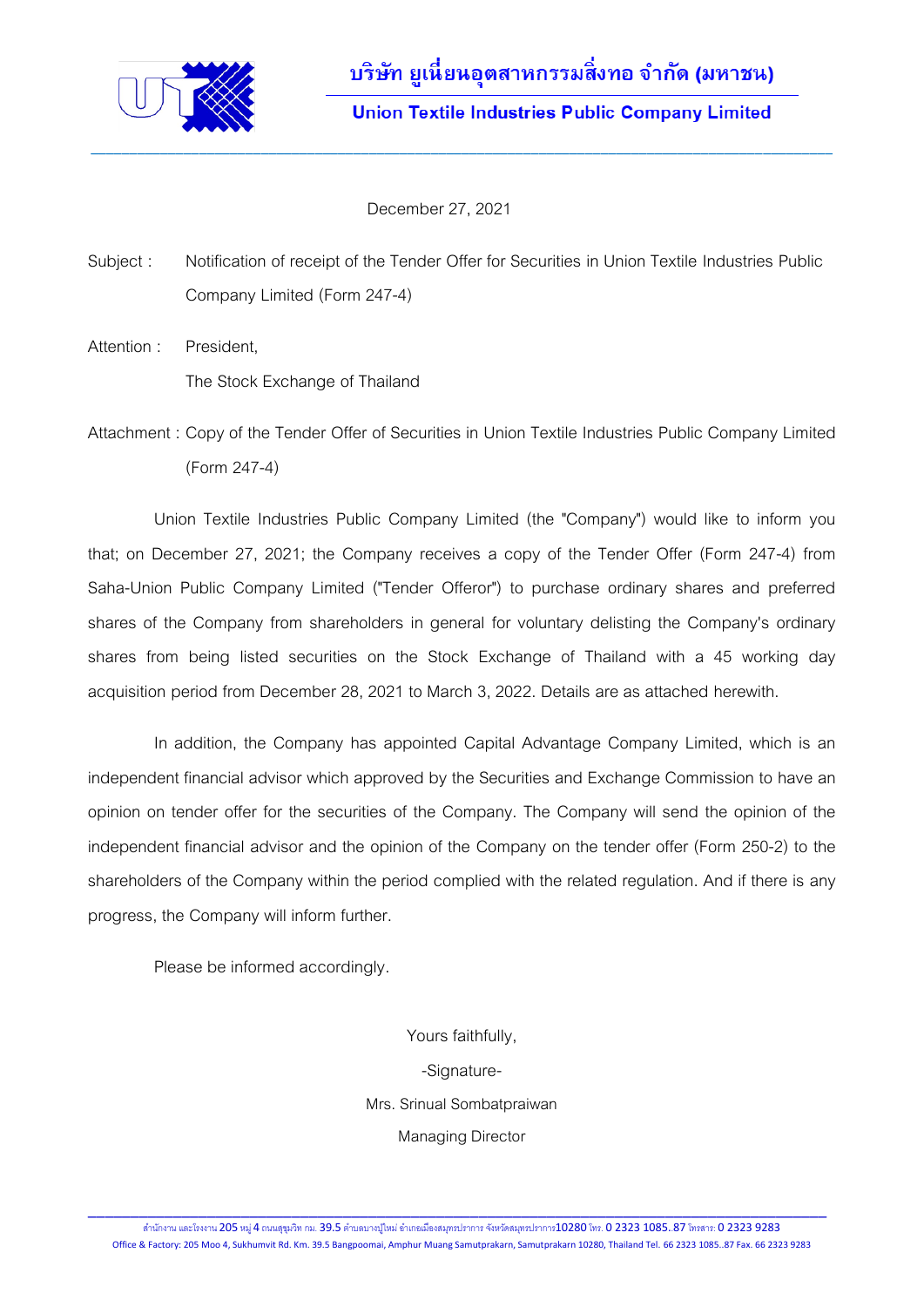# บริษัท ยูเนี่ยนอุตสาหกรรมสิ่งทอ จำกัด (มหาชน)

## Union Textile Industries Public Company Limited

December 27, 2021

Subject : Notification of receipt of the Tender Offer for Securities in Union Textile Industries Public Company Limited (Form 247-4)

Attention : President,
The Stock Exchange of Thailand

Attachment : Copy of the Tender Offer of Securities in Union Textile Industries Public Company Limited (Form 247-4)

Union Textile Industries Public Company Limited (the "Company") would like to inform you that; on December 27, 2021; the Company receives a copy of the Tender Offer (Form 247-4) from Saha-Union Public Company Limited ("Tender Offeror") to purchase ordinary shares and preferred shares of the Company from shareholders in general for voluntary delisting the Company's ordinary shares from being listed securities on the Stock Exchange of Thailand with a 45 working day acquisition period from December 28, 2021 to March 3, 2022. Details are as attached herewith.

In addition, the Company has appointed Capital Advantage Company Limited, which is an independent financial advisor which approved by the Securities and Exchange Commission to have an opinion on tender offer for the securities of the Company. The Company will send the opinion of the independent financial advisor and the opinion of the Company on the tender offer (Form 250-2) to the shareholders of the Company within the period complied with the related regulation. And if there is any progress, the Company will inform further.

Please be informed accordingly.

Yours faithfully,

-Signature-

Mrs. Srinual Sombatpraiwan

Managing Director

สำนักงาน และโรงงาน 205 หมู่ 4 ถนนสุขุมวิท กม. 39.5 ตำบลบางปูใหม่ อำเภอเมืองสมุทรปราการ จังหวัดสมุทรปราการ10280 โทร. 0 2323 1085..87 โทรสาร: 0 2323 9283
Office & Factory: 205 Moo 4, Sukhumvit Rd. Km. 39.5 Bangpoomai, Amphur Muang Samutprakarn, Samutprakarn 10280, Thailand Tel. 66 2323 1085..87 Fax. 66 2323 9283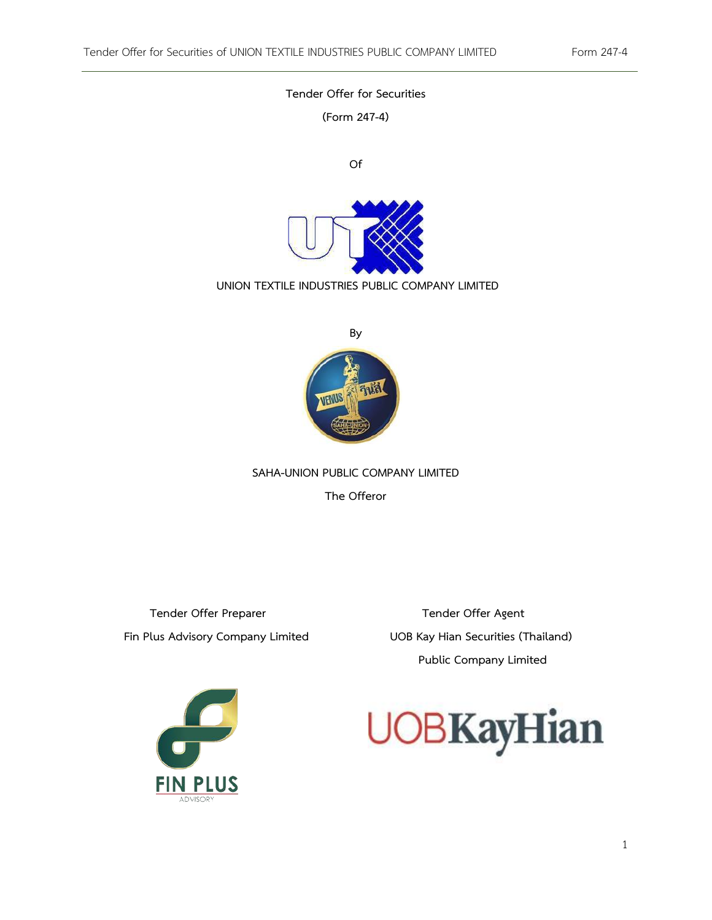Tender Offer for Securities

(Form 247-4)

Of

UNION TEXTILE INDUSTRIES PUBLIC COMPANY LIMITED

By

SAHA-UNION PUBLIC COMPANY LIMITED

The Offeror

Tender Offer Preparer

Fin Plus Advisory Company Limited

Tender Offer Agent

UOB Kay Hian Securities (Thailand) Public Company Limited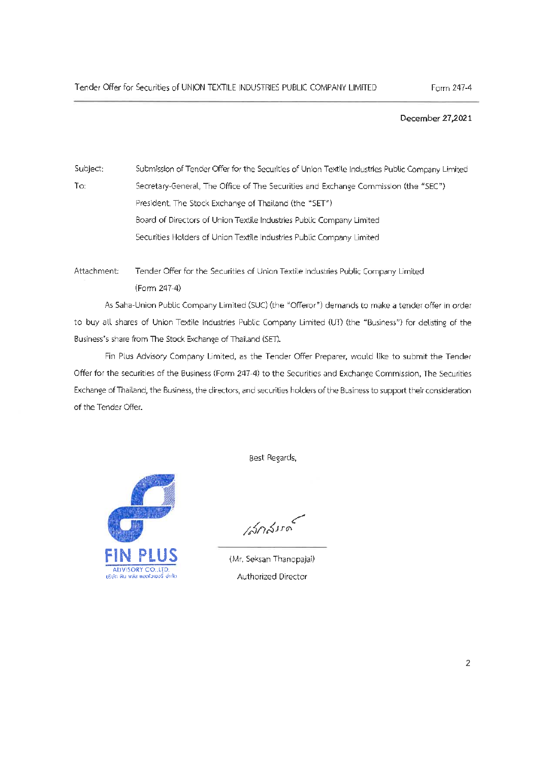December 27,2021

Subject: Submission of Tender Offer for the Securities of Union Textile Industries Public Company Limited

To: Secretary-General, The Office of The Securities and Exchange Commission (the "SEC")
President, The Stock Exchange of Thailand (the "SET")
Board of Directors of Union Textile Industries Public Company Limited
Securities Holders of Union Textile Industries Public Company Limited

Attachment: Tender Offer for the Securities of Union Textile Industries Public Company Limited (Form 247-4)

As Saha-Union Public Company Limited (SUC) (the "Offeror") demands to make a tender offer in order to buy all shares of Union Textile Industries Public Company Limited (UT) (the "Business") for delisting of the Business's share from The Stock Exchange of Thailand (SET).

Fin Plus Advisory Company Limited, as the Tender Offer Preparer, would like to submit the Tender Offer for the securities of the Business (Form 247-4) to the Securities and Exchange Commission, The Securities Exchange of Thailand, the Business, the directors, and securities holders of the Business to support their consideration of the Tender Offer.

Best Regards,

FIN PLUS
ADVISORY CO.,LTD.
บริษัท ฟิน พลัส แอดไวเซอรี่ จำกัด

(Mr. Seksan Thanopajai)
Authorized Director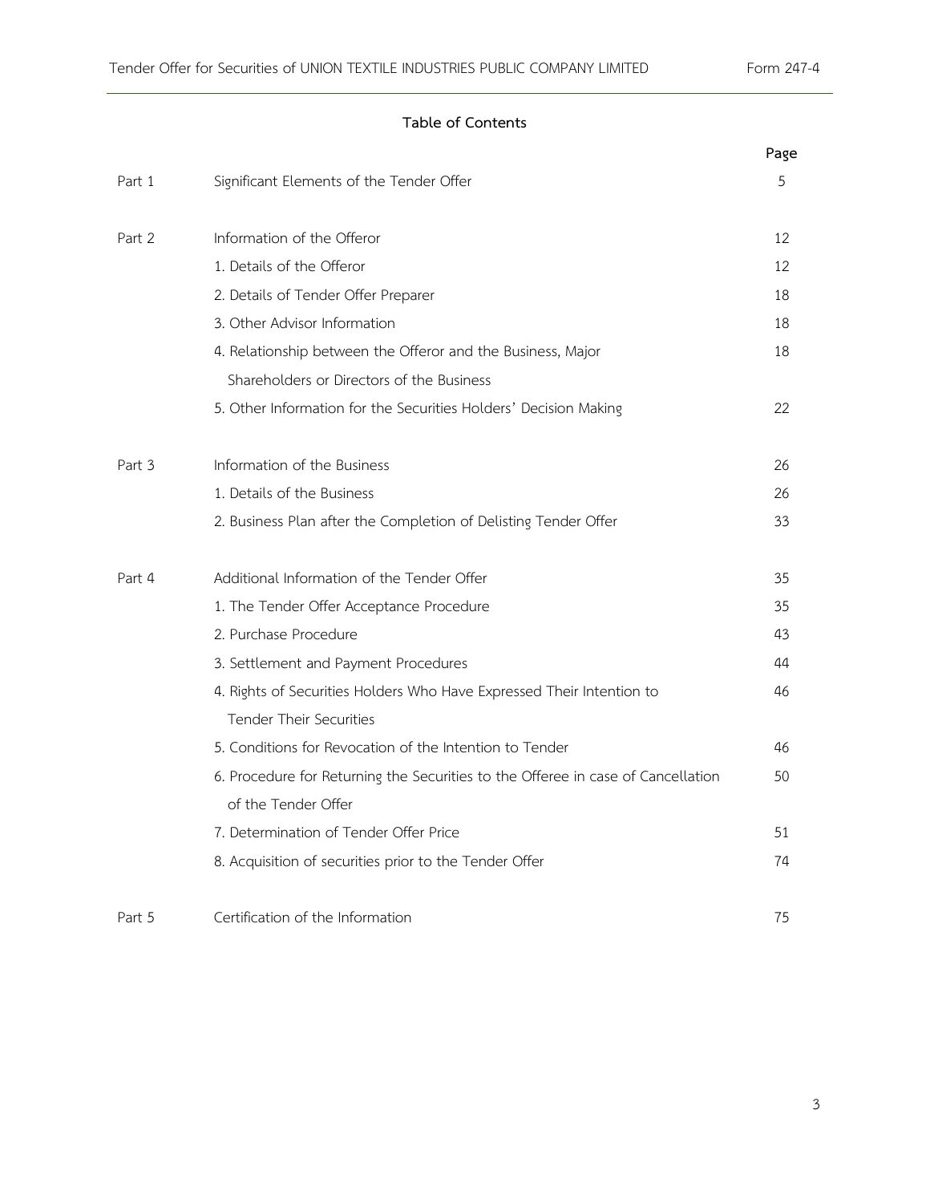## Table of Contents

| | | Page |
|---|---|---|
| Part 1 | Significant Elements of the Tender Offer | 5 |
| Part 2 | Information of the Offeror | 12 |
| | 1. Details of the Offeror | 12 |
| | 2. Details of Tender Offer Preparer | 18 |
| | 3. Other Advisor Information | 18 |
| | 4. Relationship between the Offeror and the Business, Major Shareholders or Directors of the Business | 18 |
| | 5. Other Information for the Securities Holders' Decision Making | 22 |
| Part 3 | Information of the Business | 26 |
| | 1. Details of the Business | 26 |
| | 2. Business Plan after the Completion of Delisting Tender Offer | 33 |
| Part 4 | Additional Information of the Tender Offer | 35 |
| | 1. The Tender Offer Acceptance Procedure | 35 |
| | 2. Purchase Procedure | 43 |
| | 3. Settlement and Payment Procedures | 44 |
| | 4. Rights of Securities Holders Who Have Expressed Their Intention to Tender Their Securities | 46 |
| | 5. Conditions for Revocation of the Intention to Tender | 46 |
| | 6. Procedure for Returning the Securities to the Offeree in case of Cancellation of the Tender Offer | 50 |
| | 7. Determination of Tender Offer Price | 51 |
| | 8. Acquisition of securities prior to the Tender Offer | 74 |
| Part 5 | Certification of the Information | 75 |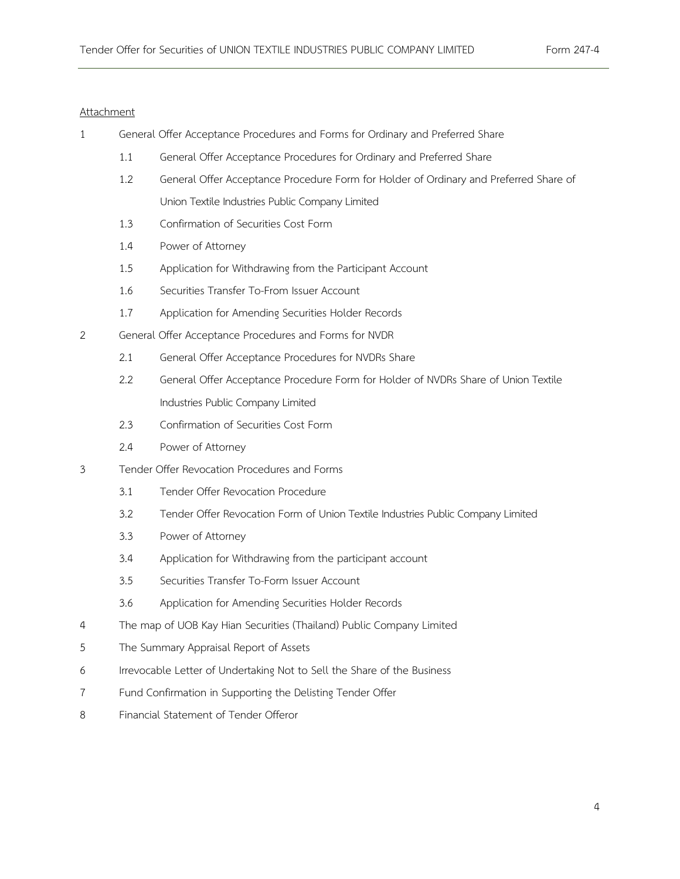Attachment

1 General Offer Acceptance Procedures and Forms for Ordinary and Preferred Share
   - 1.1 General Offer Acceptance Procedures for Ordinary and Preferred Share
   - 1.2 General Offer Acceptance Procedure Form for Holder of Ordinary and Preferred Share of Union Textile Industries Public Company Limited
   - 1.3 Confirmation of Securities Cost Form
   - 1.4 Power of Attorney
   - 1.5 Application for Withdrawing from the Participant Account
   - 1.6 Securities Transfer To-From Issuer Account
   - 1.7 Application for Amending Securities Holder Records

2 General Offer Acceptance Procedures and Forms for NVDR
   - 2.1 General Offer Acceptance Procedures for NVDRs Share
   - 2.2 General Offer Acceptance Procedure Form for Holder of NVDRs Share of Union Textile Industries Public Company Limited
   - 2.3 Confirmation of Securities Cost Form
   - 2.4 Power of Attorney

3 Tender Offer Revocation Procedures and Forms
   - 3.1 Tender Offer Revocation Procedure
   - 3.2 Tender Offer Revocation Form of Union Textile Industries Public Company Limited
   - 3.3 Power of Attorney
   - 3.4 Application for Withdrawing from the participant account
   - 3.5 Securities Transfer To-Form Issuer Account
   - 3.6 Application for Amending Securities Holder Records

4 The map of UOB Kay Hian Securities (Thailand) Public Company Limited

5 The Summary Appraisal Report of Assets

6 Irrevocable Letter of Undertaking Not to Sell the Share of the Business

7 Fund Confirmation in Supporting the Delisting Tender Offer

8 Financial Statement of Tender Offeror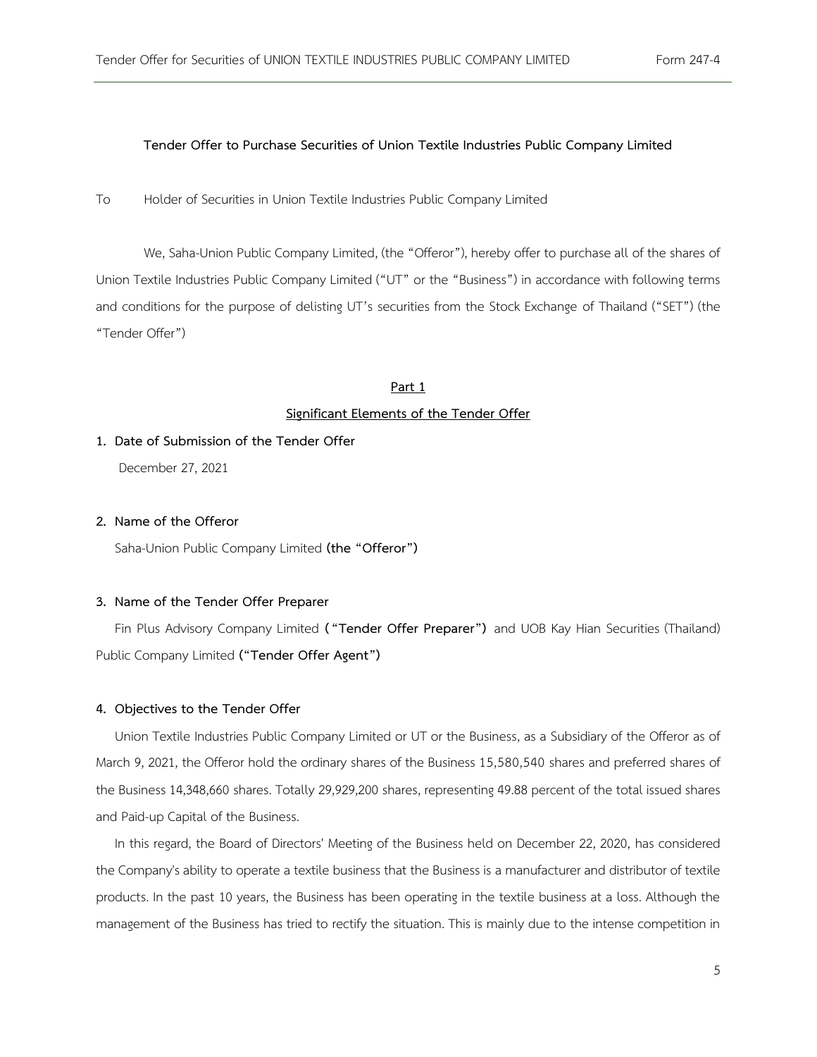**Tender Offer to Purchase Securities of Union Textile Industries Public Company Limited**

To Holder of Securities in Union Textile Industries Public Company Limited

We, Saha-Union Public Company Limited, (the "Offeror"), hereby offer to purchase all of the shares of Union Textile Industries Public Company Limited ("UT" or the "Business") in accordance with following terms and conditions for the purpose of delisting UT's securities from the Stock Exchange of Thailand ("SET") (the "Tender Offer")

## Part 1

## Significant Elements of the Tender Offer

**1. Date of Submission of the Tender Offer**

December 27, 2021

**2. Name of the Offeror**

Saha-Union Public Company Limited **(the "Offeror")**

**3. Name of the Tender Offer Preparer**

Fin Plus Advisory Company Limited **("Tender Offer Preparer")** and UOB Kay Hian Securities (Thailand) Public Company Limited **("Tender Offer Agent")**

**4. Objectives to the Tender Offer**

Union Textile Industries Public Company Limited or UT or the Business, as a Subsidiary of the Offeror as of March 9, 2021, the Offeror hold the ordinary shares of the Business 15,580,540 shares and preferred shares of the Business 14,348,660 shares. Totally 29,929,200 shares, representing 49.88 percent of the total issued shares and Paid-up Capital of the Business.

In this regard, the Board of Directors' Meeting of the Business held on December 22, 2020, has considered the Company's ability to operate a textile business that the Business is a manufacturer and distributor of textile products. In the past 10 years, the Business has been operating in the textile business at a loss. Although the management of the Business has tried to rectify the situation. This is mainly due to the intense competition in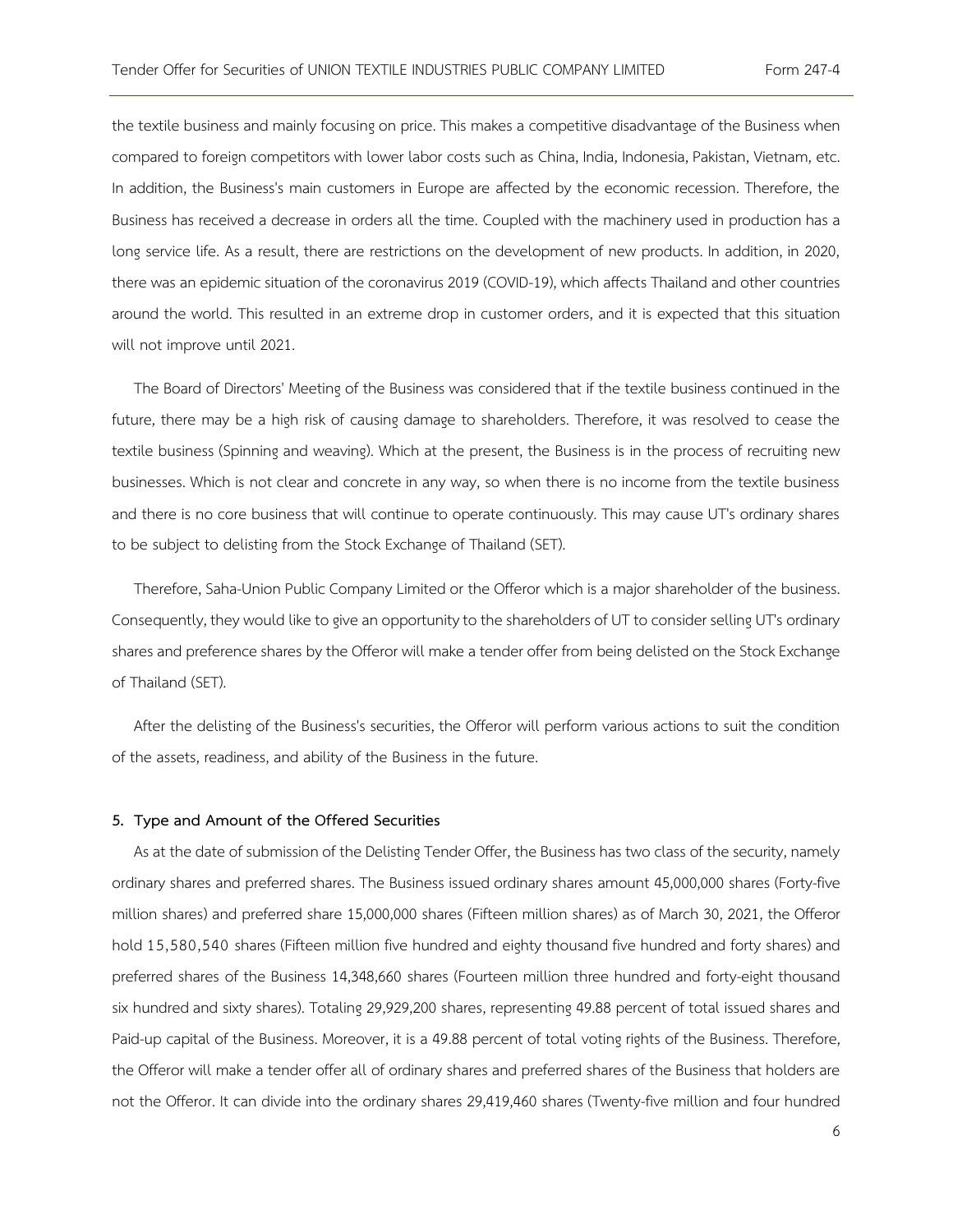the textile business and mainly focusing on price. This makes a competitive disadvantage of the Business when compared to foreign competitors with lower labor costs such as China, India, Indonesia, Pakistan, Vietnam, etc. In addition, the Business's main customers in Europe are affected by the economic recession. Therefore, the Business has received a decrease in orders all the time. Coupled with the machinery used in production has a long service life. As a result, there are restrictions on the development of new products. In addition, in 2020, there was an epidemic situation of the coronavirus 2019 (COVID-19), which affects Thailand and other countries around the world. This resulted in an extreme drop in customer orders, and it is expected that this situation will not improve until 2021.

The Board of Directors' Meeting of the Business was considered that if the textile business continued in the future, there may be a high risk of causing damage to shareholders. Therefore, it was resolved to cease the textile business (Spinning and weaving). Which at the present, the Business is in the process of recruiting new businesses. Which is not clear and concrete in any way, so when there is no income from the textile business and there is no core business that will continue to operate continuously. This may cause UT's ordinary shares to be subject to delisting from the Stock Exchange of Thailand (SET).

Therefore, Saha-Union Public Company Limited or the Offeror which is a major shareholder of the business. Consequently, they would like to give an opportunity to the shareholders of UT to consider selling UT's ordinary shares and preference shares by the Offeror will make a tender offer from being delisted on the Stock Exchange of Thailand (SET).

After the delisting of the Business's securities, the Offeror will perform various actions to suit the condition of the assets, readiness, and ability of the Business in the future.

**5. Type and Amount of the Offered Securities**

As at the date of submission of the Delisting Tender Offer, the Business has two class of the security, namely ordinary shares and preferred shares. The Business issued ordinary shares amount 45,000,000 shares (Forty-five million shares) and preferred share 15,000,000 shares (Fifteen million shares) as of March 30, 2021, the Offeror hold 15,580,540 shares (Fifteen million five hundred and eighty thousand five hundred and forty shares) and preferred shares of the Business 14,348,660 shares (Fourteen million three hundred and forty-eight thousand six hundred and sixty shares). Totaling 29,929,200 shares, representing 49.88 percent of total issued shares and Paid-up capital of the Business. Moreover, it is a 49.88 percent of total voting rights of the Business. Therefore, the Offeror will make a tender offer all of ordinary shares and preferred shares of the Business that holders are not the Offeror. It can divide into the ordinary shares 29,419,460 shares (Twenty-five million and four hundred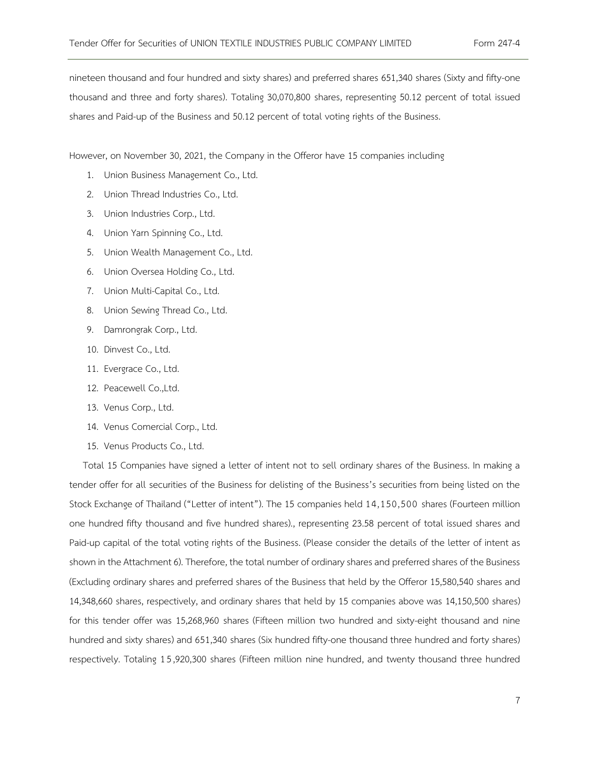nineteen thousand and four hundred and sixty shares) and preferred shares 651,340 shares (Sixty and fifty-one thousand and three and forty shares). Totaling 30,070,800 shares, representing 50.12 percent of total issued shares and Paid-up of the Business and 50.12 percent of total voting rights of the Business.

However, on November 30, 2021, the Company in the Offeror have 15 companies including

1. Union Business Management Co., Ltd.
2. Union Thread Industries Co., Ltd.
3. Union Industries Corp., Ltd.
4. Union Yarn Spinning Co., Ltd.
5. Union Wealth Management Co., Ltd.
6. Union Oversea Holding Co., Ltd.
7. Union Multi-Capital Co., Ltd.
8. Union Sewing Thread Co., Ltd.
9. Damrongrak Corp., Ltd.
10. Dinvest Co., Ltd.
11. Evergrace Co., Ltd.
12. Peacewell Co.,Ltd.
13. Venus Corp., Ltd.
14. Venus Comercial Corp., Ltd.
15. Venus Products Co., Ltd.

Total 15 Companies have signed a letter of intent not to sell ordinary shares of the Business. In making a tender offer for all securities of the Business for delisting of the Business's securities from being listed on the Stock Exchange of Thailand ("Letter of intent"). The 15 companies held 14,150,500 shares (Fourteen million one hundred fifty thousand and five hundred shares)., representing 23.58 percent of total issued shares and Paid-up capital of the total voting rights of the Business. (Please consider the details of the letter of intent as shown in the Attachment 6). Therefore, the total number of ordinary shares and preferred shares of the Business (Excluding ordinary shares and preferred shares of the Business that held by the Offeror 15,580,540 shares and 14,348,660 shares, respectively, and ordinary shares that held by 15 companies above was 14,150,500 shares) for this tender offer was 15,268,960 shares (Fifteen million two hundred and sixty-eight thousand and nine hundred and sixty shares) and 651,340 shares (Six hundred fifty-one thousand three hundred and forty shares) respectively. Totaling 15,920,300 shares (Fifteen million nine hundred, and twenty thousand three hundred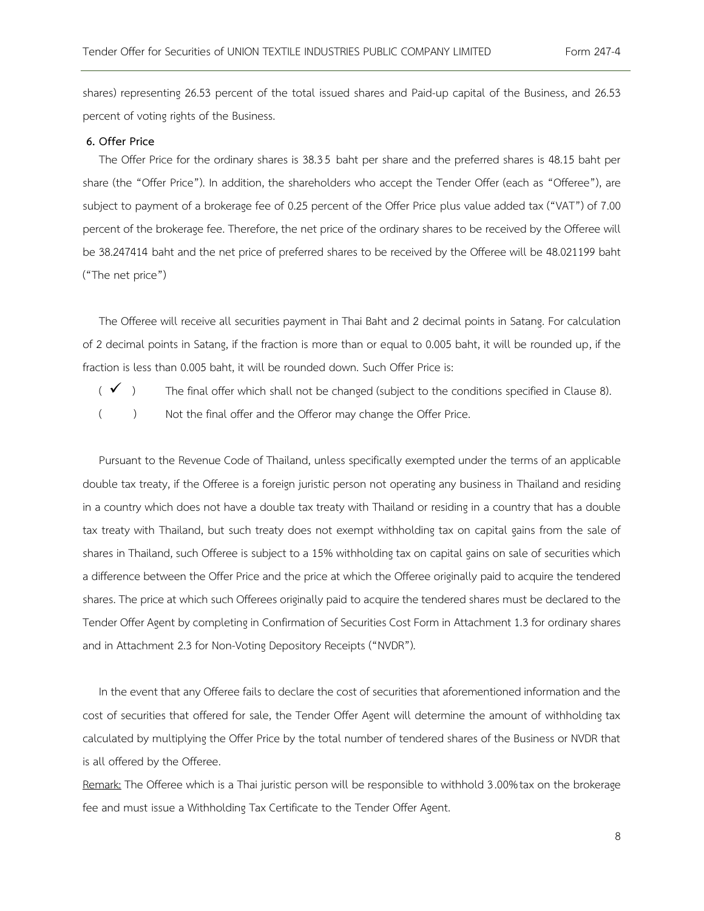shares) representing 26.53 percent of the total issued shares and Paid-up capital of the Business, and 26.53 percent of voting rights of the Business.

**6. Offer Price**

The Offer Price for the ordinary shares is 38.35 baht per share and the preferred shares is 48.15 baht per share (the "Offer Price"). In addition, the shareholders who accept the Tender Offer (each as "Offeree"), are subject to payment of a brokerage fee of 0.25 percent of the Offer Price plus value added tax ("VAT") of 7.00 percent of the brokerage fee. Therefore, the net price of the ordinary shares to be received by the Offeree will be 38.247414 baht and the net price of preferred shares to be received by the Offeree will be 48.021199 baht ("The net price")

The Offeree will receive all securities payment in Thai Baht and 2 decimal points in Satang. For calculation of 2 decimal points in Satang, if the fraction is more than or equal to 0.005 baht, it will be rounded up, if the fraction is less than 0.005 baht, it will be rounded down. Such Offer Price is:

( ✓ ) The final offer which shall not be changed (subject to the conditions specified in Clause 8).

(   ) Not the final offer and the Offeror may change the Offer Price.

Pursuant to the Revenue Code of Thailand, unless specifically exempted under the terms of an applicable double tax treaty, if the Offeree is a foreign juristic person not operating any business in Thailand and residing in a country which does not have a double tax treaty with Thailand or residing in a country that has a double tax treaty with Thailand, but such treaty does not exempt withholding tax on capital gains from the sale of shares in Thailand, such Offeree is subject to a 15% withholding tax on capital gains on sale of securities which a difference between the Offer Price and the price at which the Offeree originally paid to acquire the tendered shares. The price at which such Offerees originally paid to acquire the tendered shares must be declared to the Tender Offer Agent by completing in Confirmation of Securities Cost Form in Attachment 1.3 for ordinary shares and in Attachment 2.3 for Non-Voting Depository Receipts ("NVDR").

In the event that any Offeree fails to declare the cost of securities that aforementioned information and the cost of securities that offered for sale, the Tender Offer Agent will determine the amount of withholding tax calculated by multiplying the Offer Price by the total number of tendered shares of the Business or NVDR that is all offered by the Offeree.

<u>Remark:</u> The Offeree which is a Thai juristic person will be responsible to withhold 3.00% tax on the brokerage fee and must issue a Withholding Tax Certificate to the Tender Offer Agent.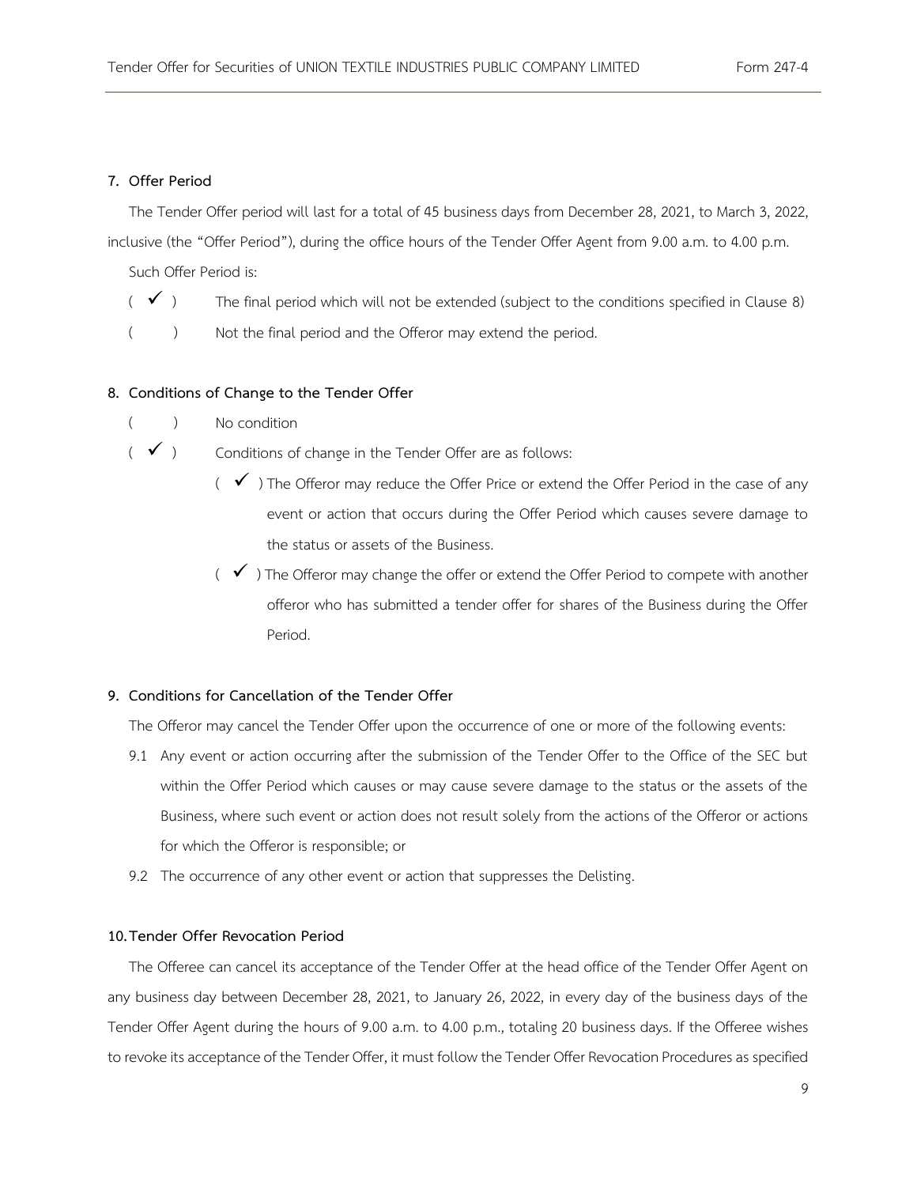## 7. Offer Period

The Tender Offer period will last for a total of 45 business days from December 28, 2021, to March 3, 2022, inclusive (the "Offer Period"), during the office hours of the Tender Offer Agent from 9.00 a.m. to 4.00 p.m.

Such Offer Period is:

( ✓ ) The final period which will not be extended (subject to the conditions specified in Clause 8)

(   ) Not the final period and the Offeror may extend the period.

## 8. Conditions of Change to the Tender Offer

(   ) No condition

( ✓ ) Conditions of change in the Tender Offer are as follows:

- ( ✓ ) The Offeror may reduce the Offer Price or extend the Offer Period in the case of any event or action that occurs during the Offer Period which causes severe damage to the status or assets of the Business.
- ( ✓ ) The Offeror may change the offer or extend the Offer Period to compete with another offeror who has submitted a tender offer for shares of the Business during the Offer Period.

## 9. Conditions for Cancellation of the Tender Offer

The Offeror may cancel the Tender Offer upon the occurrence of one or more of the following events:

9.1 Any event or action occurring after the submission of the Tender Offer to the Office of the SEC but within the Offer Period which causes or may cause severe damage to the status or the assets of the Business, where such event or action does not result solely from the actions of the Offeror or actions for which the Offeror is responsible; or

9.2 The occurrence of any other event or action that suppresses the Delisting.

## 10. Tender Offer Revocation Period

The Offeree can cancel its acceptance of the Tender Offer at the head office of the Tender Offer Agent on any business day between December 28, 2021, to January 26, 2022, in every day of the business days of the Tender Offer Agent during the hours of 9.00 a.m. to 4.00 p.m., totaling 20 business days. If the Offeree wishes to revoke its acceptance of the Tender Offer, it must follow the Tender Offer Revocation Procedures as specified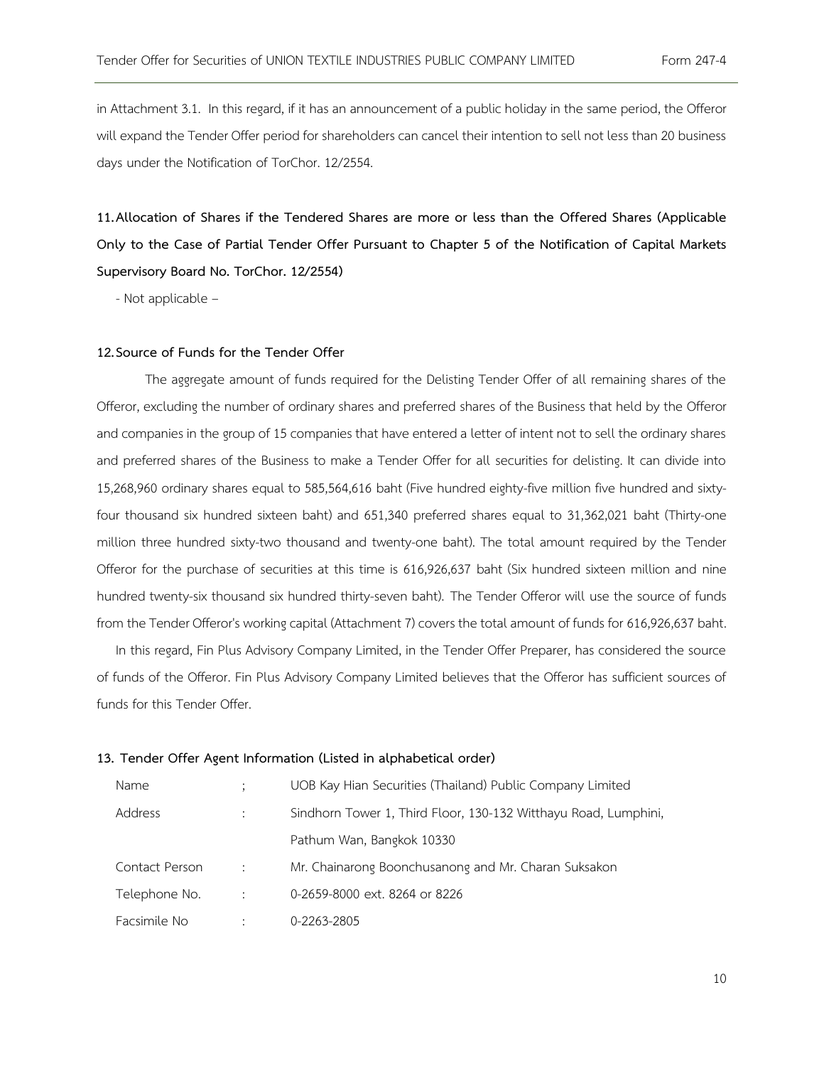in Attachment 3.1. In this regard, if it has an announcement of a public holiday in the same period, the Offeror will expand the Tender Offer period for shareholders can cancel their intention to sell not less than 20 business days under the Notification of TorChor. 12/2554.

## 11. Allocation of Shares if the Tendered Shares are more or less than the Offered Shares (Applicable Only to the Case of Partial Tender Offer Pursuant to Chapter 5 of the Notification of Capital Markets Supervisory Board No. TorChor. 12/2554)

- Not applicable –

## 12. Source of Funds for the Tender Offer

The aggregate amount of funds required for the Delisting Tender Offer of all remaining shares of the Offeror, excluding the number of ordinary shares and preferred shares of the Business that held by the Offeror and companies in the group of 15 companies that have entered a letter of intent not to sell the ordinary shares and preferred shares of the Business to make a Tender Offer for all securities for delisting. It can divide into 15,268,960 ordinary shares equal to 585,564,616 baht (Five hundred eighty-five million five hundred and sixty-four thousand six hundred sixteen baht) and 651,340 preferred shares equal to 31,362,021 baht (Thirty-one million three hundred sixty-two thousand and twenty-one baht). The total amount required by the Tender Offeror for the purchase of securities at this time is 616,926,637 baht (Six hundred sixteen million and nine hundred twenty-six thousand six hundred thirty-seven baht). The Tender Offeror will use the source of funds from the Tender Offeror's working capital (Attachment 7) covers the total amount of funds for 616,926,637 baht.

In this regard, Fin Plus Advisory Company Limited, in the Tender Offer Preparer, has considered the source of funds of the Offeror. Fin Plus Advisory Company Limited believes that the Offeror has sufficient sources of funds for this Tender Offer.

## 13. Tender Offer Agent Information (Listed in alphabetical order)

| | | |
|---|---|---|
| Name | ; | UOB Kay Hian Securities (Thailand) Public Company Limited |
| Address | : | Sindhorn Tower 1, Third Floor, 130-132 Witthayu Road, Lumphini, Pathum Wan, Bangkok 10330 |
| Contact Person | : | Mr. Chainarong Boonchusanong and Mr. Charan Suksakon |
| Telephone No. | : | 0-2659-8000 ext. 8264 or 8226 |
| Facsimile No | : | 0-2263-2805 |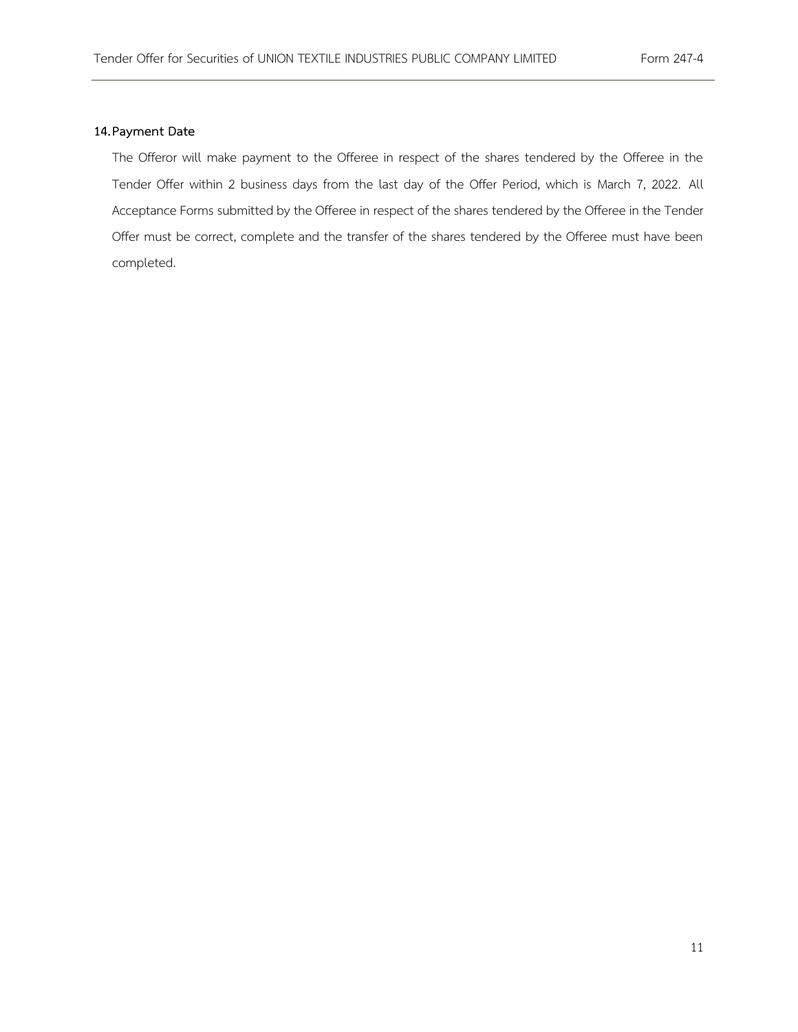## 14. Payment Date

The Offeror will make payment to the Offeree in respect of the shares tendered by the Offeree in the Tender Offer within 2 business days from the last day of the Offer Period, which is March 7, 2022. All Acceptance Forms submitted by the Offeree in respect of the shares tendered by the Offeree in the Tender Offer must be correct, complete and the transfer of the shares tendered by the Offeree must have been completed.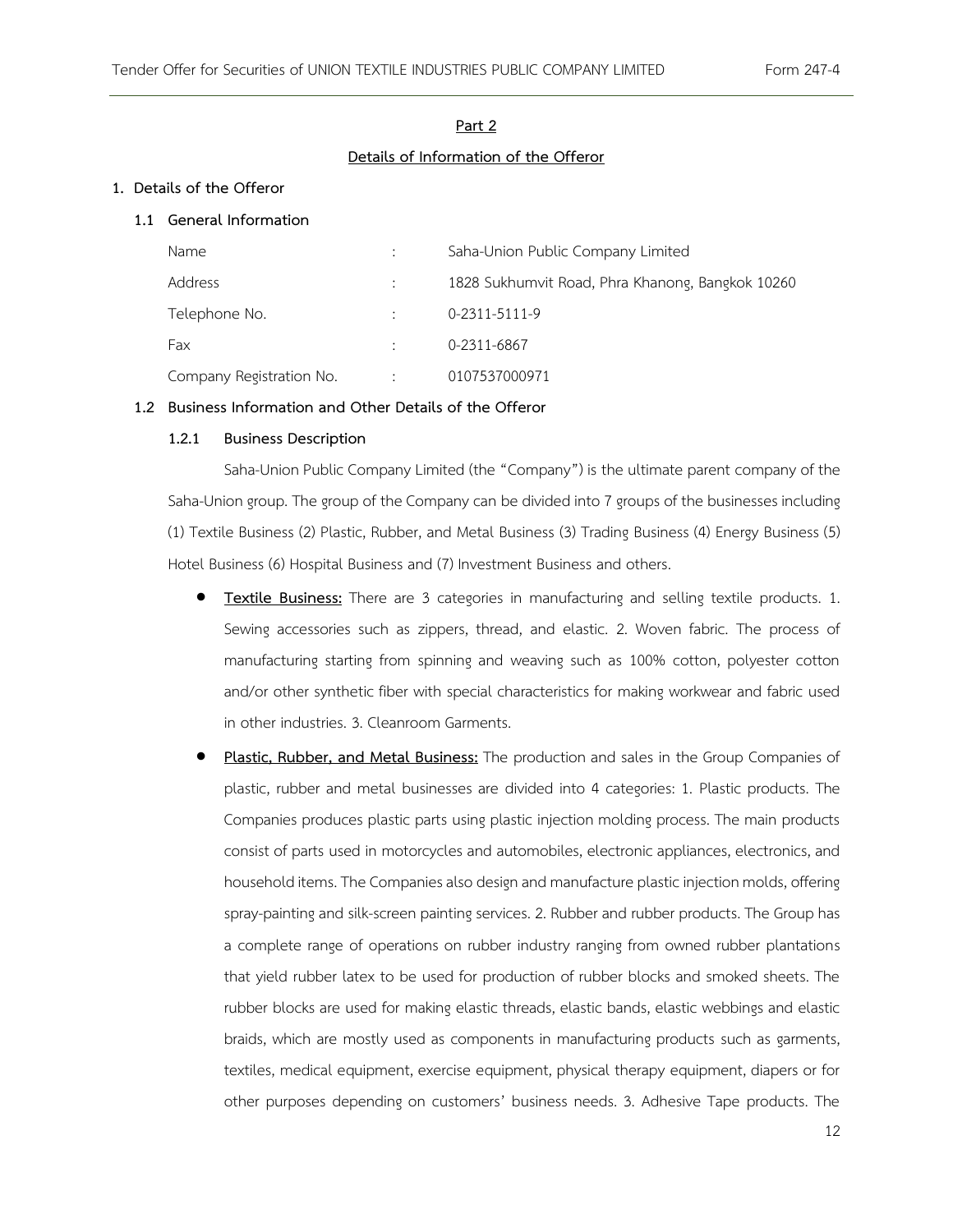## Part 2

## Details of Information of the Offeror

### 1. Details of the Offeror

#### 1.1 General Information

| | | |
|---|---|---|
| Name | : | Saha-Union Public Company Limited |
| Address | : | 1828 Sukhumvit Road, Phra Khanong, Bangkok 10260 |
| Telephone No. | : | 0-2311-5111-9 |
| Fax | : | 0-2311-6867 |
| Company Registration No. | : | 0107537000971 |

#### 1.2 Business Information and Other Details of the Offeror

##### 1.2.1 Business Description

Saha-Union Public Company Limited (the "Company") is the ultimate parent company of the Saha-Union group. The group of the Company can be divided into 7 groups of the businesses including (1) Textile Business (2) Plastic, Rubber, and Metal Business (3) Trading Business (4) Energy Business (5) Hotel Business (6) Hospital Business and (7) Investment Business and others.

- **Textile Business:** There are 3 categories in manufacturing and selling textile products. 1. Sewing accessories such as zippers, thread, and elastic. 2. Woven fabric. The process of manufacturing starting from spinning and weaving such as 100% cotton, polyester cotton and/or other synthetic fiber with special characteristics for making workwear and fabric used in other industries. 3. Cleanroom Garments.
- **Plastic, Rubber, and Metal Business:** The production and sales in the Group Companies of plastic, rubber and metal businesses are divided into 4 categories: 1. Plastic products. The Companies produces plastic parts using plastic injection molding process. The main products consist of parts used in motorcycles and automobiles, electronic appliances, electronics, and household items. The Companies also design and manufacture plastic injection molds, offering spray-painting and silk-screen painting services. 2. Rubber and rubber products. The Group has a complete range of operations on rubber industry ranging from owned rubber plantations that yield rubber latex to be used for production of rubber blocks and smoked sheets. The rubber blocks are used for making elastic threads, elastic bands, elastic webbings and elastic braids, which are mostly used as components in manufacturing products such as garments, textiles, medical equipment, exercise equipment, physical therapy equipment, diapers or for other purposes depending on customers' business needs. 3. Adhesive Tape products. The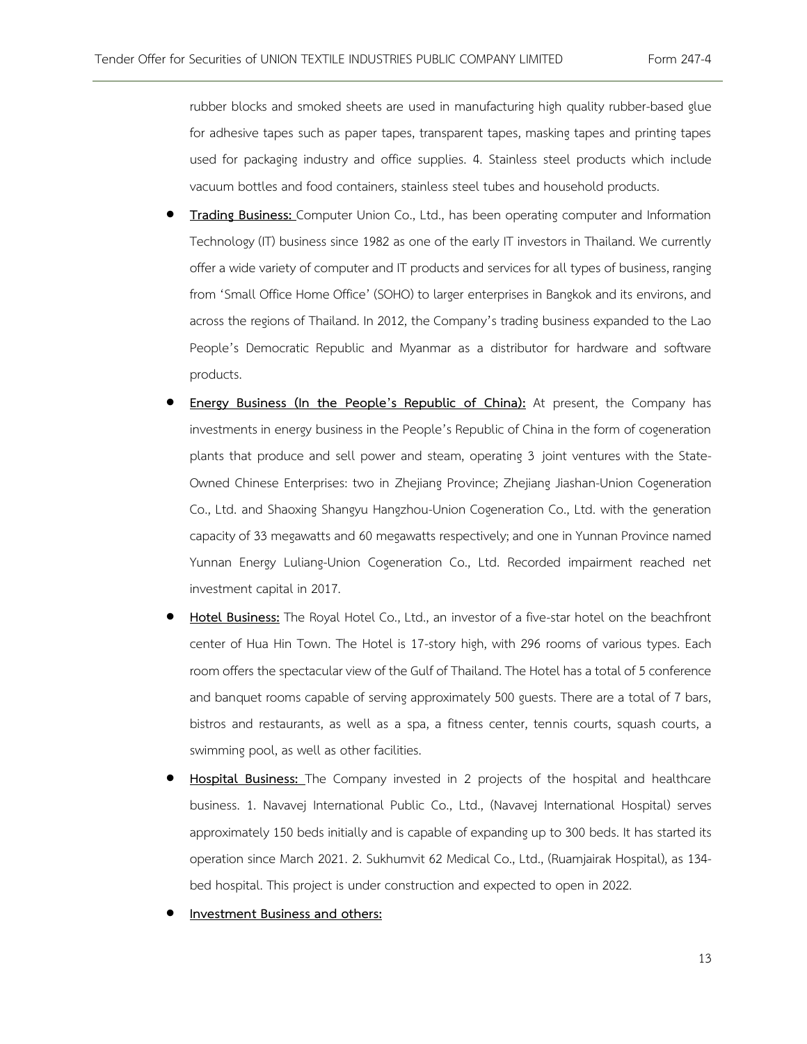rubber blocks and smoked sheets are used in manufacturing high quality rubber-based glue for adhesive tapes such as paper tapes, transparent tapes, masking tapes and printing tapes used for packaging industry and office supplies. 4. Stainless steel products which include vacuum bottles and food containers, stainless steel tubes and household products.

- **Trading Business:** Computer Union Co., Ltd., has been operating computer and Information Technology (IT) business since 1982 as one of the early IT investors in Thailand. We currently offer a wide variety of computer and IT products and services for all types of business, ranging from 'Small Office Home Office' (SOHO) to larger enterprises in Bangkok and its environs, and across the regions of Thailand. In 2012, the Company's trading business expanded to the Lao People's Democratic Republic and Myanmar as a distributor for hardware and software products.
- **Energy Business (In the People's Republic of China):** At present, the Company has investments in energy business in the People's Republic of China in the form of cogeneration plants that produce and sell power and steam, operating 3 joint ventures with the State-Owned Chinese Enterprises: two in Zhejiang Province; Zhejiang Jiashan-Union Cogeneration Co., Ltd. and Shaoxing Shangyu Hangzhou-Union Cogeneration Co., Ltd. with the generation capacity of 33 megawatts and 60 megawatts respectively; and one in Yunnan Province named Yunnan Energy Luliang-Union Cogeneration Co., Ltd. Recorded impairment reached net investment capital in 2017.
- **Hotel Business:** The Royal Hotel Co., Ltd., an investor of a five-star hotel on the beachfront center of Hua Hin Town. The Hotel is 17-story high, with 296 rooms of various types. Each room offers the spectacular view of the Gulf of Thailand. The Hotel has a total of 5 conference and banquet rooms capable of serving approximately 500 guests. There are a total of 7 bars, bistros and restaurants, as well as a spa, a fitness center, tennis courts, squash courts, a swimming pool, as well as other facilities.
- **Hospital Business:** The Company invested in 2 projects of the hospital and healthcare business. 1. Navavej International Public Co., Ltd., (Navavej International Hospital) serves approximately 150 beds initially and is capable of expanding up to 300 beds. It has started its operation since March 2021. 2. Sukhumvit 62 Medical Co., Ltd., (Ruamjairak Hospital), as 134-bed hospital. This project is under construction and expected to open in 2022.
- **Investment Business and others:**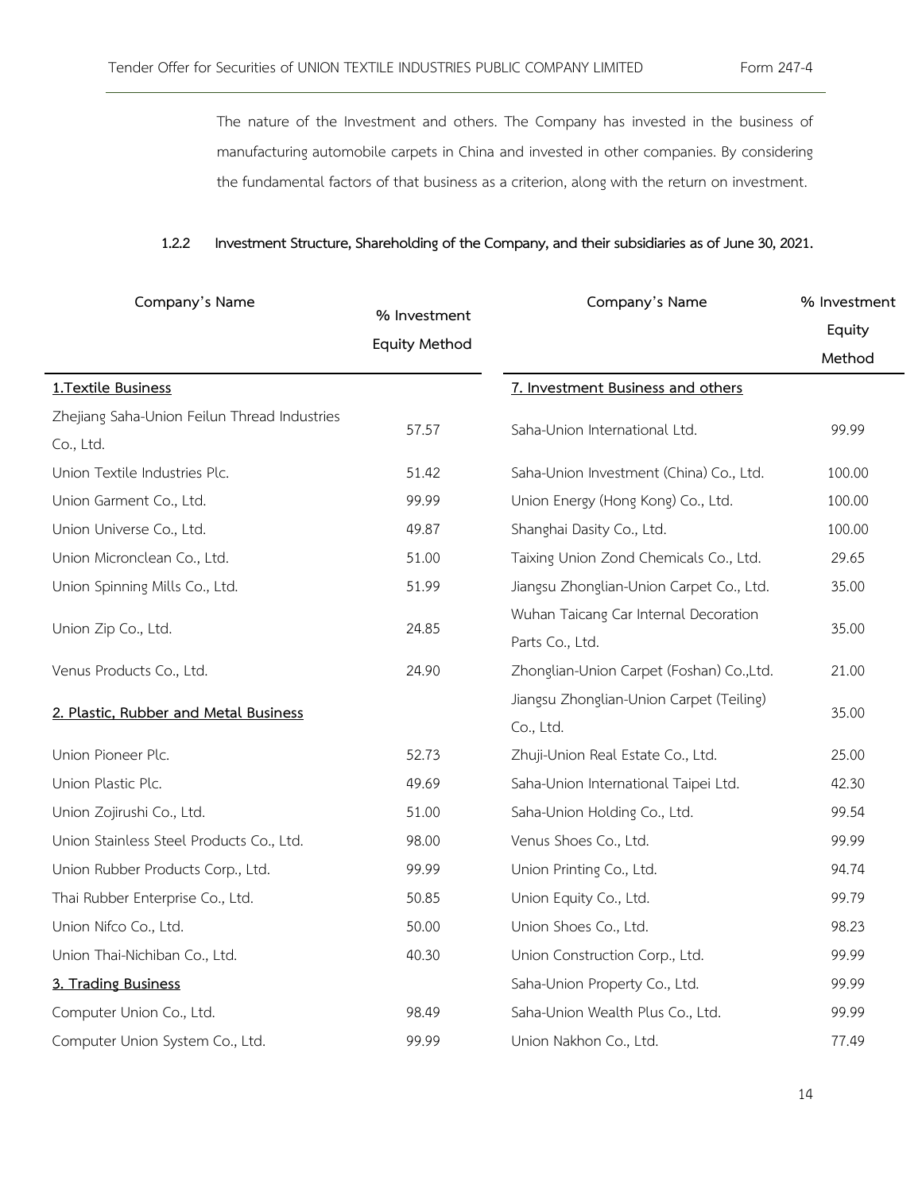The nature of the Investment and others. The Company has invested in the business of manufacturing automobile carpets in China and invested in other companies. By considering the fundamental factors of that business as a criterion, along with the return on investment.

**1.2.2 Investment Structure, Shareholding of the Company, and their subsidiaries as of June 30, 2021.**

| Company's Name | % Investment Equity Method | Company's Name | % Investment Equity Method |
|---|---|---|---|
| **1.Textile Business** | | **7. Investment Business and others** | |
| Zhejiang Saha-Union Feilun Thread Industries Co., Ltd. | 57.57 | Saha-Union International Ltd. | 99.99 |
| Union Textile Industries Plc. | 51.42 | Saha-Union Investment (China) Co., Ltd. | 100.00 |
| Union Garment Co., Ltd. | 99.99 | Union Energy (Hong Kong) Co., Ltd. | 100.00 |
| Union Universe Co., Ltd. | 49.87 | Shanghai Dasity Co., Ltd. | 100.00 |
| Union Micronclean Co., Ltd. | 51.00 | Taixing Union Zond Chemicals Co., Ltd. | 29.65 |
| Union Spinning Mills Co., Ltd. | 51.99 | Jiangsu Zhonglian-Union Carpet Co., Ltd. | 35.00 |
| Union Zip Co., Ltd. | 24.85 | Wuhan Taicang Car Internal Decoration Parts Co., Ltd. | 35.00 |
| Venus Products Co., Ltd. | 24.90 | Zhonglian-Union Carpet (Foshan) Co.,Ltd. | 21.00 |
| **2. Plastic, Rubber and Metal Business** | | Jiangsu Zhonglian-Union Carpet (Teiling) Co., Ltd. | 35.00 |
| Union Pioneer Plc. | 52.73 | Zhuji-Union Real Estate Co., Ltd. | 25.00 |
| Union Plastic Plc. | 49.69 | Saha-Union International Taipei Ltd. | 42.30 |
| Union Zojirushi Co., Ltd. | 51.00 | Saha-Union Holding Co., Ltd. | 99.54 |
| Union Stainless Steel Products Co., Ltd. | 98.00 | Venus Shoes Co., Ltd. | 99.99 |
| Union Rubber Products Corp., Ltd. | 99.99 | Union Printing Co., Ltd. | 94.74 |
| Thai Rubber Enterprise Co., Ltd. | 50.85 | Union Equity Co., Ltd. | 99.79 |
| Union Nifco Co., Ltd. | 50.00 | Union Shoes Co., Ltd. | 98.23 |
| Union Thai-Nichiban Co., Ltd. | 40.30 | Union Construction Corp., Ltd. | 99.99 |
| **3. Trading Business** | | Saha-Union Property Co., Ltd. | 99.99 |
| Computer Union Co., Ltd. | 98.49 | Saha-Union Wealth Plus Co., Ltd. | 99.99 |
| Computer Union System Co., Ltd. | 99.99 | Union Nakhon Co., Ltd. | 77.49 |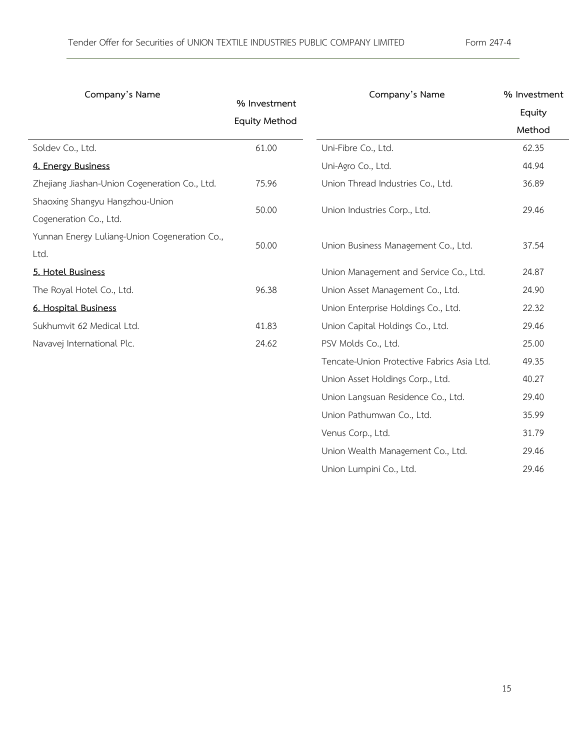| Company's Name | % Investment Equity Method |
|---|---|
| Soldev Co., Ltd. | 61.00 |
| **4. Energy Business** | |
| Zhejiang Jiashan-Union Cogeneration Co., Ltd. | 75.96 |
| Shaoxing Shangyu Hangzhou-Union Cogeneration Co., Ltd. | 50.00 |
| Yunnan Energy Luliang-Union Cogeneration Co., Ltd. | 50.00 |
| **5. Hotel Business** | |
| The Royal Hotel Co., Ltd. | 96.38 |
| **6. Hospital Business** | |
| Sukhumvit 62 Medical Ltd. | 41.83 |
| Navavej International Plc. | 24.62 |

| Company's Name | % Investment Equity Method |
|---|---|
| Uni-Fibre Co., Ltd. | 62.35 |
| Uni-Agro Co., Ltd. | 44.94 |
| Union Thread Industries Co., Ltd. | 36.89 |
| Union Industries Corp., Ltd. | 29.46 |
| Union Business Management Co., Ltd. | 37.54 |
| Union Management and Service Co., Ltd. | 24.87 |
| Union Asset Management Co., Ltd. | 24.90 |
| Union Enterprise Holdings Co., Ltd. | 22.32 |
| Union Capital Holdings Co., Ltd. | 29.46 |
| PSV Molds Co., Ltd. | 25.00 |
| Tencate-Union Protective Fabrics Asia Ltd. | 49.35 |
| Union Asset Holdings Corp., Ltd. | 40.27 |
| Union Langsuan Residence Co., Ltd. | 29.40 |
| Union Pathumwan Co., Ltd. | 35.99 |
| Venus Corp., Ltd. | 31.79 |
| Union Wealth Management Co., Ltd. | 29.46 |
| Union Lumpini Co., Ltd. | 29.46 |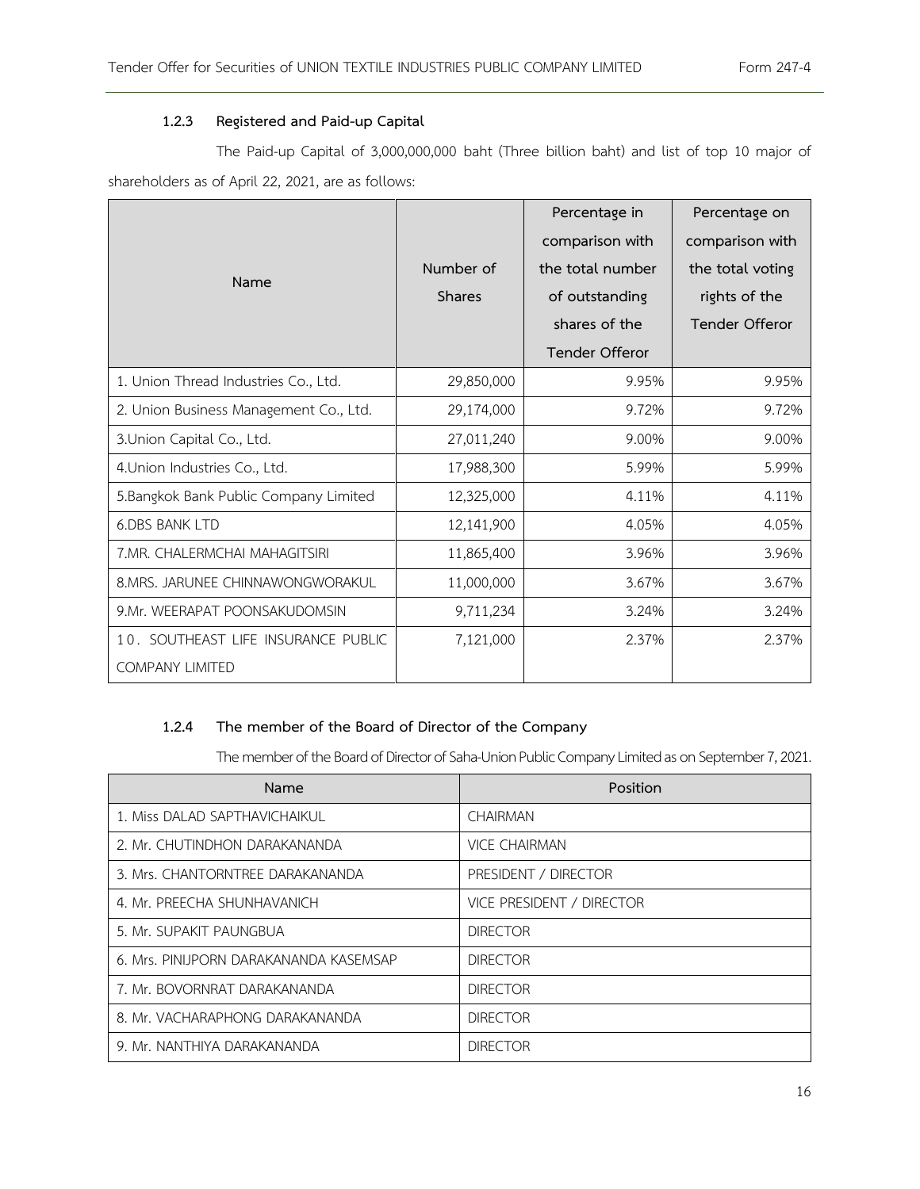### 1.2.3 Registered and Paid-up Capital

The Paid-up Capital of 3,000,000,000 baht (Three billion baht) and list of top 10 major of shareholders as of April 22, 2021, are as follows:

| Name | Number of Shares | Percentage in comparison with the total number of outstanding shares of the Tender Offeror | Percentage on comparison with the total voting rights of the Tender Offeror |
|---|---|---|---|
| 1. Union Thread Industries Co., Ltd. | 29,850,000 | 9.95% | 9.95% |
| 2. Union Business Management Co., Ltd. | 29,174,000 | 9.72% | 9.72% |
| 3.Union Capital Co., Ltd. | 27,011,240 | 9.00% | 9.00% |
| 4.Union Industries Co., Ltd. | 17,988,300 | 5.99% | 5.99% |
| 5.Bangkok Bank Public Company Limited | 12,325,000 | 4.11% | 4.11% |
| 6.DBS BANK LTD | 12,141,900 | 4.05% | 4.05% |
| 7.MR. CHALERMCHAI MAHAGITSIRI | 11,865,400 | 3.96% | 3.96% |
| 8.MRS. JARUNEE CHINNAWONGWORAKUL | 11,000,000 | 3.67% | 3.67% |
| 9.Mr. WEERAPAT POONSAKUDOMSIN | 9,711,234 | 3.24% | 3.24% |
| 10. SOUTHEAST LIFE INSURANCE PUBLIC COMPANY LIMITED | 7,121,000 | 2.37% | 2.37% |

### 1.2.4 The member of the Board of Director of the Company

The member of the Board of Director of Saha-Union Public Company Limited as on September 7, 2021.

| Name | Position |
|---|---|
| 1. Miss DALAD SAPTHAVICHAIKUL | CHAIRMAN |
| 2. Mr. CHUTINDHON DARAKANANDA | VICE CHAIRMAN |
| 3. Mrs. CHANTORNTREE DARAKANANDA | PRESIDENT / DIRECTOR |
| 4. Mr. PREECHA SHUNHAVANICH | VICE PRESIDENT / DIRECTOR |
| 5. Mr. SUPAKIT PAUNGBUA | DIRECTOR |
| 6. Mrs. PINIJPORN DARAKANANDA KASEMSAP | DIRECTOR |
| 7. Mr. BOVORNRAT DARAKANANDA | DIRECTOR |
| 8. Mr. VACHARAPHONG DARAKANANDA | DIRECTOR |
| 9. Mr. NANTHIYA DARAKANANDA | DIRECTOR |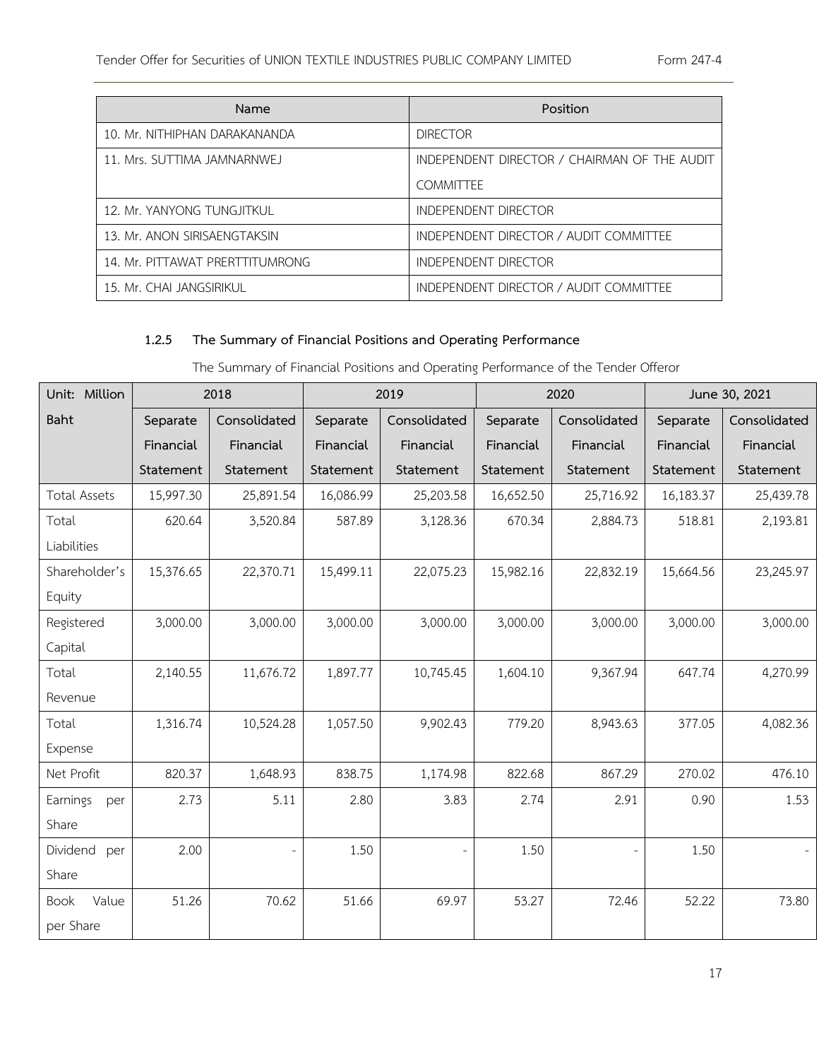| Name | Position |
|---|---|
| 10. Mr. NITHIPHAN DARAKANANDA | DIRECTOR |
| 11. Mrs. SUTTIMA JAMNARNWEJ | INDEPENDENT DIRECTOR / CHAIRMAN OF THE AUDIT COMMITTEE |
| 12. Mr. YANYONG TUNGJITKUL | INDEPENDENT DIRECTOR |
| 13. Mr. ANON SIRISAENGTAKSIN | INDEPENDENT DIRECTOR / AUDIT COMMITTEE |
| 14. Mr. PITTAWAT PRERTTITUMRONG | INDEPENDENT DIRECTOR |
| 15. Mr. CHAI JANGSIRIKUL | INDEPENDENT DIRECTOR / AUDIT COMMITTEE |

#### 1.2.5 The Summary of Financial Positions and Operating Performance

The Summary of Financial Positions and Operating Performance of the Tender Offeror

| Unit: Million Baht | 2018 | | 2019 | | 2020 | | June 30, 2021 | |
|---|---|---|---|---|---|---|---|---|
| | Separate Financial Statement | Consolidated Financial Statement | Separate Financial Statement | Consolidated Financial Statement | Separate Financial Statement | Consolidated Financial Statement | Separate Financial Statement | Consolidated Financial Statement |
| Total Assets | 15,997.30 | 25,891.54 | 16,086.99 | 25,203.58 | 16,652.50 | 25,716.92 | 16,183.37 | 25,439.78 |
| Total Liabilities | 620.64 | 3,520.84 | 587.89 | 3,128.36 | 670.34 | 2,884.73 | 518.81 | 2,193.81 |
| Shareholder's Equity | 15,376.65 | 22,370.71 | 15,499.11 | 22,075.23 | 15,982.16 | 22,832.19 | 15,664.56 | 23,245.97 |
| Registered Capital | 3,000.00 | 3,000.00 | 3,000.00 | 3,000.00 | 3,000.00 | 3,000.00 | 3,000.00 | 3,000.00 |
| Total Revenue | 2,140.55 | 11,676.72 | 1,897.77 | 10,745.45 | 1,604.10 | 9,367.94 | 647.74 | 4,270.99 |
| Total Expense | 1,316.74 | 10,524.28 | 1,057.50 | 9,902.43 | 779.20 | 8,943.63 | 377.05 | 4,082.36 |
| Net Profit | 820.37 | 1,648.93 | 838.75 | 1,174.98 | 822.68 | 867.29 | 270.02 | 476.10 |
| Earnings per Share | 2.73 | 5.11 | 2.80 | 3.83 | 2.74 | 2.91 | 0.90 | 1.53 |
| Dividend per Share | 2.00 | - | 1.50 | - | 1.50 | - | 1.50 | - |
| Book Value per Share | 51.26 | 70.62 | 51.66 | 69.97 | 53.27 | 72.46 | 52.22 | 73.80 |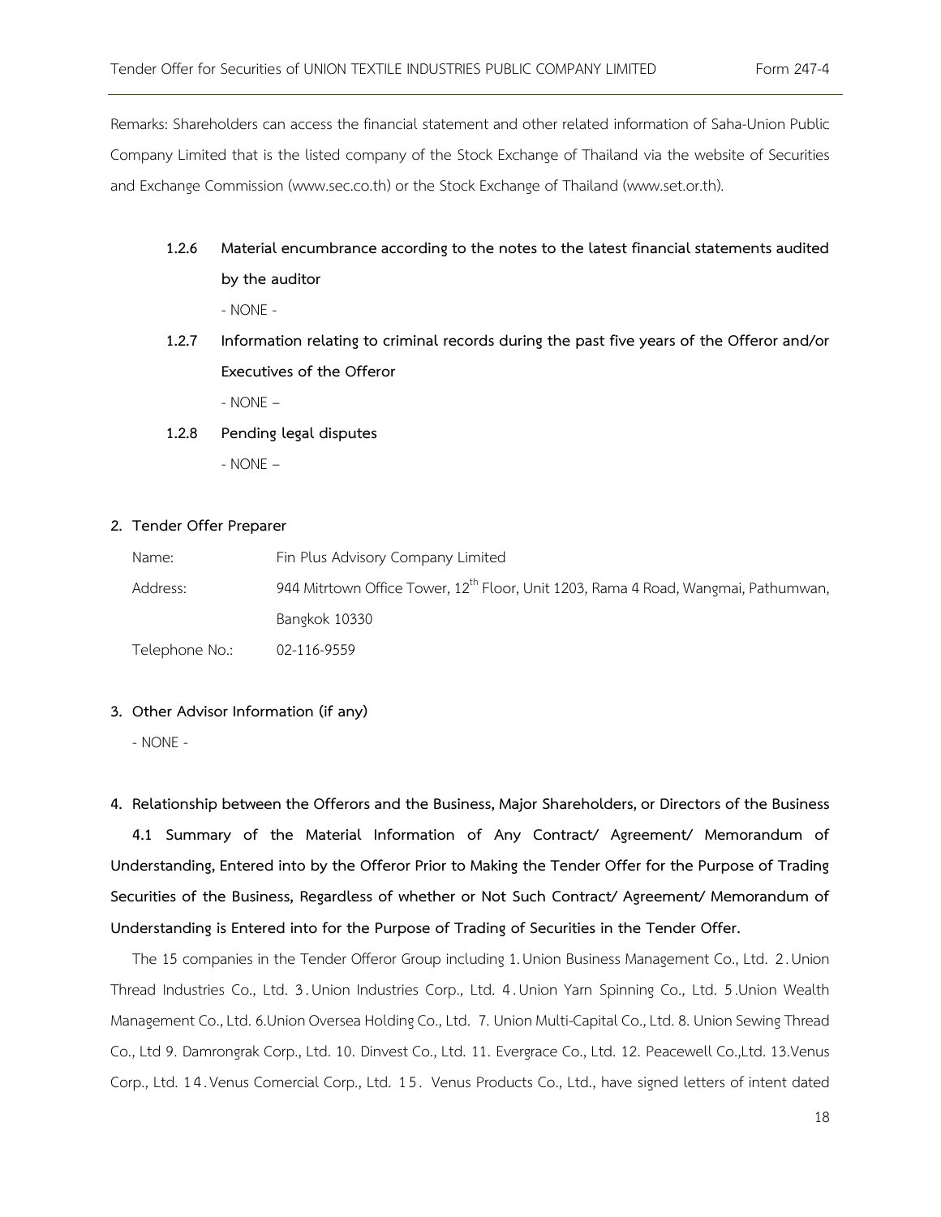Remarks: Shareholders can access the financial statement and other related information of Saha-Union Public Company Limited that is the listed company of the Stock Exchange of Thailand via the website of Securities and Exchange Commission (www.sec.co.th) or the Stock Exchange of Thailand (www.set.or.th).

**1.2.6 Material encumbrance according to the notes to the latest financial statements audited by the auditor**

- NONE -

**1.2.7 Information relating to criminal records during the past five years of the Offeror and/or Executives of the Offeror**

- NONE –

**1.2.8 Pending legal disputes**

- NONE –

**2. Tender Offer Preparer**

| | |
|---|---|
| Name: | Fin Plus Advisory Company Limited |
| Address: | 944 Mitrtown Office Tower, 12th Floor, Unit 1203, Rama 4 Road, Wangmai, Pathumwan, Bangkok 10330 |
| Telephone No.: | 02-116-9559 |

**3. Other Advisor Information (if any)**

- NONE -

**4. Relationship between the Offerors and the Business, Major Shareholders, or Directors of the Business**

**4.1 Summary of the Material Information of Any Contract/ Agreement/ Memorandum of Understanding, Entered into by the Offeror Prior to Making the Tender Offer for the Purpose of Trading Securities of the Business, Regardless of whether or Not Such Contract/ Agreement/ Memorandum of Understanding is Entered into for the Purpose of Trading of Securities in the Tender Offer.**

The 15 companies in the Tender Offeror Group including 1. Union Business Management Co., Ltd. 2. Union Thread Industries Co., Ltd. 3. Union Industries Corp., Ltd. 4. Union Yarn Spinning Co., Ltd. 5. Union Wealth Management Co., Ltd. 6. Union Oversea Holding Co., Ltd. 7. Union Multi-Capital Co., Ltd. 8. Union Sewing Thread Co., Ltd 9. Damrongrak Corp., Ltd. 10. Dinvest Co., Ltd. 11. Evergrace Co., Ltd. 12. Peacewell Co.,Ltd. 13. Venus Corp., Ltd. 14. Venus Comercial Corp., Ltd. 15. Venus Products Co., Ltd., have signed letters of intent dated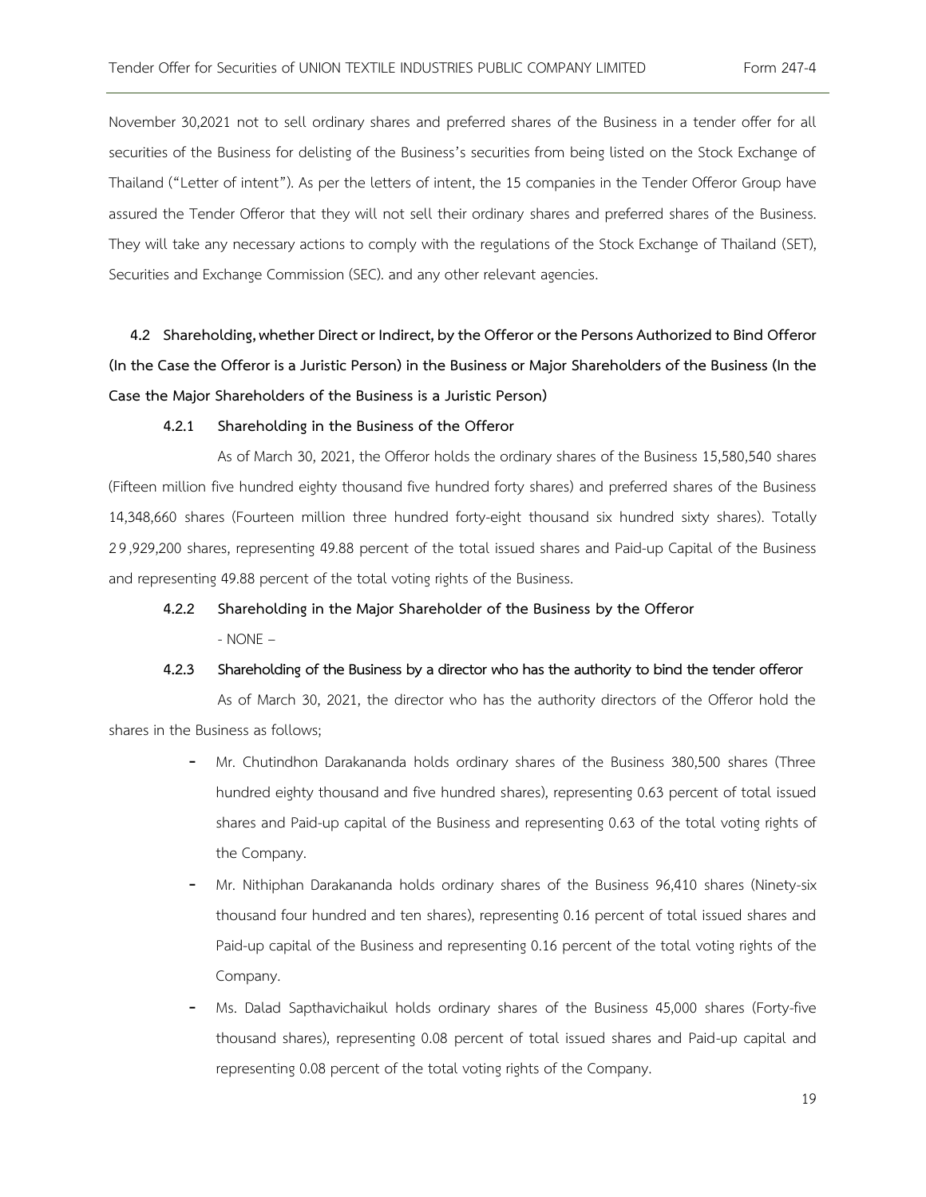November 30,2021 not to sell ordinary shares and preferred shares of the Business in a tender offer for all securities of the Business for delisting of the Business's securities from being listed on the Stock Exchange of Thailand ("Letter of intent"). As per the letters of intent, the 15 companies in the Tender Offeror Group have assured the Tender Offeror that they will not sell their ordinary shares and preferred shares of the Business. They will take any necessary actions to comply with the regulations of the Stock Exchange of Thailand (SET), Securities and Exchange Commission (SEC). and any other relevant agencies.

**4.2 Shareholding, whether Direct or Indirect, by the Offeror or the Persons Authorized to Bind Offeror (In the Case the Offeror is a Juristic Person) in the Business or Major Shareholders of the Business (In the Case the Major Shareholders of the Business is a Juristic Person)**

**4.2.1 Shareholding in the Business of the Offeror**

As of March 30, 2021, the Offeror holds the ordinary shares of the Business 15,580,540 shares (Fifteen million five hundred eighty thousand five hundred forty shares) and preferred shares of the Business 14,348,660 shares (Fourteen million three hundred forty-eight thousand six hundred sixty shares). Totally 29,929,200 shares, representing 49.88 percent of the total issued shares and Paid-up Capital of the Business and representing 49.88 percent of the total voting rights of the Business.

**4.2.2 Shareholding in the Major Shareholder of the Business by the Offeror**

- NONE –

**4.2.3 Shareholding of the Business by a director who has the authority to bind the tender offeror**

As of March 30, 2021, the director who has the authority directors of the Offeror hold the shares in the Business as follows;

- Mr. Chutindhon Darakananda holds ordinary shares of the Business 380,500 shares (Three hundred eighty thousand and five hundred shares), representing 0.63 percent of total issued shares and Paid-up capital of the Business and representing 0.63 of the total voting rights of the Company.
- Mr. Nithiphan Darakananda holds ordinary shares of the Business 96,410 shares (Ninety-six thousand four hundred and ten shares), representing 0.16 percent of total issued shares and Paid-up capital of the Business and representing 0.16 percent of the total voting rights of the Company.
- Ms. Dalad Sapthavichaikul holds ordinary shares of the Business 45,000 shares (Forty-five thousand shares), representing 0.08 percent of total issued shares and Paid-up capital and representing 0.08 percent of the total voting rights of the Company.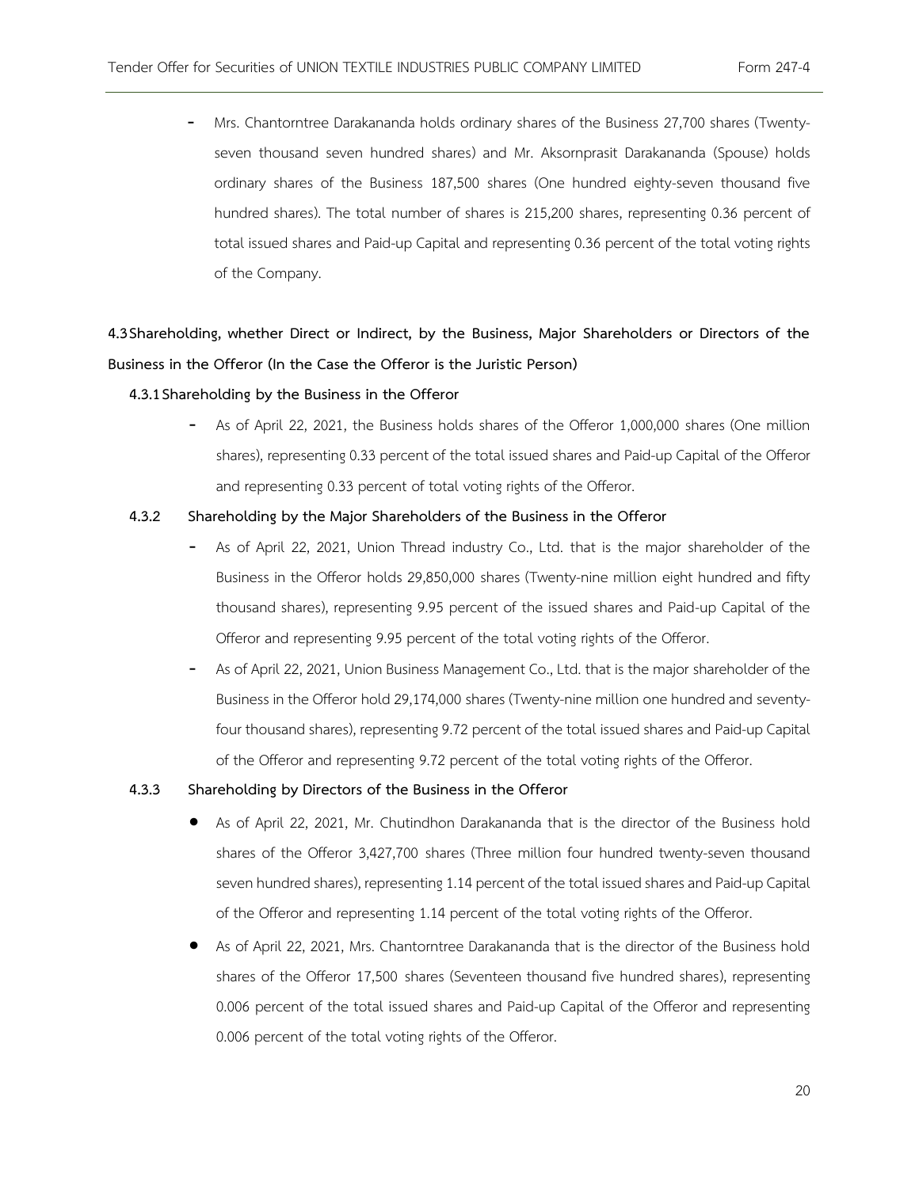- Mrs. Chantorntree Darakananda holds ordinary shares of the Business 27,700 shares (Twenty-seven thousand seven hundred shares) and Mr. Aksornprasit Darakananda (Spouse) holds ordinary shares of the Business 187,500 shares (One hundred eighty-seven thousand five hundred shares). The total number of shares is 215,200 shares, representing 0.36 percent of total issued shares and Paid-up Capital and representing 0.36 percent of the total voting rights of the Company.

**4.3 Shareholding, whether Direct or Indirect, by the Business, Major Shareholders or Directors of the Business in the Offeror (In the Case the Offeror is the Juristic Person)**

**4.3.1 Shareholding by the Business in the Offeror**

- As of April 22, 2021, the Business holds shares of the Offeror 1,000,000 shares (One million shares), representing 0.33 percent of the total issued shares and Paid-up Capital of the Offeror and representing 0.33 percent of total voting rights of the Offeror.

**4.3.2 Shareholding by the Major Shareholders of the Business in the Offeror**

- As of April 22, 2021, Union Thread industry Co., Ltd. that is the major shareholder of the Business in the Offeror holds 29,850,000 shares (Twenty-nine million eight hundred and fifty thousand shares), representing 9.95 percent of the issued shares and Paid-up Capital of the Offeror and representing 9.95 percent of the total voting rights of the Offeror.
- As of April 22, 2021, Union Business Management Co., Ltd. that is the major shareholder of the Business in the Offeror hold 29,174,000 shares (Twenty-nine million one hundred and seventy-four thousand shares), representing 9.72 percent of the total issued shares and Paid-up Capital of the Offeror and representing 9.72 percent of the total voting rights of the Offeror.

**4.3.3 Shareholding by Directors of the Business in the Offeror**

- As of April 22, 2021, Mr. Chutindhon Darakananda that is the director of the Business hold shares of the Offeror 3,427,700 shares (Three million four hundred twenty-seven thousand seven hundred shares), representing 1.14 percent of the total issued shares and Paid-up Capital of the Offeror and representing 1.14 percent of the total voting rights of the Offeror.
- As of April 22, 2021, Mrs. Chantorntree Darakananda that is the director of the Business hold shares of the Offeror 17,500 shares (Seventeen thousand five hundred shares), representing 0.006 percent of the total issued shares and Paid-up Capital of the Offeror and representing 0.006 percent of the total voting rights of the Offeror.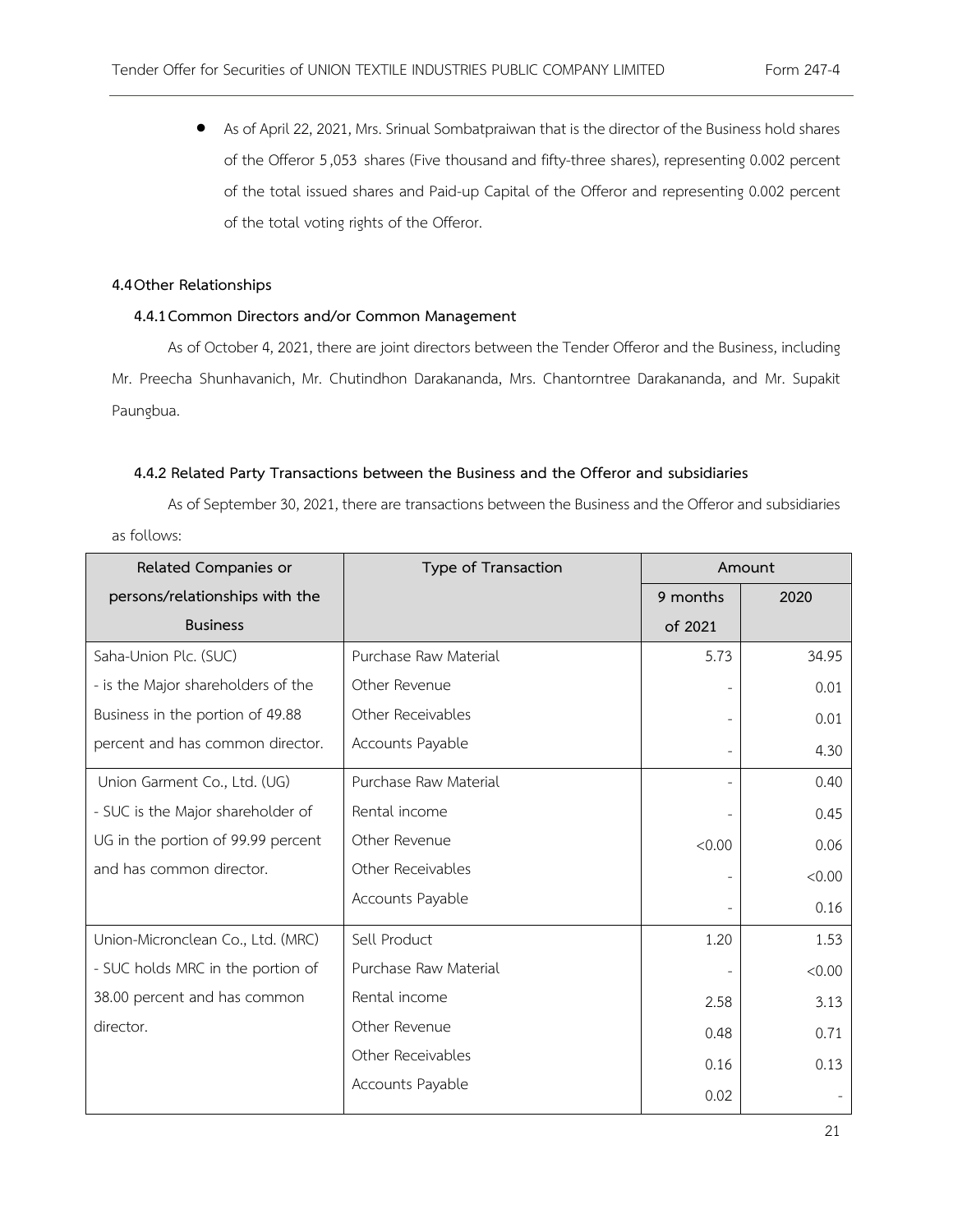- As of April 22, 2021, Mrs. Srinual Sombatpraiwan that is the director of the Business hold shares of the Offeror 5,053 shares (Five thousand and fifty-three shares), representing 0.002 percent of the total issued shares and Paid-up Capital of the Offeror and representing 0.002 percent of the total voting rights of the Offeror.

### 4.4 Other Relationships

#### 4.4.1 Common Directors and/or Common Management

As of October 4, 2021, there are joint directors between the Tender Offeror and the Business, including Mr. Preecha Shunhavanich, Mr. Chutindhon Darakananda, Mrs. Chantorntree Darakananda, and Mr. Supakit Paungbua.

#### 4.4.2 Related Party Transactions between the Business and the Offeror and subsidiaries

As of September 30, 2021, there are transactions between the Business and the Offeror and subsidiaries as follows:

| Related Companies or persons/relationships with the Business | Type of Transaction | Amount | |
|---|---|---|---|
| | | 9 months of 2021 | 2020 |
| Saha-Union Plc. (SUC) | Purchase Raw Material | 5.73 | 34.95 |
| - is the Major shareholders of the | Other Revenue | - | 0.01 |
| Business in the portion of 49.88 | Other Receivables | - | 0.01 |
| percent and has common director. | Accounts Payable | - | 4.30 |
| Union Garment Co., Ltd. (UG) | Purchase Raw Material | - | 0.40 |
| - SUC is the Major shareholder of | Rental income | - | 0.45 |
| UG in the portion of 99.99 percent | Other Revenue | <0.00 | 0.06 |
| and has common director. | Other Receivables | - | <0.00 |
| | Accounts Payable | - | 0.16 |
| Union-Micronclean Co., Ltd. (MRC) | Sell Product | 1.20 | 1.53 |
| - SUC holds MRC in the portion of | Purchase Raw Material | - | <0.00 |
| 38.00 percent and has common | Rental income | 2.58 | 3.13 |
| director. | Other Revenue | 0.48 | 0.71 |
| | Other Receivables | 0.16 | 0.13 |
| | Accounts Payable | 0.02 | - |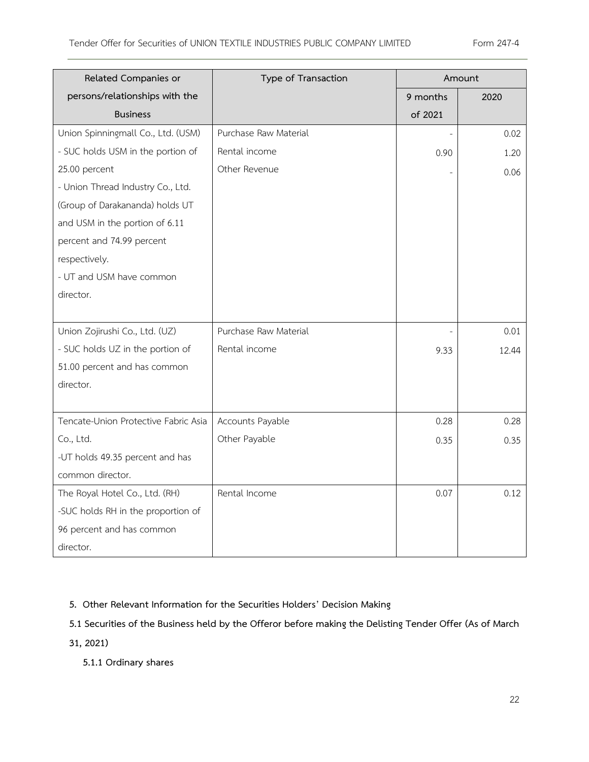| Related Companies or persons/relationships with the Business | Type of Transaction | Amount | |
|---|---|---|---|
| | | 9 months of 2021 | 2020 |
| Union Spinningmall Co., Ltd. (USM)<br>- SUC holds USM in the portion of 25.00 percent<br>- Union Thread Industry Co., Ltd. (Group of Darakananda) holds UT and USM in the portion of 6.11 percent and 74.99 percent respectively.<br>- UT and USM have common director. | Purchase Raw Material<br>Rental income<br>Other Revenue | -<br>0.90<br>- | 0.02<br>1.20<br>0.06 |
| Union Zojirushi Co., Ltd. (UZ)<br>- SUC holds UZ in the portion of 51.00 percent and has common director. | Purchase Raw Material<br>Rental income | -<br>9.33 | 0.01<br>12.44 |
| Tencate-Union Protective Fabric Asia Co., Ltd.<br>-UT holds 49.35 percent and has common director. | Accounts Payable<br>Other Payable | 0.28<br>0.35 | 0.28<br>0.35 |
| The Royal Hotel Co., Ltd. (RH)<br>-SUC holds RH in the proportion of 96 percent and has common director. | Rental Income | 0.07 | 0.12 |

**5. Other Relevant Information for the Securities Holders' Decision Making**

**5.1 Securities of the Business held by the Offeror before making the Delisting Tender Offer (As of March 31, 2021)**

**5.1.1 Ordinary shares**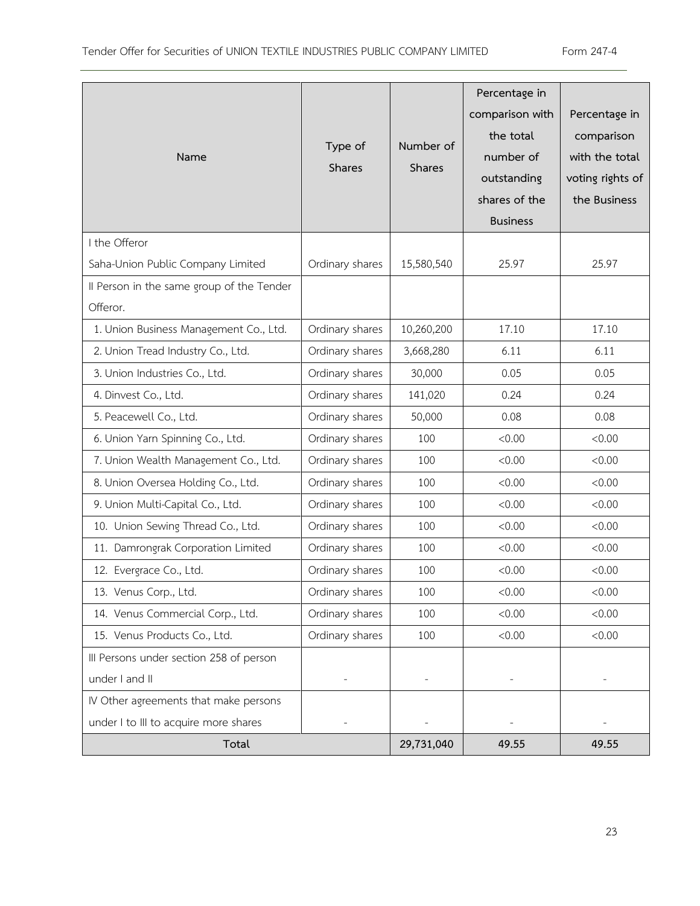| Name | Type of Shares | Number of Shares | Percentage in comparison with the total number of outstanding shares of the Business | Percentage in comparison with the total voting rights of the Business |
|---|---|---|---|---|
| I the Offeror | | | | |
| Saha-Union Public Company Limited | Ordinary shares | 15,580,540 | 25.97 | 25.97 |
| II Person in the same group of the Tender Offeror. | | | | |
| 1. Union Business Management Co., Ltd. | Ordinary shares | 10,260,200 | 17.10 | 17.10 |
| 2. Union Tread Industry Co., Ltd. | Ordinary shares | 3,668,280 | 6.11 | 6.11 |
| 3. Union Industries Co., Ltd. | Ordinary shares | 30,000 | 0.05 | 0.05 |
| 4. Dinvest Co., Ltd. | Ordinary shares | 141,020 | 0.24 | 0.24 |
| 5. Peacewell Co., Ltd. | Ordinary shares | 50,000 | 0.08 | 0.08 |
| 6. Union Yarn Spinning Co., Ltd. | Ordinary shares | 100 | <0.00 | <0.00 |
| 7. Union Wealth Management Co., Ltd. | Ordinary shares | 100 | <0.00 | <0.00 |
| 8. Union Oversea Holding Co., Ltd. | Ordinary shares | 100 | <0.00 | <0.00 |
| 9. Union Multi-Capital Co., Ltd. | Ordinary shares | 100 | <0.00 | <0.00 |
| 10. Union Sewing Thread Co., Ltd. | Ordinary shares | 100 | <0.00 | <0.00 |
| 11. Damrongrak Corporation Limited | Ordinary shares | 100 | <0.00 | <0.00 |
| 12. Evergrace Co., Ltd. | Ordinary shares | 100 | <0.00 | <0.00 |
| 13. Venus Corp., Ltd. | Ordinary shares | 100 | <0.00 | <0.00 |
| 14. Venus Commercial Corp., Ltd. | Ordinary shares | 100 | <0.00 | <0.00 |
| 15. Venus Products Co., Ltd. | Ordinary shares | 100 | <0.00 | <0.00 |
| III Persons under section 258 of person under I and II | - | - | - | - |
| IV Other agreements that make persons under I to III to acquire more shares | - | - | - | - |
| **Total** | | **29,731,040** | **49.55** | **49.55** |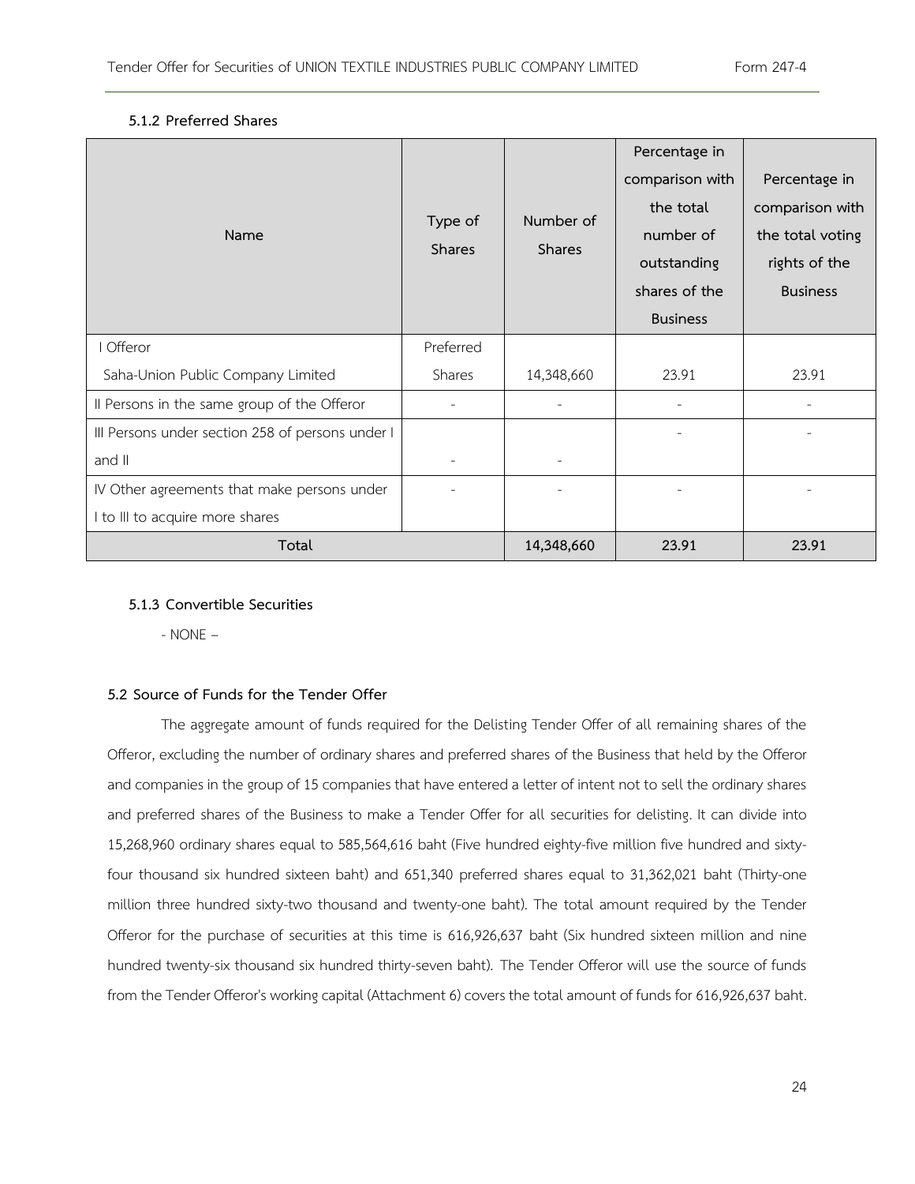#### 5.1.2 Preferred Shares

| Name | Type of Shares | Number of Shares | Percentage in comparison with the total number of outstanding shares of the Business | Percentage in comparison with the total voting rights of the Business |
|---|---|---|---|---|
| I Offeror<br>Saha-Union Public Company Limited | Preferred Shares | 14,348,660 | 23.91 | 23.91 |
| II Persons in the same group of the Offeror | - | - | - | - |
| III Persons under section 258 of persons under I and II | - | - | - | - |
| IV Other agreements that make persons under I to III to acquire more shares | - | - | - | - |
| **Total** | | **14,348,660** | **23.91** | **23.91** |

#### 5.1.3 Convertible Securities

- NONE –

### 5.2 Source of Funds for the Tender Offer

The aggregate amount of funds required for the Delisting Tender Offer of all remaining shares of the Offeror, excluding the number of ordinary shares and preferred shares of the Business that held by the Offeror and companies in the group of 15 companies that have entered a letter of intent not to sell the ordinary shares and preferred shares of the Business to make a Tender Offer for all securities for delisting. It can divide into 15,268,960 ordinary shares equal to 585,564,616 baht (Five hundred eighty-five million five hundred and sixty-four thousand six hundred sixteen baht) and 651,340 preferred shares equal to 31,362,021 baht (Thirty-one million three hundred sixty-two thousand and twenty-one baht). The total amount required by the Tender Offeror for the purchase of securities at this time is 616,926,637 baht (Six hundred sixteen million and nine hundred twenty-six thousand six hundred thirty-seven baht). The Tender Offeror will use the source of funds from the Tender Offeror's working capital (Attachment 6) covers the total amount of funds for 616,926,637 baht.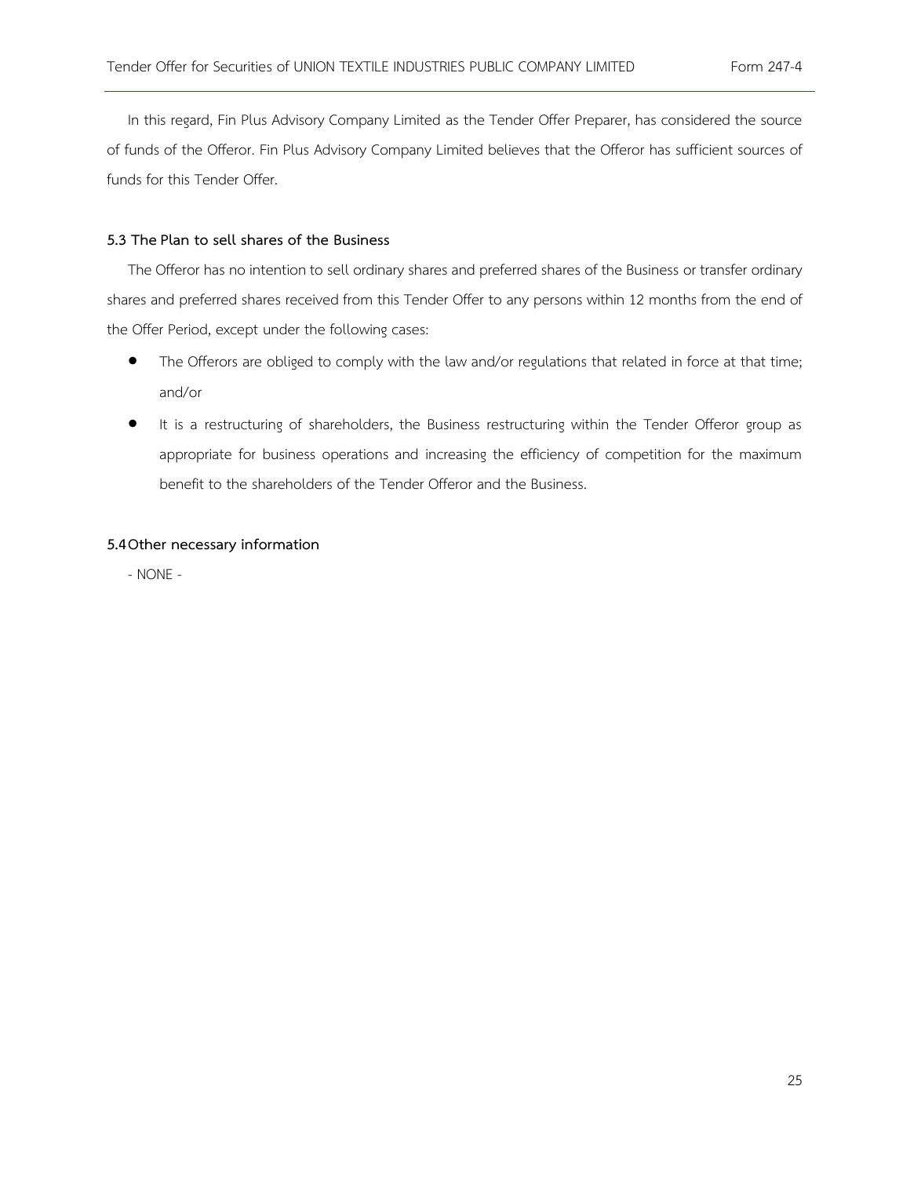In this regard, Fin Plus Advisory Company Limited as the Tender Offer Preparer, has considered the source of funds of the Offeror. Fin Plus Advisory Company Limited believes that the Offeror has sufficient sources of funds for this Tender Offer.

### 5.3 The Plan to sell shares of the Business

The Offeror has no intention to sell ordinary shares and preferred shares of the Business or transfer ordinary shares and preferred shares received from this Tender Offer to any persons within 12 months from the end of the Offer Period, except under the following cases:

- The Offerors are obliged to comply with the law and/or regulations that related in force at that time; and/or
- It is a restructuring of shareholders, the Business restructuring within the Tender Offeror group as appropriate for business operations and increasing the efficiency of competition for the maximum benefit to the shareholders of the Tender Offeror and the Business.

### 5.4 Other necessary information

- NONE -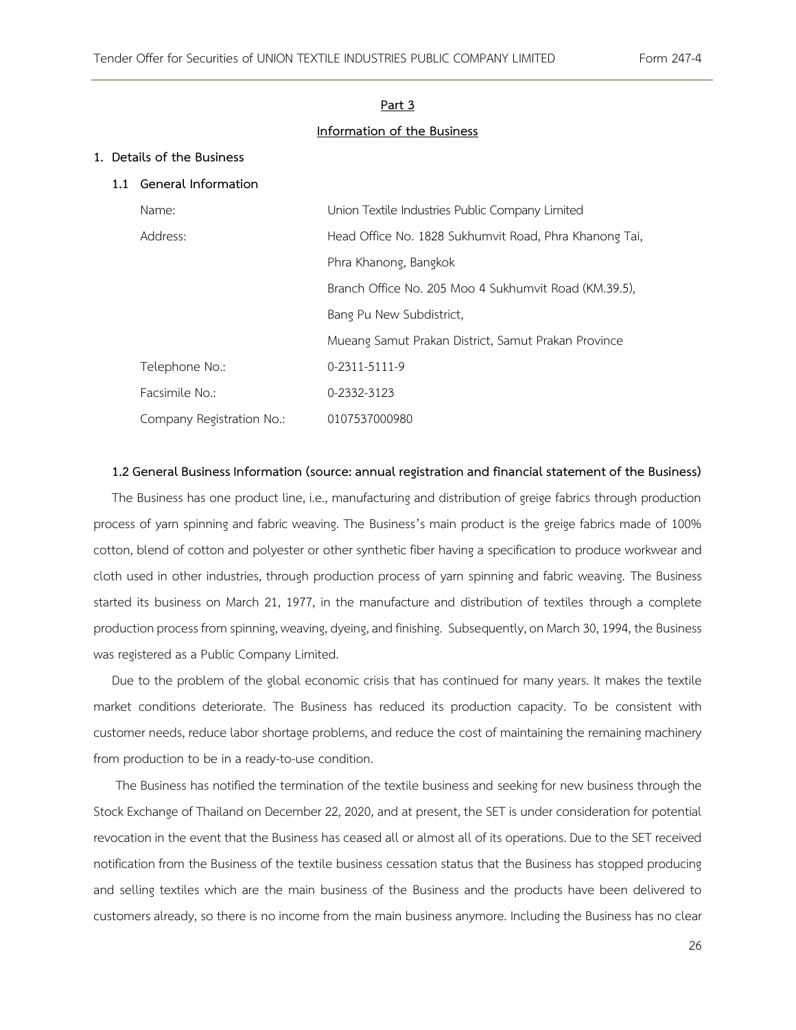## Part 3

## Information of the Business

### 1. Details of the Business

#### 1.1 General Information

| | |
|---|---|
| Name: | Union Textile Industries Public Company Limited |
| Address: | Head Office No. 1828 Sukhumvit Road, Phra Khanong Tai, Phra Khanong, Bangkok |
| | Branch Office No. 205 Moo 4 Sukhumvit Road (KM.39.5), Bang Pu New Subdistrict, Mueang Samut Prakan District, Samut Prakan Province |
| Telephone No.: | 0-2311-5111-9 |
| Facsimile No.: | 0-2332-3123 |
| Company Registration No.: | 0107537000980 |

#### 1.2 General Business Information (source: annual registration and financial statement of the Business)

The Business has one product line, i.e., manufacturing and distribution of greige fabrics through production process of yarn spinning and fabric weaving. The Business's main product is the greige fabrics made of 100% cotton, blend of cotton and polyester or other synthetic fiber having a specification to produce workwear and cloth used in other industries, through production process of yarn spinning and fabric weaving. The Business started its business on March 21, 1977, in the manufacture and distribution of textiles through a complete production process from spinning, weaving, dyeing, and finishing. Subsequently, on March 30, 1994, the Business was registered as a Public Company Limited.

Due to the problem of the global economic crisis that has continued for many years. It makes the textile market conditions deteriorate. The Business has reduced its production capacity. To be consistent with customer needs, reduce labor shortage problems, and reduce the cost of maintaining the remaining machinery from production to be in a ready-to-use condition.

The Business has notified the termination of the textile business and seeking for new business through the Stock Exchange of Thailand on December 22, 2020, and at present, the SET is under consideration for potential revocation in the event that the Business has ceased all or almost all of its operations. Due to the SET received notification from the Business of the textile business cessation status that the Business has stopped producing and selling textiles which are the main business of the Business and the products have been delivered to customers already, so there is no income from the main business anymore. Including the Business has no clear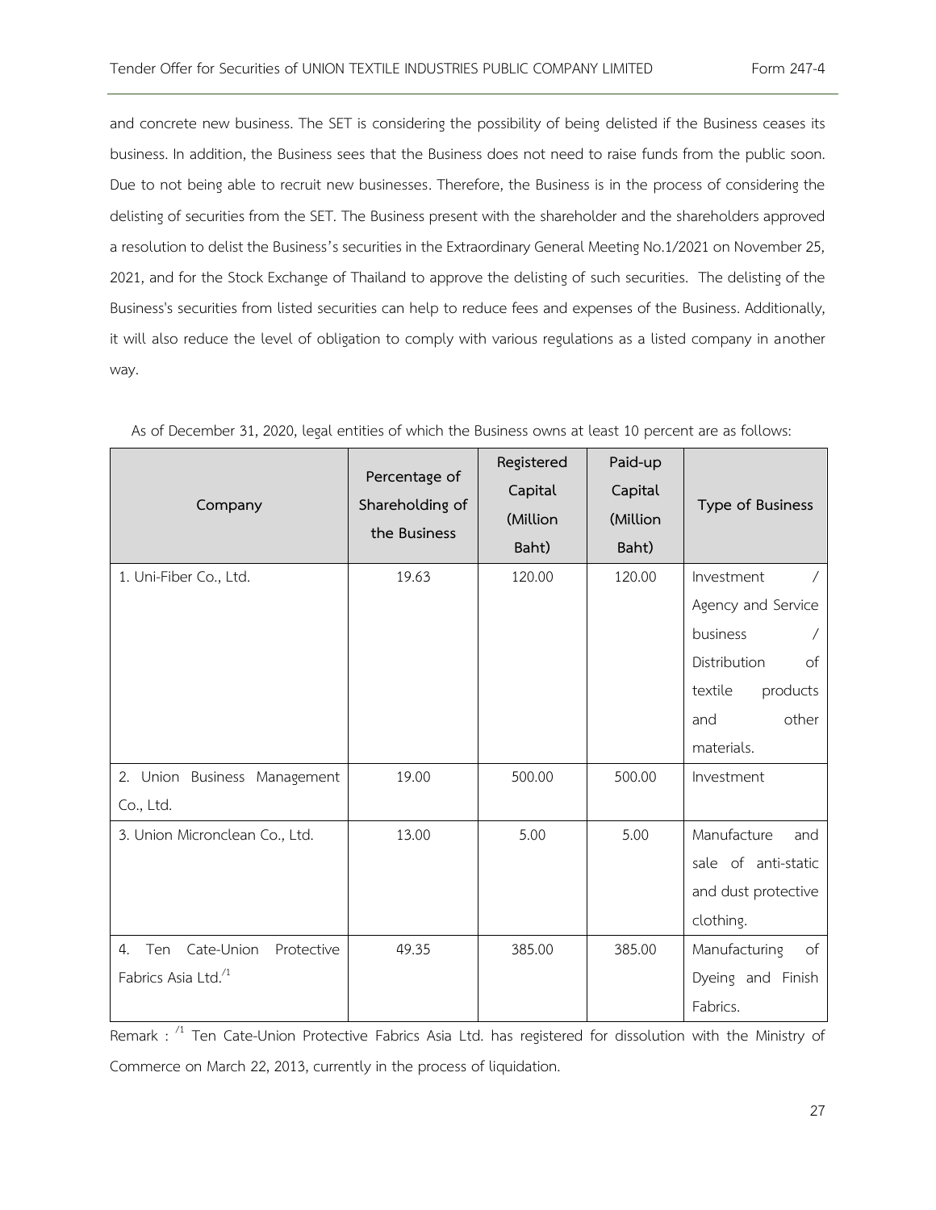and concrete new business. The SET is considering the possibility of being delisted if the Business ceases its business. In addition, the Business sees that the Business does not need to raise funds from the public soon. Due to not being able to recruit new businesses. Therefore, the Business is in the process of considering the delisting of securities from the SET. The Business present with the shareholder and the shareholders approved a resolution to delist the Business's securities in the Extraordinary General Meeting No.1/2021 on November 25, 2021, and for the Stock Exchange of Thailand to approve the delisting of such securities. The delisting of the Business's securities from listed securities can help to reduce fees and expenses of the Business. Additionally, it will also reduce the level of obligation to comply with various regulations as a listed company in another way.

As of December 31, 2020, legal entities of which the Business owns at least 10 percent are as follows:

| Company | Percentage of Shareholding of the Business | Registered Capital (Million Baht) | Paid-up Capital (Million Baht) | Type of Business |
|---|---|---|---|---|
| 1. Uni-Fiber Co., Ltd. | 19.63 | 120.00 | 120.00 | Investment / Agency and Service business / Distribution of textile products and other materials. |
| 2. Union Business Management Co., Ltd. | 19.00 | 500.00 | 500.00 | Investment |
| 3. Union Micronclean Co., Ltd. | 13.00 | 5.00 | 5.00 | Manufacture and sale of anti-static and dust protective clothing. |
| 4. Ten Cate-Union Protective Fabrics Asia Ltd.[/1] | 49.35 | 385.00 | 385.00 | Manufacturing of Dyeing and Finish Fabrics. |

Remark : [/1] Ten Cate-Union Protective Fabrics Asia Ltd. has registered for dissolution with the Ministry of Commerce on March 22, 2013, currently in the process of liquidation.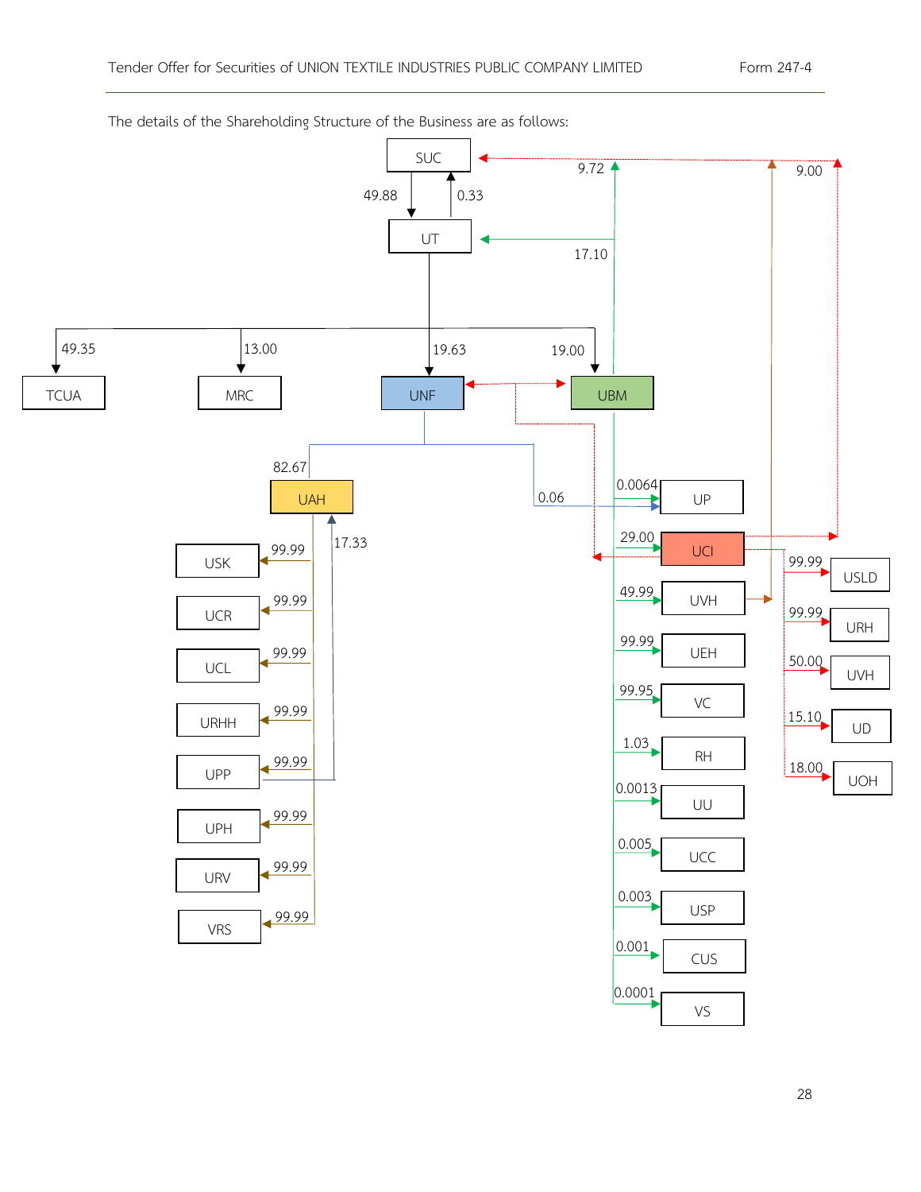The details of the Shareholding Structure of the Business are as follows:

SUC

49.88 0.33 9.72 9.00

UT

17.10

49.35 13.00 19.63 19.00

TCUA MRC UNF UBM

82.67

UAH

17.33

0.06

| Company | % |
|---|---|
| USK | 99.99 |
| UCR | 99.99 |
| UCL | 99.99 |
| URHH | 99.99 |
| UPP | 99.99 |
| UPH | 99.99 |
| URV | 99.99 |
| VRS | 99.99 |

| Company | % |
|---|---|
| UP | 0.0064 |
| UCI | 29.00 |
| UVH | 49.99 |
| UEH | 99.99 |
| VC | 99.95 |
| RH | 1.03 |
| UU | 0.0013 |
| UCC | 0.005 |
| USP | 0.003 |
| CUS | 0.001 |
| VS | 0.0001 |

| Company | % |
|---|---|
| USLD | 99.99 |
| URH | 99.99 |
| UVH | 50.00 |
| UD | 15.10 |
| UOH | 18.00 |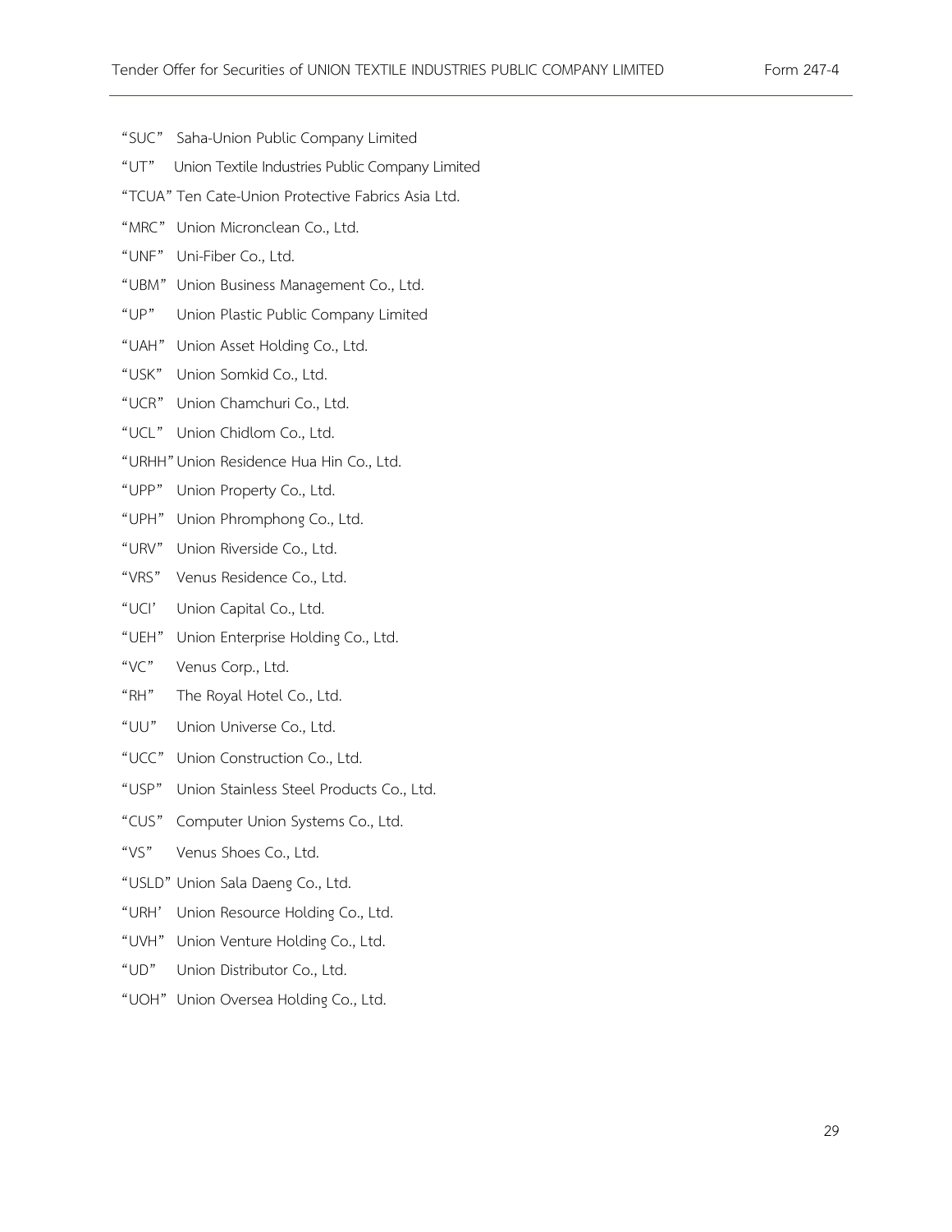"SUC" Saha-Union Public Company Limited

"UT" Union Textile Industries Public Company Limited

"TCUA" Ten Cate-Union Protective Fabrics Asia Ltd.

"MRC" Union Micronclean Co., Ltd.

"UNF" Uni-Fiber Co., Ltd.

"UBM" Union Business Management Co., Ltd.

"UP" Union Plastic Public Company Limited

"UAH" Union Asset Holding Co., Ltd.

"USK" Union Somkid Co., Ltd.

"UCR" Union Chamchuri Co., Ltd.

"UCL" Union Chidlom Co., Ltd.

"URHH" Union Residence Hua Hin Co., Ltd.

"UPP" Union Property Co., Ltd.

"UPH" Union Phromphong Co., Ltd.

"URV" Union Riverside Co., Ltd.

"VRS" Venus Residence Co., Ltd.

"UCI' Union Capital Co., Ltd.

"UEH" Union Enterprise Holding Co., Ltd.

"VC" Venus Corp., Ltd.

"RH" The Royal Hotel Co., Ltd.

"UU" Union Universe Co., Ltd.

"UCC" Union Construction Co., Ltd.

"USP" Union Stainless Steel Products Co., Ltd.

"CUS" Computer Union Systems Co., Ltd.

"VS" Venus Shoes Co., Ltd.

"USLD" Union Sala Daeng Co., Ltd.

"URH' Union Resource Holding Co., Ltd.

"UVH" Union Venture Holding Co., Ltd.

"UD" Union Distributor Co., Ltd.

"UOH" Union Oversea Holding Co., Ltd.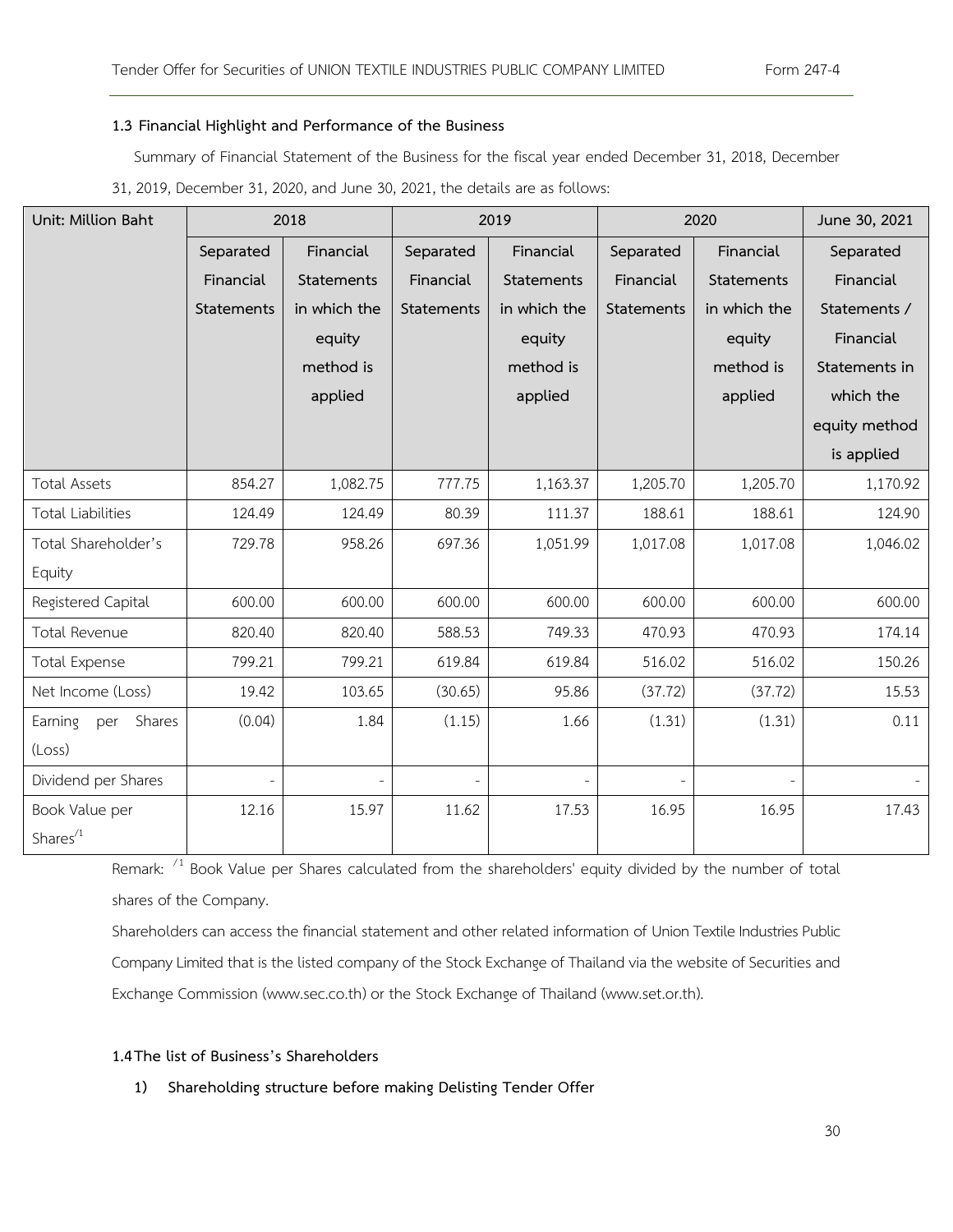### 1.3 Financial Highlight and Performance of the Business

Summary of Financial Statement of the Business for the fiscal year ended December 31, 2018, December 31, 2019, December 31, 2020, and June 30, 2021, the details are as follows:

| Unit: Million Baht | 2018 | | 2019 | | 2020 | | June 30, 2021 |
|---|---|---|---|---|---|---|---|
| | Separated Financial Statements | Financial Statements in which the equity method is applied | Separated Financial Statements | Financial Statements in which the equity method is applied | Separated Financial Statements | Financial Statements in which the equity method is applied | Separated Financial Statements / Financial Statements in which the equity method is applied |
| Total Assets | 854.27 | 1,082.75 | 777.75 | 1,163.37 | 1,205.70 | 1,205.70 | 1,170.92 |
| Total Liabilities | 124.49 | 124.49 | 80.39 | 111.37 | 188.61 | 188.61 | 124.90 |
| Total Shareholder's Equity | 729.78 | 958.26 | 697.36 | 1,051.99 | 1,017.08 | 1,017.08 | 1,046.02 |
| Registered Capital | 600.00 | 600.00 | 600.00 | 600.00 | 600.00 | 600.00 | 600.00 |
| Total Revenue | 820.40 | 820.40 | 588.53 | 749.33 | 470.93 | 470.93 | 174.14 |
| Total Expense | 799.21 | 799.21 | 619.84 | 619.84 | 516.02 | 516.02 | 150.26 |
| Net Income (Loss) | 19.42 | 103.65 | (30.65) | 95.86 | (37.72) | (37.72) | 15.53 |
| Earning per Shares (Loss) | (0.04) | 1.84 | (1.15) | 1.66 | (1.31) | (1.31) | 0.11 |
| Dividend per Shares | - | - | - | - | - | - | - |
| Book Value per Shares[/1] | 12.16 | 15.97 | 11.62 | 17.53 | 16.95 | 16.95 | 17.43 |

Remark: [/1] Book Value per Shares calculated from the shareholders' equity divided by the number of total shares of the Company.

Shareholders can access the financial statement and other related information of Union Textile Industries Public Company Limited that is the listed company of the Stock Exchange of Thailand via the website of Securities and Exchange Commission (www.sec.co.th) or the Stock Exchange of Thailand (www.set.or.th).

### 1.4 The list of Business's Shareholders

**1) Shareholding structure before making Delisting Tender Offer**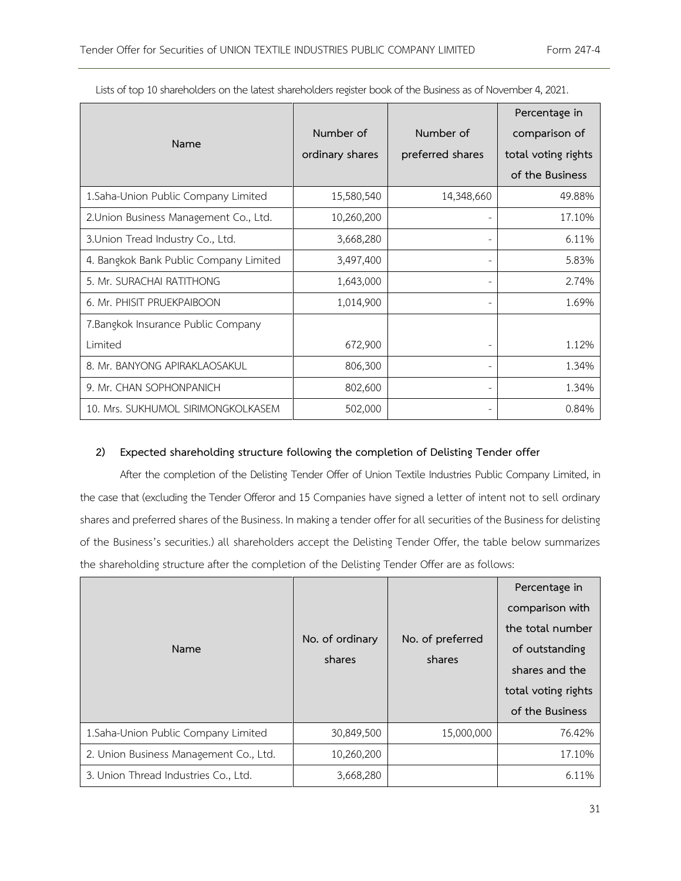Lists of top 10 shareholders on the latest shareholders register book of the Business as of November 4, 2021.

| Name | Number of ordinary shares | Number of preferred shares | Percentage in comparison of total voting rights of the Business |
|---|---|---|---|
| 1.Saha-Union Public Company Limited | 15,580,540 | 14,348,660 | 49.88% |
| 2.Union Business Management Co., Ltd. | 10,260,200 | - | 17.10% |
| 3.Union Tread Industry Co., Ltd. | 3,668,280 | - | 6.11% |
| 4. Bangkok Bank Public Company Limited | 3,497,400 | - | 5.83% |
| 5. Mr. SURACHAI RATITHONG | 1,643,000 | - | 2.74% |
| 6. Mr. PHISIT PRUEKPAIBOON | 1,014,900 | - | 1.69% |
| 7.Bangkok Insurance Public Company Limited | 672,900 | - | 1.12% |
| 8. Mr. BANYONG APIRAKLAOSAKUL | 806,300 | - | 1.34% |
| 9. Mr. CHAN SOPHONPANICH | 802,600 | - | 1.34% |
| 10. Mrs. SUKHUMOL SIRIMONGKOLKASEM | 502,000 | - | 0.84% |

**2) Expected shareholding structure following the completion of Delisting Tender offer**

After the completion of the Delisting Tender Offer of Union Textile Industries Public Company Limited, in the case that (excluding the Tender Offeror and 15 Companies have signed a letter of intent not to sell ordinary shares and preferred shares of the Business. In making a tender offer for all securities of the Business for delisting of the Business's securities.) all shareholders accept the Delisting Tender Offer, the table below summarizes the shareholding structure after the completion of the Delisting Tender Offer are as follows:

| Name | No. of ordinary shares | No. of preferred shares | Percentage in comparison with the total number of outstanding shares and the total voting rights of the Business |
|---|---|---|---|
| 1.Saha-Union Public Company Limited | 30,849,500 | 15,000,000 | 76.42% |
| 2. Union Business Management Co., Ltd. | 10,260,200 | | 17.10% |
| 3. Union Thread Industries Co., Ltd. | 3,668,280 | | 6.11% |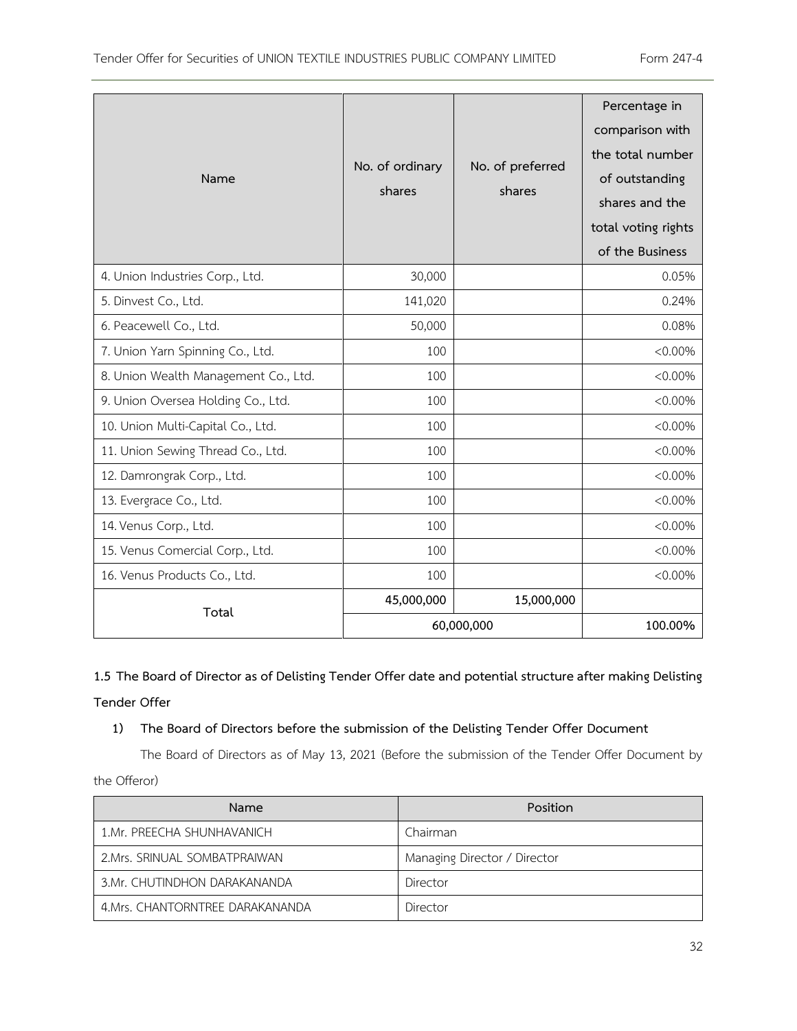| Name | No. of ordinary shares | No. of preferred shares | Percentage in comparison with the total number of outstanding shares and the total voting rights of the Business |
|---|---|---|---|
| 4. Union Industries Corp., Ltd. | 30,000 | | 0.05% |
| 5. Dinvest Co., Ltd. | 141,020 | | 0.24% |
| 6. Peacewell Co., Ltd. | 50,000 | | 0.08% |
| 7. Union Yarn Spinning Co., Ltd. | 100 | | <0.00% |
| 8. Union Wealth Management Co., Ltd. | 100 | | <0.00% |
| 9. Union Oversea Holding Co., Ltd. | 100 | | <0.00% |
| 10. Union Multi-Capital Co., Ltd. | 100 | | <0.00% |
| 11. Union Sewing Thread Co., Ltd. | 100 | | <0.00% |
| 12. Damrongrak Corp., Ltd. | 100 | | <0.00% |
| 13. Evergrace Co., Ltd. | 100 | | <0.00% |
| 14. Venus Corp., Ltd. | 100 | | <0.00% |
| 15. Venus Comercial Corp., Ltd. | 100 | | <0.00% |
| 16. Venus Products Co., Ltd. | 100 | | <0.00% |
| **Total** | **45,000,000** | **15,000,000** | |
| | **60,000,000** | | **100.00%** |

**1.5 The Board of Director as of Delisting Tender Offer date and potential structure after making Delisting Tender Offer**

**1) The Board of Directors before the submission of the Delisting Tender Offer Document**

The Board of Directors as of May 13, 2021 (Before the submission of the Tender Offer Document by the Offeror)

| Name | Position |
|---|---|
| 1.Mr. PREECHA SHUNHAVANICH | Chairman |
| 2.Mrs. SRINUAL SOMBATPRAIWAN | Managing Director / Director |
| 3.Mr. CHUTINDHON DARAKANANDA | Director |
| 4.Mrs. CHANTORNTREE DARAKANANDA | Director |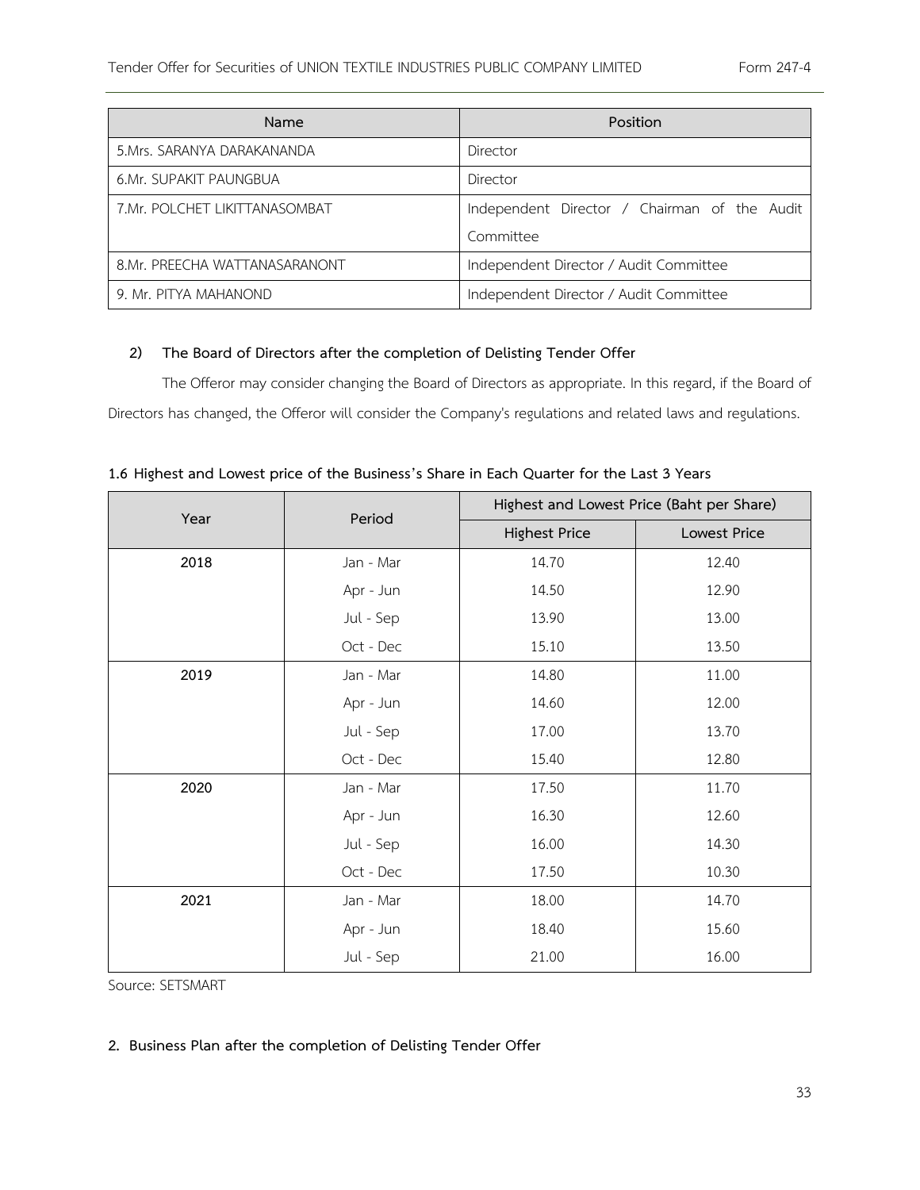| Name | Position |
|---|---|
| 5.Mrs. SARANYA DARAKANANDA | Director |
| 6.Mr. SUPAKIT PAUNGBUA | Director |
| 7.Mr. POLCHET LIKITTANASOMBAT | Independent Director / Chairman of the Audit Committee |
| 8.Mr. PREECHA WATTANASARANONT | Independent Director / Audit Committee |
| 9. Mr. PITYA MAHANOND | Independent Director / Audit Committee |

**2) The Board of Directors after the completion of Delisting Tender Offer**

The Offeror may consider changing the Board of Directors as appropriate. In this regard, if the Board of Directors has changed, the Offeror will consider the Company's regulations and related laws and regulations.

**1.6 Highest and Lowest price of the Business's Share in Each Quarter for the Last 3 Years**

| Year | Period | Highest and Lowest Price (Baht per Share) | |
|---|---|---|---|
| | | Highest Price | Lowest Price |
| **2018** | Jan - Mar | 14.70 | 12.40 |
| | Apr - Jun | 14.50 | 12.90 |
| | Jul - Sep | 13.90 | 13.00 |
| | Oct - Dec | 15.10 | 13.50 |
| **2019** | Jan - Mar | 14.80 | 11.00 |
| | Apr - Jun | 14.60 | 12.00 |
| | Jul - Sep | 17.00 | 13.70 |
| | Oct - Dec | 15.40 | 12.80 |
| **2020** | Jan - Mar | 17.50 | 11.70 |
| | Apr - Jun | 16.30 | 12.60 |
| | Jul - Sep | 16.00 | 14.30 |
| | Oct - Dec | 17.50 | 10.30 |
| **2021** | Jan - Mar | 18.00 | 14.70 |
| | Apr - Jun | 18.40 | 15.60 |
| | Jul - Sep | 21.00 | 16.00 |

Source: SETSMART

**2. Business Plan after the completion of Delisting Tender Offer**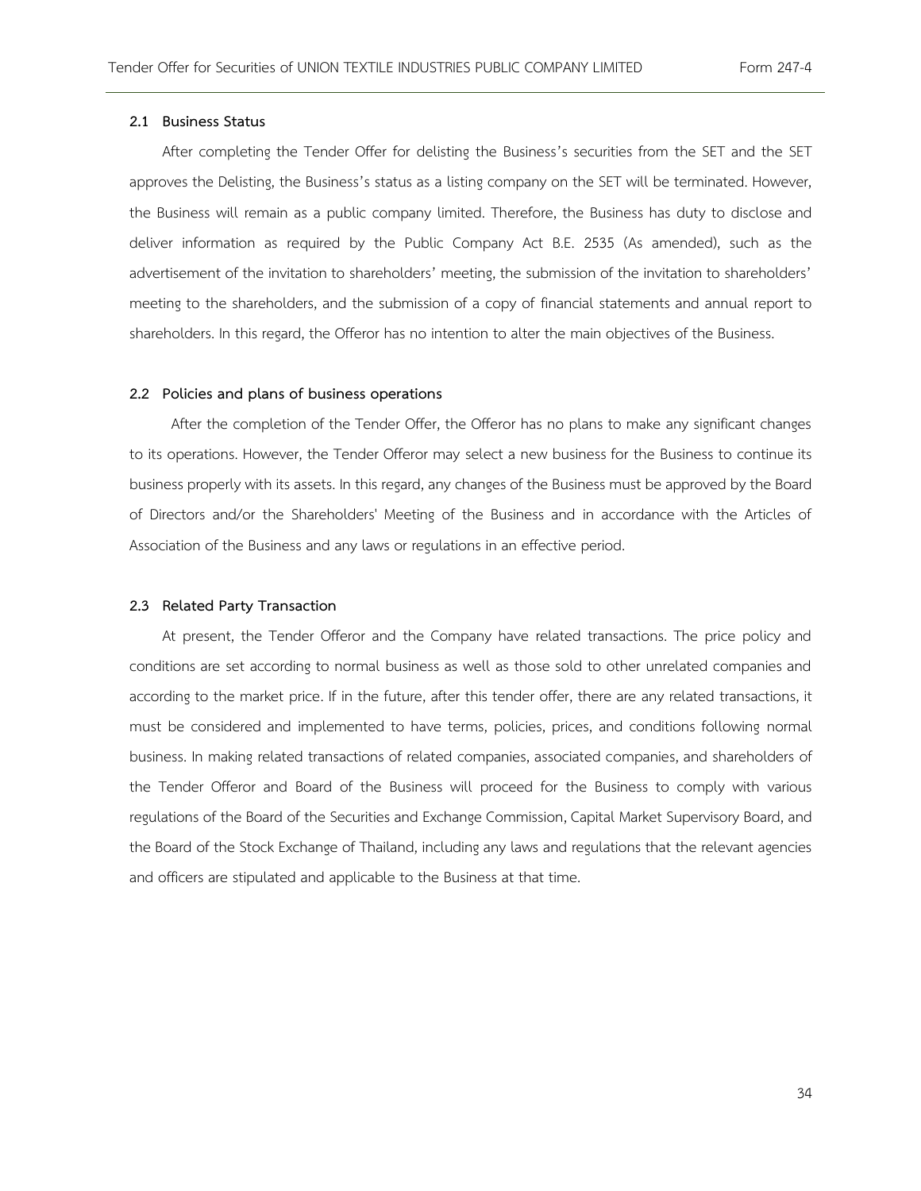### 2.1 Business Status

After completing the Tender Offer for delisting the Business's securities from the SET and the SET approves the Delisting, the Business's status as a listing company on the SET will be terminated. However, the Business will remain as a public company limited. Therefore, the Business has duty to disclose and deliver information as required by the Public Company Act B.E. 2535 (As amended), such as the advertisement of the invitation to shareholders' meeting, the submission of the invitation to shareholders' meeting to the shareholders, and the submission of a copy of financial statements and annual report to shareholders. In this regard, the Offeror has no intention to alter the main objectives of the Business.

### 2.2 Policies and plans of business operations

After the completion of the Tender Offer, the Offeror has no plans to make any significant changes to its operations. However, the Tender Offeror may select a new business for the Business to continue its business properly with its assets. In this regard, any changes of the Business must be approved by the Board of Directors and/or the Shareholders' Meeting of the Business and in accordance with the Articles of Association of the Business and any laws or regulations in an effective period.

### 2.3 Related Party Transaction

At present, the Tender Offeror and the Company have related transactions. The price policy and conditions are set according to normal business as well as those sold to other unrelated companies and according to the market price. If in the future, after this tender offer, there are any related transactions, it must be considered and implemented to have terms, policies, prices, and conditions following normal business. In making related transactions of related companies, associated companies, and shareholders of the Tender Offeror and Board of the Business will proceed for the Business to comply with various regulations of the Board of the Securities and Exchange Commission, Capital Market Supervisory Board, and the Board of the Stock Exchange of Thailand, including any laws and regulations that the relevant agencies and officers are stipulated and applicable to the Business at that time.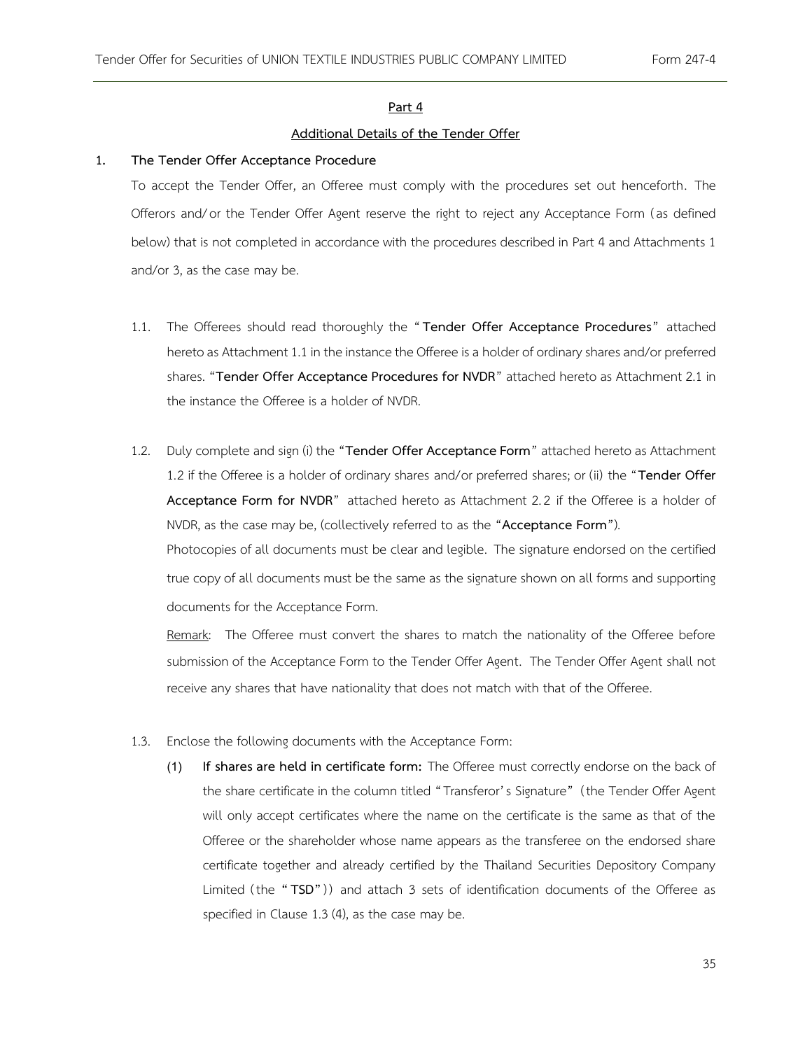## Part 4

## Additional Details of the Tender Offer

**1. The Tender Offer Acceptance Procedure**

To accept the Tender Offer, an Offeree must comply with the procedures set out henceforth. The Offerors and/or the Tender Offer Agent reserve the right to reject any Acceptance Form (as defined below) that is not completed in accordance with the procedures described in Part 4 and Attachments 1 and/or 3, as the case may be.

1.1. The Offerees should read thoroughly the "**Tender Offer Acceptance Procedures**" attached hereto as Attachment 1.1 in the instance the Offeree is a holder of ordinary shares and/or preferred shares. "**Tender Offer Acceptance Procedures for NVDR**" attached hereto as Attachment 2.1 in the instance the Offeree is a holder of NVDR.

1.2. Duly complete and sign (i) the "**Tender Offer Acceptance Form**" attached hereto as Attachment 1.2 if the Offeree is a holder of ordinary shares and/or preferred shares; or (ii) the "**Tender Offer Acceptance Form for NVDR**" attached hereto as Attachment 2.2 if the Offeree is a holder of NVDR, as the case may be, (collectively referred to as the "**Acceptance Form**").

Photocopies of all documents must be clear and legible. The signature endorsed on the certified true copy of all documents must be the same as the signature shown on all forms and supporting documents for the Acceptance Form.

Remark: The Offeree must convert the shares to match the nationality of the Offeree before submission of the Acceptance Form to the Tender Offer Agent. The Tender Offer Agent shall not receive any shares that have nationality that does not match with that of the Offeree.

1.3. Enclose the following documents with the Acceptance Form:

(1) **If shares are held in certificate form:** The Offeree must correctly endorse on the back of the share certificate in the column titled "Transferor's Signature" (the Tender Offer Agent will only accept certificates where the name on the certificate is the same as that of the Offeree or the shareholder whose name appears as the transferee on the endorsed share certificate together and already certified by the Thailand Securities Depository Company Limited (the "**TSD**")) and attach 3 sets of identification documents of the Offeree as specified in Clause 1.3 (4), as the case may be.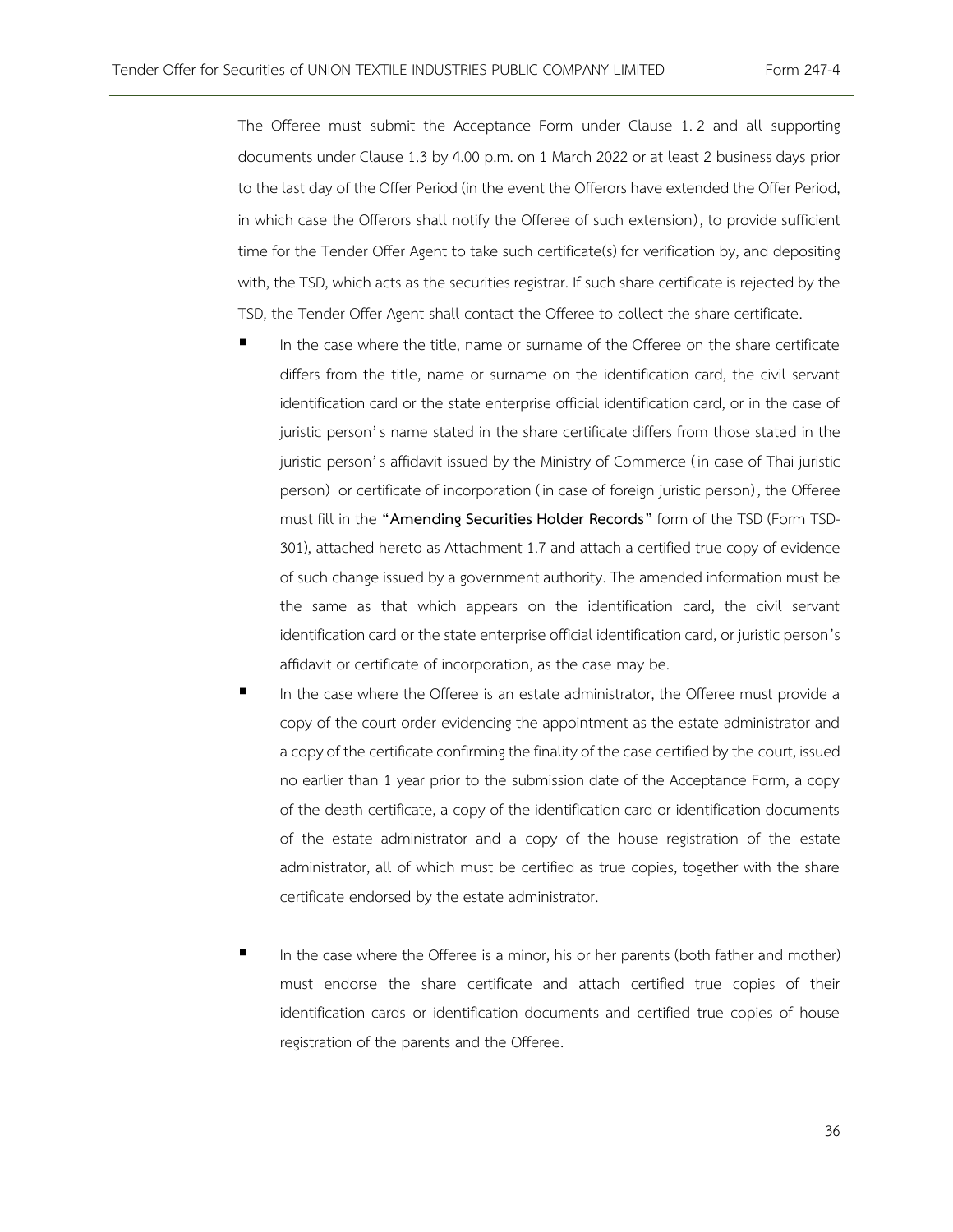The Offeree must submit the Acceptance Form under Clause 1.2 and all supporting documents under Clause 1.3 by 4.00 p.m. on 1 March 2022 or at least 2 business days prior to the last day of the Offer Period (in the event the Offerors have extended the Offer Period, in which case the Offerors shall notify the Offeree of such extension), to provide sufficient time for the Tender Offer Agent to take such certificate(s) for verification by, and depositing with, the TSD, which acts as the securities registrar. If such share certificate is rejected by the TSD, the Tender Offer Agent shall contact the Offeree to collect the share certificate.

- In the case where the title, name or surname of the Offeree on the share certificate differs from the title, name or surname on the identification card, the civil servant identification card or the state enterprise official identification card, or in the case of juristic person's name stated in the share certificate differs from those stated in the juristic person's affidavit issued by the Ministry of Commerce (in case of Thai juristic person) or certificate of incorporation (in case of foreign juristic person), the Offeree must fill in the **"Amending Securities Holder Records"** form of the TSD (Form TSD-301), attached hereto as Attachment 1.7 and attach a certified true copy of evidence of such change issued by a government authority. The amended information must be the same as that which appears on the identification card, the civil servant identification card or the state enterprise official identification card, or juristic person's affidavit or certificate of incorporation, as the case may be.
- In the case where the Offeree is an estate administrator, the Offeree must provide a copy of the court order evidencing the appointment as the estate administrator and a copy of the certificate confirming the finality of the case certified by the court, issued no earlier than 1 year prior to the submission date of the Acceptance Form, a copy of the death certificate, a copy of the identification card or identification documents of the estate administrator and a copy of the house registration of the estate administrator, all of which must be certified as true copies, together with the share certificate endorsed by the estate administrator.
- In the case where the Offeree is a minor, his or her parents (both father and mother) must endorse the share certificate and attach certified true copies of their identification cards or identification documents and certified true copies of house registration of the parents and the Offeree.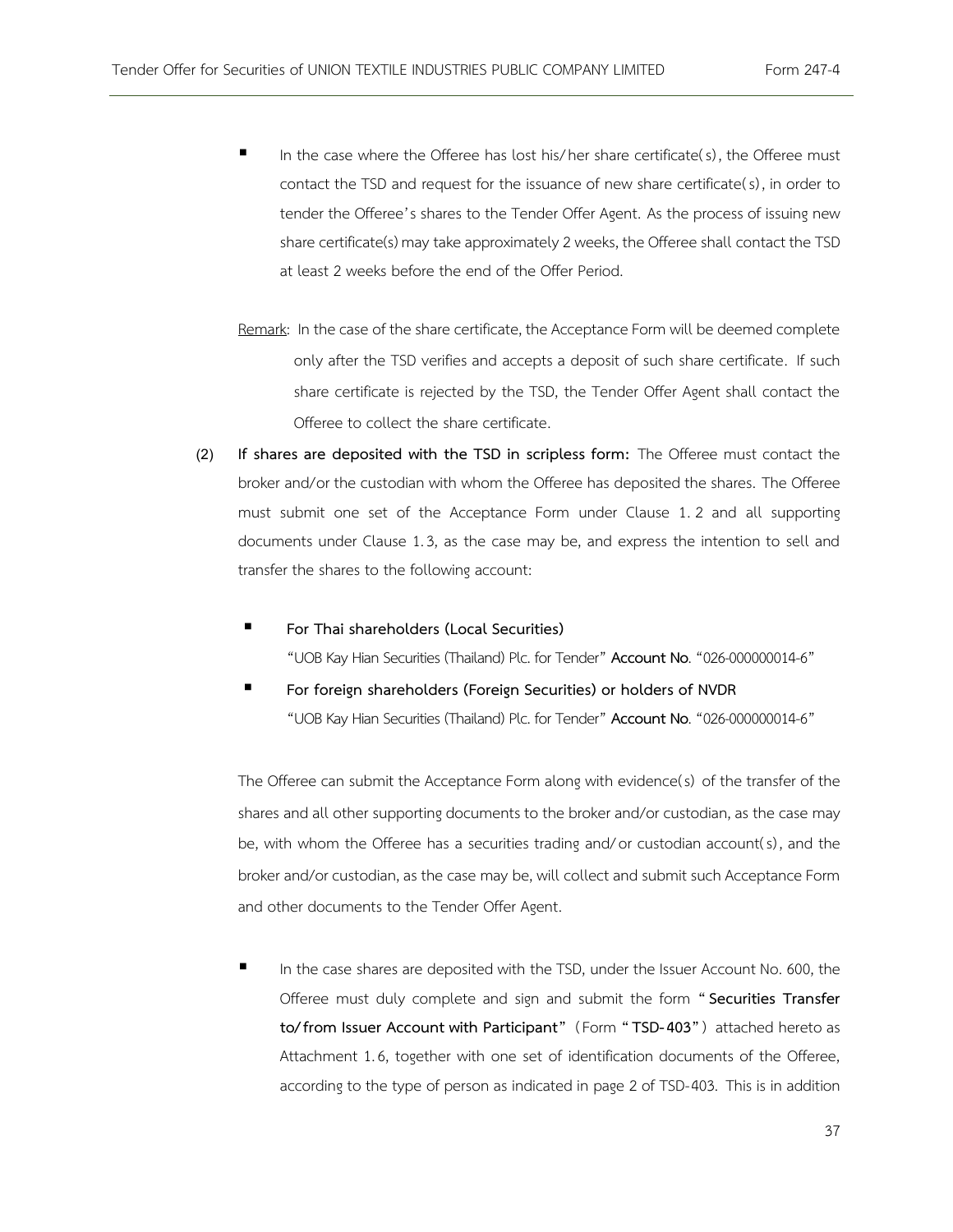- In the case where the Offeree has lost his/her share certificate(s), the Offeree must contact the TSD and request for the issuance of new share certificate(s), in order to tender the Offeree's shares to the Tender Offer Agent. As the process of issuing new share certificate(s) may take approximately 2 weeks, the Offeree shall contact the TSD at least 2 weeks before the end of the Offer Period.

Remark: In the case of the share certificate, the Acceptance Form will be deemed complete only after the TSD verifies and accepts a deposit of such share certificate. If such share certificate is rejected by the TSD, the Tender Offer Agent shall contact the Offeree to collect the share certificate.

(2) **If shares are deposited with the TSD in scripless form:** The Offeree must contact the broker and/or the custodian with whom the Offeree has deposited the shares. The Offeree must submit one set of the Acceptance Form under Clause 1.2 and all supporting documents under Clause 1.3, as the case may be, and express the intention to sell and transfer the shares to the following account:

- **For Thai shareholders (Local Securities)**
  "UOB Kay Hian Securities (Thailand) Plc. for Tender" **Account No**. "026-000000014-6"
- **For foreign shareholders (Foreign Securities) or holders of NVDR**
  "UOB Kay Hian Securities (Thailand) Plc. for Tender" **Account No**. "026-000000014-6"

The Offeree can submit the Acceptance Form along with evidence(s) of the transfer of the shares and all other supporting documents to the broker and/or custodian, as the case may be, with whom the Offeree has a securities trading and/or custodian account(s), and the broker and/or custodian, as the case may be, will collect and submit such Acceptance Form and other documents to the Tender Offer Agent.

- In the case shares are deposited with the TSD, under the Issuer Account No. 600, the Offeree must duly complete and sign and submit the form "**Securities Transfer to/from Issuer Account with Participant**" (Form "**TSD-403**") attached hereto as Attachment 1.6, together with one set of identification documents of the Offeree, according to the type of person as indicated in page 2 of TSD-403. This is in addition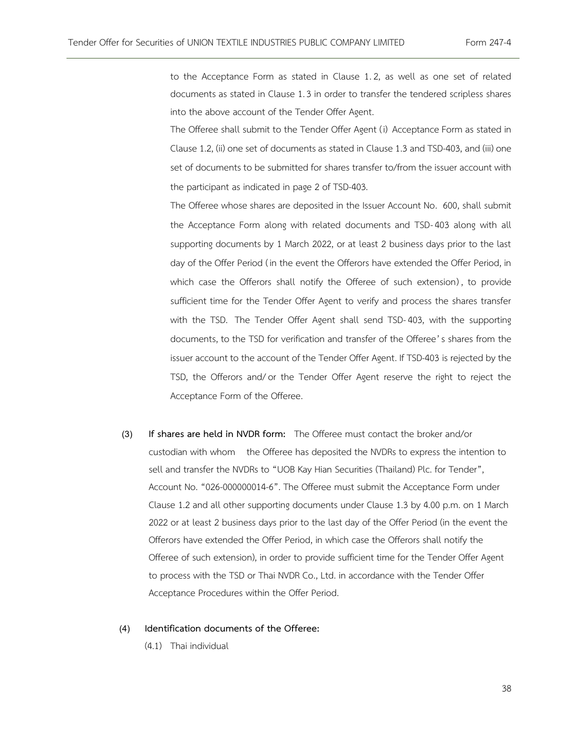to the Acceptance Form as stated in Clause 1.2, as well as one set of related documents as stated in Clause 1.3 in order to transfer the tendered scripless shares into the above account of the Tender Offer Agent.

The Offeree shall submit to the Tender Offer Agent (i) Acceptance Form as stated in Clause 1.2, (ii) one set of documents as stated in Clause 1.3 and TSD-403, and (iii) one set of documents to be submitted for shares transfer to/from the issuer account with the participant as indicated in page 2 of TSD-403.

The Offeree whose shares are deposited in the Issuer Account No. 600, shall submit the Acceptance Form along with related documents and TSD-403 along with all supporting documents by 1 March 2022, or at least 2 business days prior to the last day of the Offer Period (in the event the Offerors have extended the Offer Period, in which case the Offerors shall notify the Offeree of such extension), to provide sufficient time for the Tender Offer Agent to verify and process the shares transfer with the TSD. The Tender Offer Agent shall send TSD-403, with the supporting documents, to the TSD for verification and transfer of the Offeree's shares from the issuer account to the account of the Tender Offer Agent. If TSD-403 is rejected by the TSD, the Offerors and/or the Tender Offer Agent reserve the right to reject the Acceptance Form of the Offeree.

(3) **If shares are held in NVDR form:** The Offeree must contact the broker and/or custodian with whom the Offeree has deposited the NVDRs to express the intention to sell and transfer the NVDRs to "UOB Kay Hian Securities (Thailand) Plc. for Tender", Account No. "026-000000014-6". The Offeree must submit the Acceptance Form under Clause 1.2 and all other supporting documents under Clause 1.3 by 4.00 p.m. on 1 March 2022 or at least 2 business days prior to the last day of the Offer Period (in the event the Offerors have extended the Offer Period, in which case the Offerors shall notify the Offeree of such extension), in order to provide sufficient time for the Tender Offer Agent to process with the TSD or Thai NVDR Co., Ltd. in accordance with the Tender Offer Acceptance Procedures within the Offer Period.

(4) **Identification documents of the Offeree:**

(4.1) Thai individual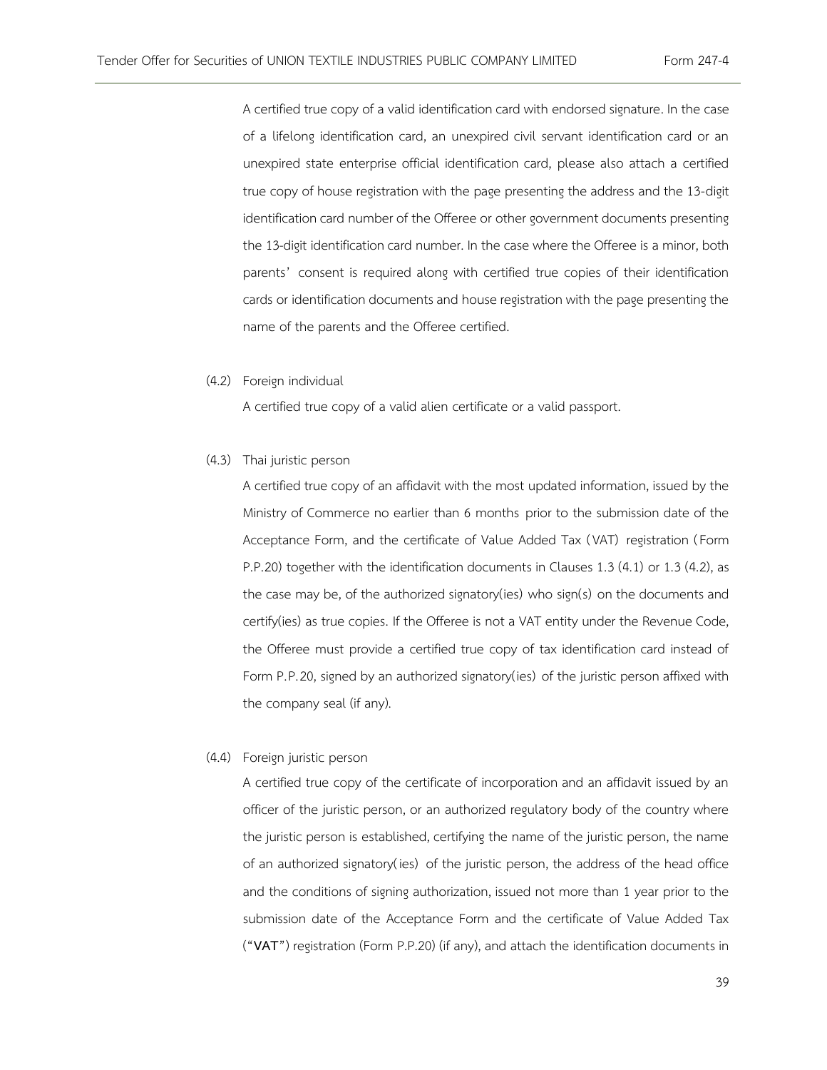A certified true copy of a valid identification card with endorsed signature. In the case of a lifelong identification card, an unexpired civil servant identification card or an unexpired state enterprise official identification card, please also attach a certified true copy of house registration with the page presenting the address and the 13-digit identification card number of the Offeree or other government documents presenting the 13-digit identification card number. In the case where the Offeree is a minor, both parents' consent is required along with certified true copies of their identification cards or identification documents and house registration with the page presenting the name of the parents and the Offeree certified.

(4.2) Foreign individual

A certified true copy of a valid alien certificate or a valid passport.

(4.3) Thai juristic person

A certified true copy of an affidavit with the most updated information, issued by the Ministry of Commerce no earlier than 6 months prior to the submission date of the Acceptance Form, and the certificate of Value Added Tax (VAT) registration (Form P.P.20) together with the identification documents in Clauses 1.3 (4.1) or 1.3 (4.2), as the case may be, of the authorized signatory(ies) who sign(s) on the documents and certify(ies) as true copies. If the Offeree is not a VAT entity under the Revenue Code, the Offeree must provide a certified true copy of tax identification card instead of Form P.P.20, signed by an authorized signatory(ies) of the juristic person affixed with the company seal (if any).

(4.4) Foreign juristic person

A certified true copy of the certificate of incorporation and an affidavit issued by an officer of the juristic person, or an authorized regulatory body of the country where the juristic person is established, certifying the name of the juristic person, the name of an authorized signatory(ies) of the juristic person, the address of the head office and the conditions of signing authorization, issued not more than 1 year prior to the submission date of the Acceptance Form and the certificate of Value Added Tax ("**VAT**") registration (Form P.P.20) (if any), and attach the identification documents in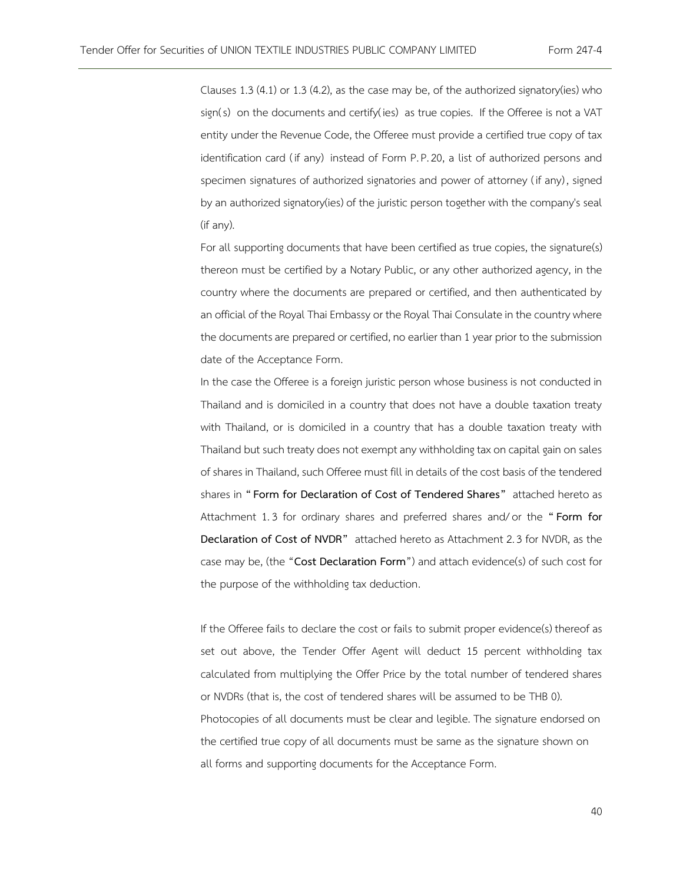Clauses 1.3 (4.1) or 1.3 (4.2), as the case may be, of the authorized signatory(ies) who sign(s) on the documents and certify(ies) as true copies. If the Offeree is not a VAT entity under the Revenue Code, the Offeree must provide a certified true copy of tax identification card (if any) instead of Form P.P.20, a list of authorized persons and specimen signatures of authorized signatories and power of attorney (if any), signed by an authorized signatory(ies) of the juristic person together with the company's seal (if any).

For all supporting documents that have been certified as true copies, the signature(s) thereon must be certified by a Notary Public, or any other authorized agency, in the country where the documents are prepared or certified, and then authenticated by an official of the Royal Thai Embassy or the Royal Thai Consulate in the country where the documents are prepared or certified, no earlier than 1 year prior to the submission date of the Acceptance Form.

In the case the Offeree is a foreign juristic person whose business is not conducted in Thailand and is domiciled in a country that does not have a double taxation treaty with Thailand, or is domiciled in a country that has a double taxation treaty with Thailand but such treaty does not exempt any withholding tax on capital gain on sales of shares in Thailand, such Offeree must fill in details of the cost basis of the tendered shares in "**Form for Declaration of Cost of Tendered Shares**" attached hereto as Attachment 1.3 for ordinary shares and preferred shares and/or the "**Form for Declaration of Cost of NVDR**" attached hereto as Attachment 2.3 for NVDR, as the case may be, (the "**Cost Declaration Form**") and attach evidence(s) of such cost for the purpose of the withholding tax deduction.

If the Offeree fails to declare the cost or fails to submit proper evidence(s) thereof as set out above, the Tender Offer Agent will deduct 15 percent withholding tax calculated from multiplying the Offer Price by the total number of tendered shares or NVDRs (that is, the cost of tendered shares will be assumed to be THB 0).

Photocopies of all documents must be clear and legible. The signature endorsed on the certified true copy of all documents must be same as the signature shown on all forms and supporting documents for the Acceptance Form.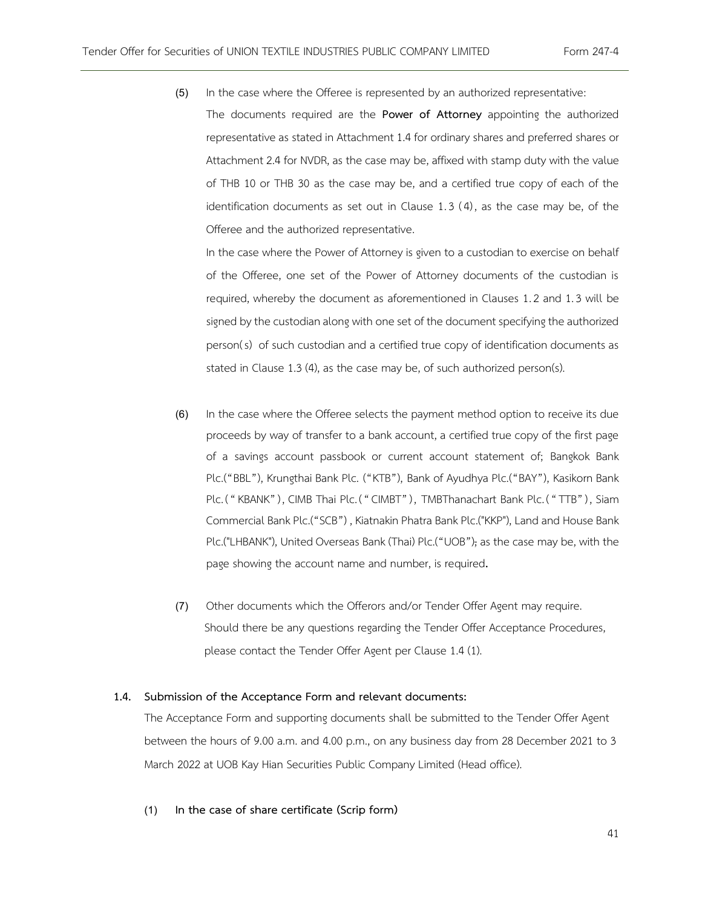(5) In the case where the Offeree is represented by an authorized representative:

The documents required are the **Power of Attorney** appointing the authorized representative as stated in Attachment 1.4 for ordinary shares and preferred shares or Attachment 2.4 for NVDR, as the case may be, affixed with stamp duty with the value of THB 10 or THB 30 as the case may be, and a certified true copy of each of the identification documents as set out in Clause 1.3 (4), as the case may be, of the Offeree and the authorized representative.

In the case where the Power of Attorney is given to a custodian to exercise on behalf of the Offeree, one set of the Power of Attorney documents of the custodian is required, whereby the document as aforementioned in Clauses 1.2 and 1.3 will be signed by the custodian along with one set of the document specifying the authorized person(s) of such custodian and a certified true copy of identification documents as stated in Clause 1.3 (4), as the case may be, of such authorized person(s).

(6) In the case where the Offeree selects the payment method option to receive its due proceeds by way of transfer to a bank account, a certified true copy of the first page of a savings account passbook or current account statement of; Bangkok Bank Plc.("BBL"), Krungthai Bank Plc. ("KTB"), Bank of Ayudhya Plc.("BAY"), Kasikorn Bank Plc.("KBANK"), CIMB Thai Plc.("CIMBT"), TMBThanachart Bank Plc.("TTB"), Siam Commercial Bank Plc.("SCB"), Kiatnakin Phatra Bank Plc.("KKP"), Land and House Bank Plc.("LHBANK"), United Overseas Bank (Thai) Plc.("UOB"); as the case may be, with the page showing the account name and number, is required.

(7) Other documents which the Offerors and/or Tender Offer Agent may require.

Should there be any questions regarding the Tender Offer Acceptance Procedures, please contact the Tender Offer Agent per Clause 1.4 (1).

**1.4. Submission of the Acceptance Form and relevant documents:**

The Acceptance Form and supporting documents shall be submitted to the Tender Offer Agent between the hours of 9.00 a.m. and 4.00 p.m., on any business day from 28 December 2021 to 3 March 2022 at UOB Kay Hian Securities Public Company Limited (Head office).

**(1) In the case of share certificate (Scrip form)**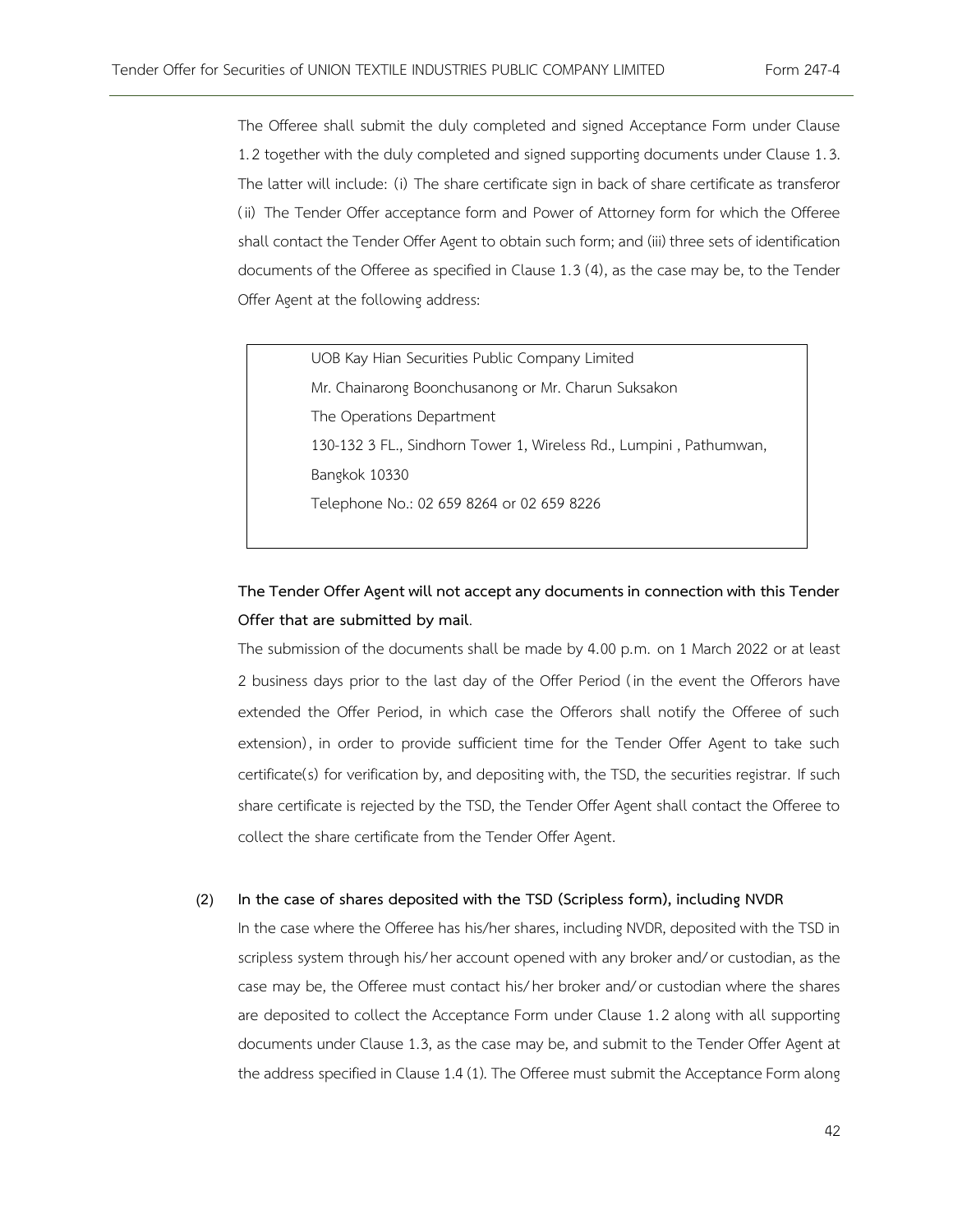The Offeree shall submit the duly completed and signed Acceptance Form under Clause 1.2 together with the duly completed and signed supporting documents under Clause 1.3. The latter will include: (i) The share certificate sign in back of share certificate as transferor (ii) The Tender Offer acceptance form and Power of Attorney form for which the Offeree shall contact the Tender Offer Agent to obtain such form; and (iii) three sets of identification documents of the Offeree as specified in Clause 1.3 (4), as the case may be, to the Tender Offer Agent at the following address:

> UOB Kay Hian Securities Public Company Limited
> Mr. Chainarong Boonchusanong or Mr. Charun Suksakon
> The Operations Department
> 130-132 3 FL., Sindhorn Tower 1, Wireless Rd., Lumpini , Pathumwan, Bangkok 10330
> Telephone No.: 02 659 8264 or 02 659 8226

**The Tender Offer Agent will not accept any documents in connection with this Tender Offer that are submitted by mail**.

The submission of the documents shall be made by 4.00 p.m. on 1 March 2022 or at least 2 business days prior to the last day of the Offer Period (in the event the Offerors have extended the Offer Period, in which case the Offerors shall notify the Offeree of such extension), in order to provide sufficient time for the Tender Offer Agent to take such certificate(s) for verification by, and depositing with, the TSD, the securities registrar. If such share certificate is rejected by the TSD, the Tender Offer Agent shall contact the Offeree to collect the share certificate from the Tender Offer Agent.

**(2) In the case of shares deposited with the TSD (Scripless form), including NVDR**

In the case where the Offeree has his/her shares, including NVDR, deposited with the TSD in scripless system through his/her account opened with any broker and/or custodian, as the case may be, the Offeree must contact his/her broker and/or custodian where the shares are deposited to collect the Acceptance Form under Clause 1.2 along with all supporting documents under Clause 1.3, as the case may be, and submit to the Tender Offer Agent at the address specified in Clause 1.4 (1). The Offeree must submit the Acceptance Form along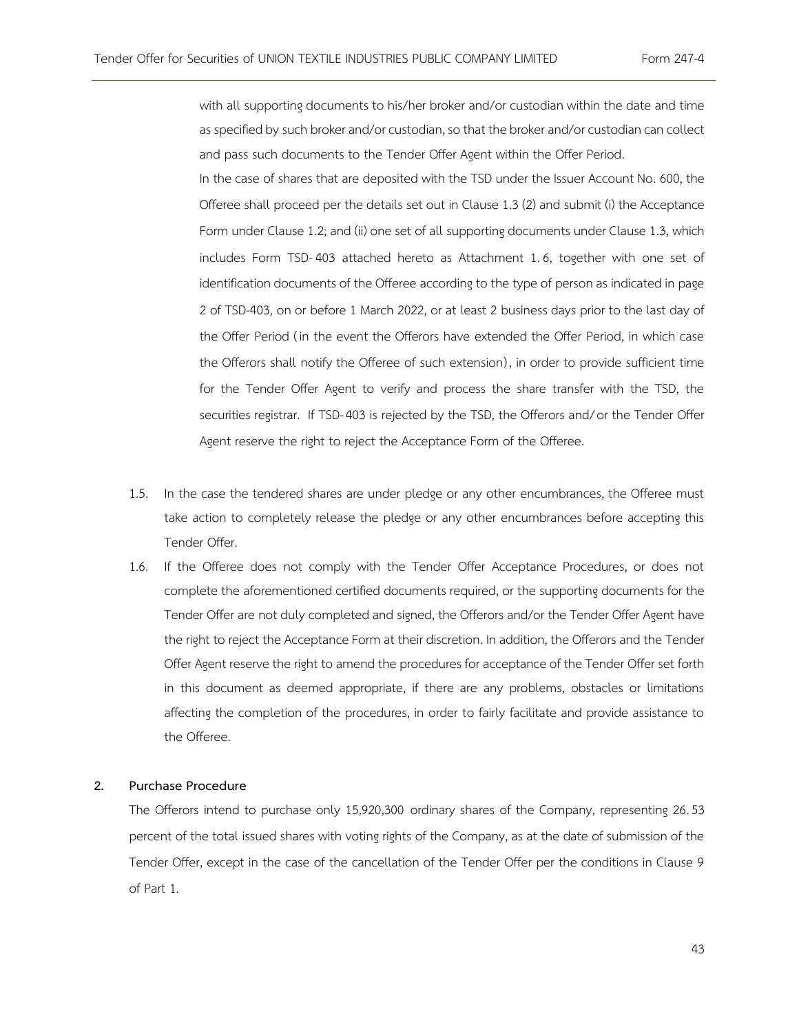with all supporting documents to his/her broker and/or custodian within the date and time as specified by such broker and/or custodian, so that the broker and/or custodian can collect and pass such documents to the Tender Offer Agent within the Offer Period.

In the case of shares that are deposited with the TSD under the Issuer Account No. 600, the Offeree shall proceed per the details set out in Clause 1.3 (2) and submit (i) the Acceptance Form under Clause 1.2; and (ii) one set of all supporting documents under Clause 1.3, which includes Form TSD-403 attached hereto as Attachment 1.6, together with one set of identification documents of the Offeree according to the type of person as indicated in page 2 of TSD-403, on or before 1 March 2022, or at least 2 business days prior to the last day of the Offer Period (in the event the Offerors have extended the Offer Period, in which case the Offerors shall notify the Offeree of such extension), in order to provide sufficient time for the Tender Offer Agent to verify and process the share transfer with the TSD, the securities registrar. If TSD-403 is rejected by the TSD, the Offerors and/or the Tender Offer Agent reserve the right to reject the Acceptance Form of the Offeree.

1.5. In the case the tendered shares are under pledge or any other encumbrances, the Offeree must take action to completely release the pledge or any other encumbrances before accepting this Tender Offer.

1.6. If the Offeree does not comply with the Tender Offer Acceptance Procedures, or does not complete the aforementioned certified documents required, or the supporting documents for the Tender Offer are not duly completed and signed, the Offerors and/or the Tender Offer Agent have the right to reject the Acceptance Form at their discretion. In addition, the Offerors and the Tender Offer Agent reserve the right to amend the procedures for acceptance of the Tender Offer set forth in this document as deemed appropriate, if there are any problems, obstacles or limitations affecting the completion of the procedures, in order to fairly facilitate and provide assistance to the Offeree.

**2. Purchase Procedure**

The Offerors intend to purchase only 15,920,300 ordinary shares of the Company, representing 26.53 percent of the total issued shares with voting rights of the Company, as at the date of submission of the Tender Offer, except in the case of the cancellation of the Tender Offer per the conditions in Clause 9 of Part 1.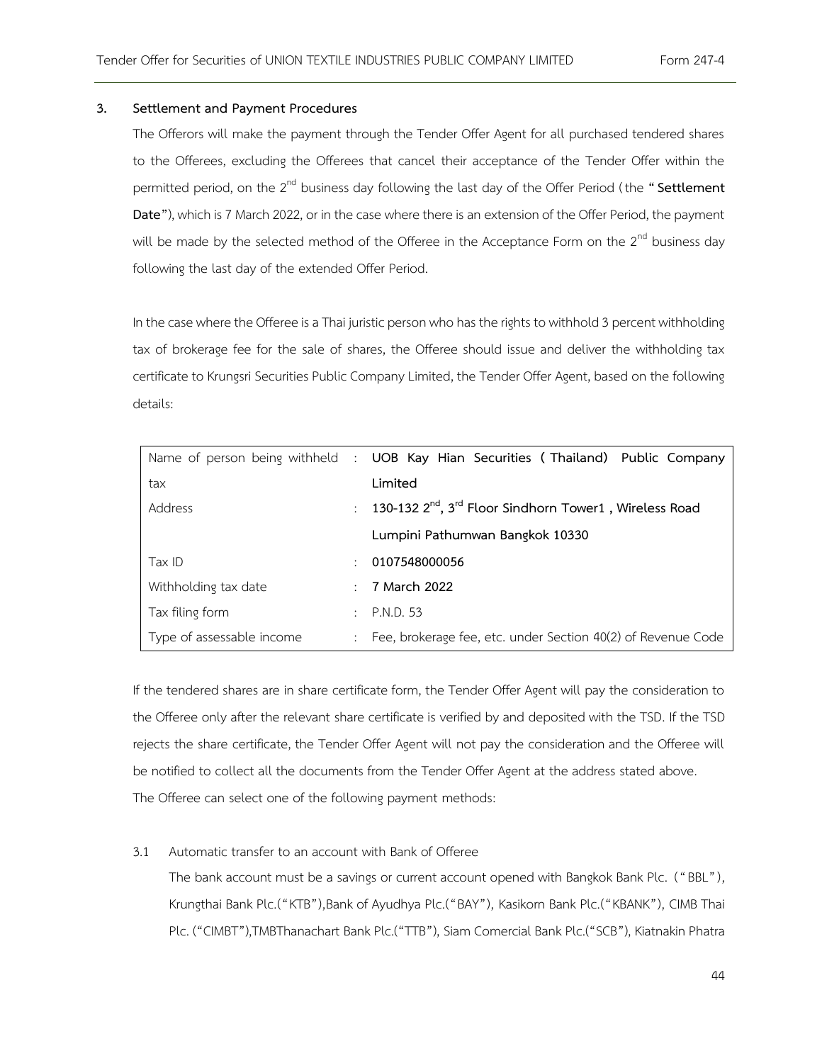### 3. Settlement and Payment Procedures

The Offerors will make the payment through the Tender Offer Agent for all purchased tendered shares to the Offerees, excluding the Offerees that cancel their acceptance of the Tender Offer within the permitted period, on the 2nd business day following the last day of the Offer Period (the "**Settlement Date**"), which is 7 March 2022, or in the case where there is an extension of the Offer Period, the payment will be made by the selected method of the Offeree in the Acceptance Form on the 2nd business day following the last day of the extended Offer Period.

In the case where the Offeree is a Thai juristic person who has the rights to withhold 3 percent withholding tax of brokerage fee for the sale of shares, the Offeree should issue and deliver the withholding tax certificate to Krungsri Securities Public Company Limited, the Tender Offer Agent, based on the following details:

| | | |
|---|---|---|
| Name of person being withheld tax | : | **UOB Kay Hian Securities (Thailand) Public Company Limited** |
| Address | : | **130-132 2nd, 3rd Floor Sindhorn Tower1, Wireless Road Lumpini Pathumwan Bangkok 10330** |
| Tax ID | : | **0107548000056** |
| Withholding tax date | : | **7 March 2022** |
| Tax filing form | : | P.N.D. 53 |
| Type of assessable income | : | Fee, brokerage fee, etc. under Section 40(2) of Revenue Code |

If the tendered shares are in share certificate form, the Tender Offer Agent will pay the consideration to the Offeree only after the relevant share certificate is verified by and deposited with the TSD. If the TSD rejects the share certificate, the Tender Offer Agent will not pay the consideration and the Offeree will be notified to collect all the documents from the Tender Offer Agent at the address stated above.
The Offeree can select one of the following payment methods:

3.1 Automatic transfer to an account with Bank of Offeree

The bank account must be a savings or current account opened with Bangkok Bank Plc. ("BBL"), Krungthai Bank Plc.("KTB"),Bank of Ayudhya Plc.("BAY"), Kasikorn Bank Plc.("KBANK"), CIMB Thai Plc. ("CIMBT"),TMBThanachart Bank Plc.("TTB"), Siam Comercial Bank Plc.("SCB"), Kiatnakin Phatra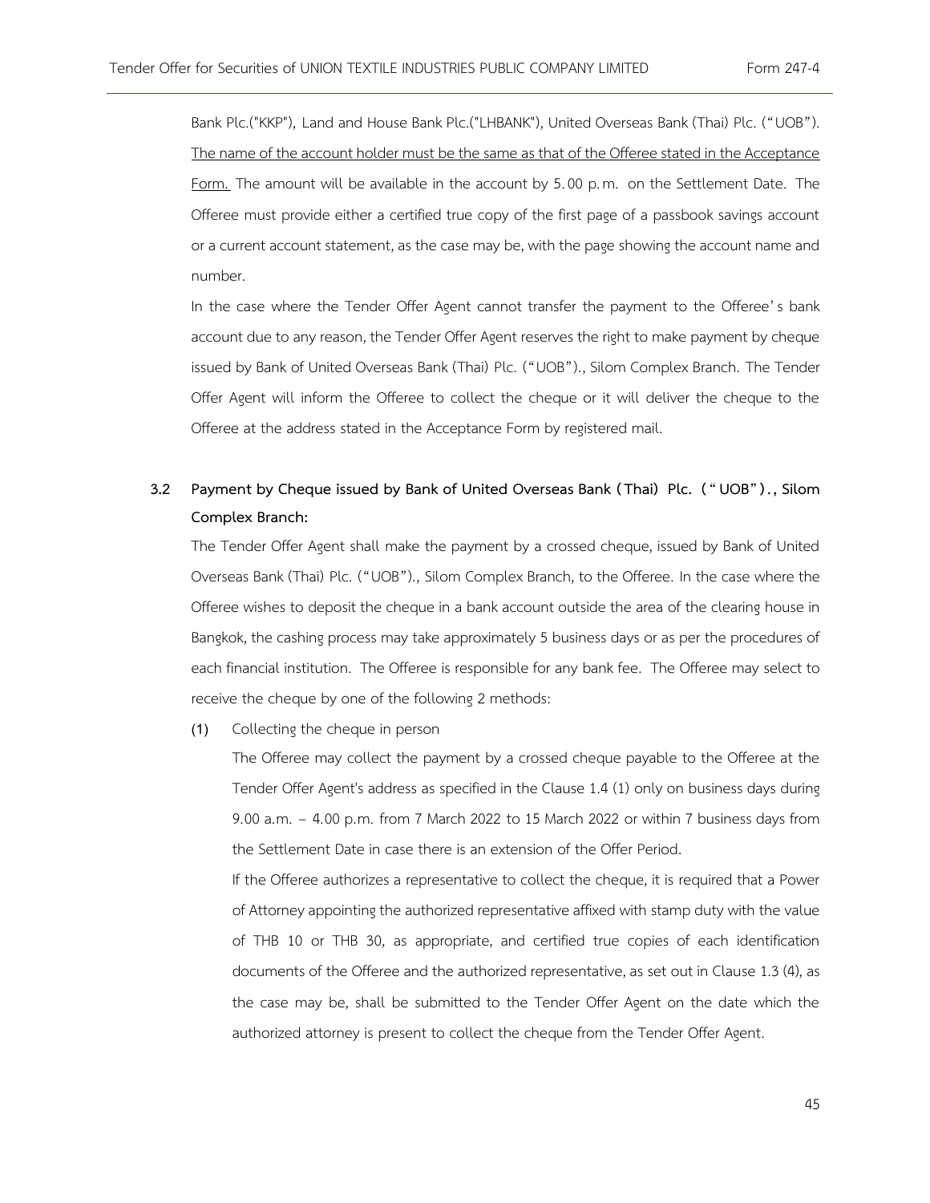Bank Plc.("KKP"), Land and House Bank Plc.("LHBANK"), United Overseas Bank (Thai) Plc. ("UOB"). The name of the account holder must be the same as that of the Offeree stated in the Acceptance Form. The amount will be available in the account by 5.00 p.m. on the Settlement Date. The Offeree must provide either a certified true copy of the first page of a passbook savings account or a current account statement, as the case may be, with the page showing the account name and number.

In the case where the Tender Offer Agent cannot transfer the payment to the Offeree's bank account due to any reason, the Tender Offer Agent reserves the right to make payment by cheque issued by Bank of United Overseas Bank (Thai) Plc. ("UOB")., Silom Complex Branch. The Tender Offer Agent will inform the Offeree to collect the cheque or it will deliver the cheque to the Offeree at the address stated in the Acceptance Form by registered mail.

**3.2 Payment by Cheque issued by Bank of United Overseas Bank (Thai) Plc. ("UOB")., Silom Complex Branch:**

The Tender Offer Agent shall make the payment by a crossed cheque, issued by Bank of United Overseas Bank (Thai) Plc. ("UOB")., Silom Complex Branch, to the Offeree. In the case where the Offeree wishes to deposit the cheque in a bank account outside the area of the clearing house in Bangkok, the cashing process may take approximately 5 business days or as per the procedures of each financial institution. The Offeree is responsible for any bank fee. The Offeree may select to receive the cheque by one of the following 2 methods:

(1) Collecting the cheque in person

The Offeree may collect the payment by a crossed cheque payable to the Offeree at the Tender Offer Agent's address as specified in the Clause 1.4 (1) only on business days during 9.00 a.m. – 4.00 p.m. from 7 March 2022 to 15 March 2022 or within 7 business days from the Settlement Date in case there is an extension of the Offer Period.

If the Offeree authorizes a representative to collect the cheque, it is required that a Power of Attorney appointing the authorized representative affixed with stamp duty with the value of THB 10 or THB 30, as appropriate, and certified true copies of each identification documents of the Offeree and the authorized representative, as set out in Clause 1.3 (4), as the case may be, shall be submitted to the Tender Offer Agent on the date which the authorized attorney is present to collect the cheque from the Tender Offer Agent.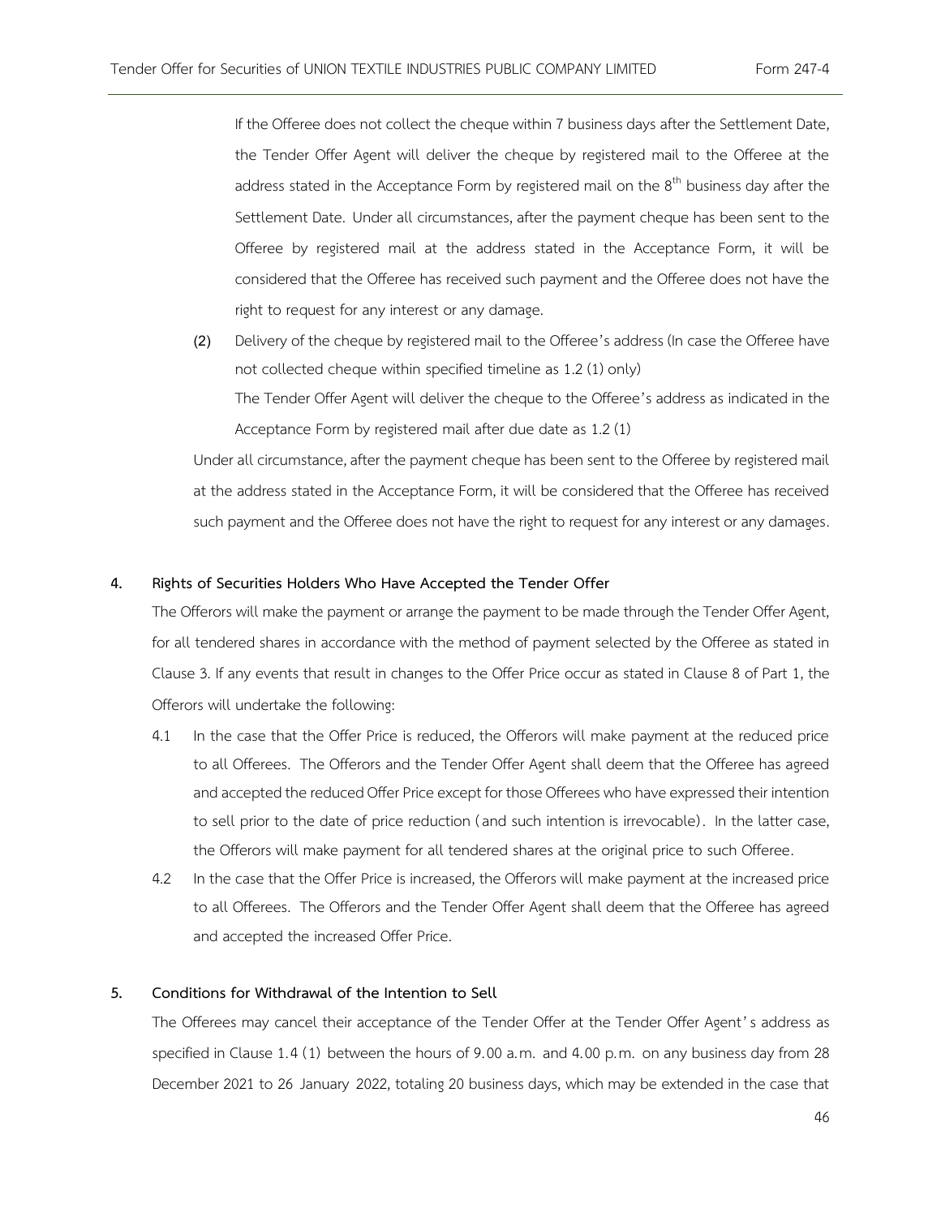If the Offeree does not collect the cheque within 7 business days after the Settlement Date, the Tender Offer Agent will deliver the cheque by registered mail to the Offeree at the address stated in the Acceptance Form by registered mail on the 8th business day after the Settlement Date. Under all circumstances, after the payment cheque has been sent to the Offeree by registered mail at the address stated in the Acceptance Form, it will be considered that the Offeree has received such payment and the Offeree does not have the right to request for any interest or any damage.

(2) Delivery of the cheque by registered mail to the Offeree's address (In case the Offeree have not collected cheque within specified timeline as 1.2 (1) only)

The Tender Offer Agent will deliver the cheque to the Offeree's address as indicated in the Acceptance Form by registered mail after due date as 1.2 (1)

Under all circumstance, after the payment cheque has been sent to the Offeree by registered mail at the address stated in the Acceptance Form, it will be considered that the Offeree has received such payment and the Offeree does not have the right to request for any interest or any damages.

## 4. Rights of Securities Holders Who Have Accepted the Tender Offer

The Offerors will make the payment or arrange the payment to be made through the Tender Offer Agent, for all tendered shares in accordance with the method of payment selected by the Offeree as stated in Clause 3. If any events that result in changes to the Offer Price occur as stated in Clause 8 of Part 1, the Offerors will undertake the following:

4.1 In the case that the Offer Price is reduced, the Offerors will make payment at the reduced price to all Offerees. The Offerors and the Tender Offer Agent shall deem that the Offeree has agreed and accepted the reduced Offer Price except for those Offerees who have expressed their intention to sell prior to the date of price reduction (and such intention is irrevocable). In the latter case, the Offerors will make payment for all tendered shares at the original price to such Offeree.

4.2 In the case that the Offer Price is increased, the Offerors will make payment at the increased price to all Offerees. The Offerors and the Tender Offer Agent shall deem that the Offeree has agreed and accepted the increased Offer Price.

## 5. Conditions for Withdrawal of the Intention to Sell

The Offerees may cancel their acceptance of the Tender Offer at the Tender Offer Agent's address as specified in Clause 1.4 (1) between the hours of 9.00 a.m. and 4.00 p.m. on any business day from 28 December 2021 to 26 January 2022, totaling 20 business days, which may be extended in the case that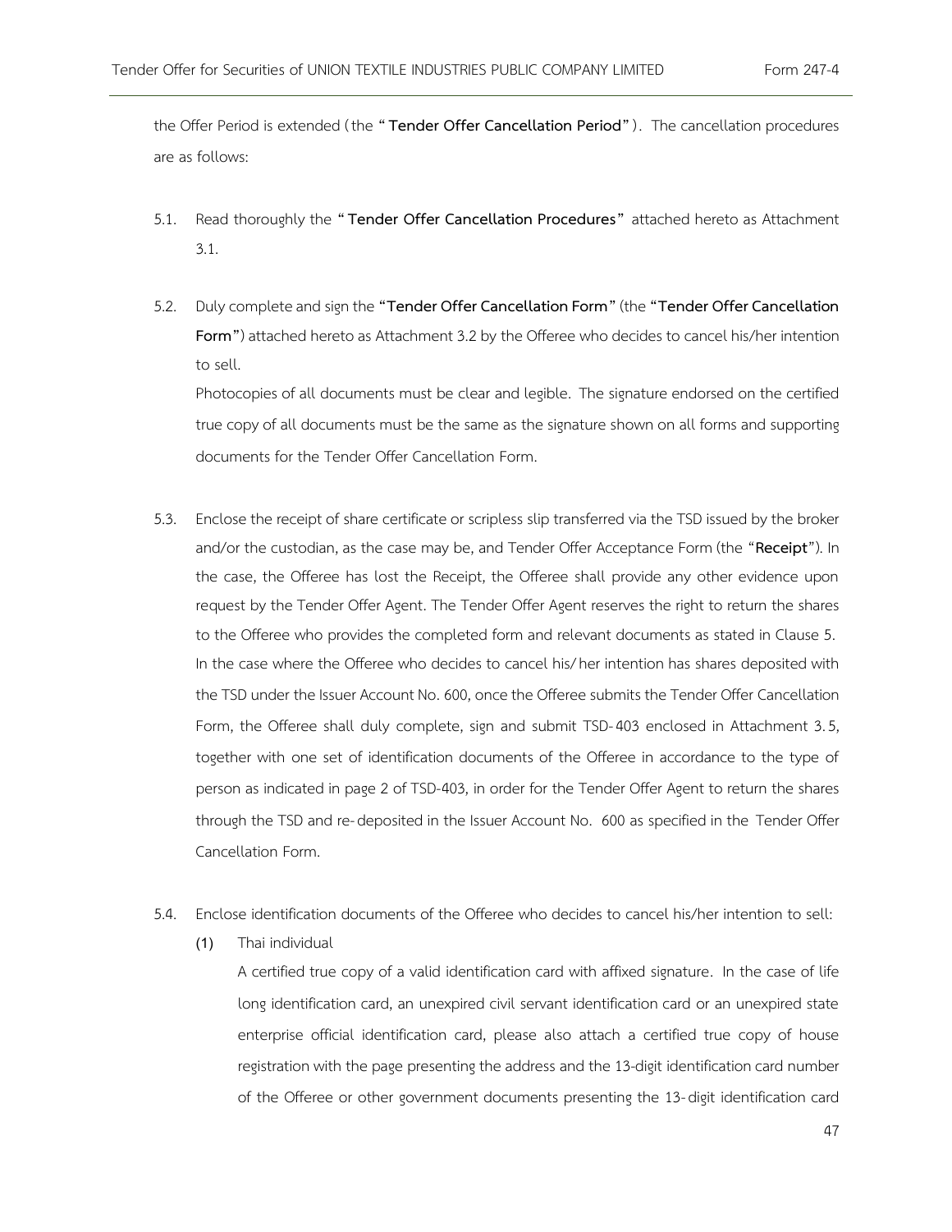the Offer Period is extended (the "**Tender Offer Cancellation Period**"). The cancellation procedures are as follows:

5.1. Read thoroughly the "**Tender Offer Cancellation Procedures**" attached hereto as Attachment 3.1.

5.2. Duly complete and sign the "**Tender Offer Cancellation Form**" (the "**Tender Offer Cancellation Form**") attached hereto as Attachment 3.2 by the Offeree who decides to cancel his/her intention to sell.

Photocopies of all documents must be clear and legible. The signature endorsed on the certified true copy of all documents must be the same as the signature shown on all forms and supporting documents for the Tender Offer Cancellation Form.

5.3. Enclose the receipt of share certificate or scripless slip transferred via the TSD issued by the broker and/or the custodian, as the case may be, and Tender Offer Acceptance Form (the "**Receipt**"). In the case, the Offeree has lost the Receipt, the Offeree shall provide any other evidence upon request by the Tender Offer Agent. The Tender Offer Agent reserves the right to return the shares to the Offeree who provides the completed form and relevant documents as stated in Clause 5.

In the case where the Offeree who decides to cancel his/her intention has shares deposited with the TSD under the Issuer Account No. 600, once the Offeree submits the Tender Offer Cancellation Form, the Offeree shall duly complete, sign and submit TSD-403 enclosed in Attachment 3.5, together with one set of identification documents of the Offeree in accordance to the type of person as indicated in page 2 of TSD-403, in order for the Tender Offer Agent to return the shares through the TSD and re-deposited in the Issuer Account No. 600 as specified in the Tender Offer Cancellation Form.

5.4. Enclose identification documents of the Offeree who decides to cancel his/her intention to sell:

(1) Thai individual

A certified true copy of a valid identification card with affixed signature. In the case of life long identification card, an unexpired civil servant identification card or an unexpired state enterprise official identification card, please also attach a certified true copy of house registration with the page presenting the address and the 13-digit identification card number of the Offeree or other government documents presenting the 13-digit identification card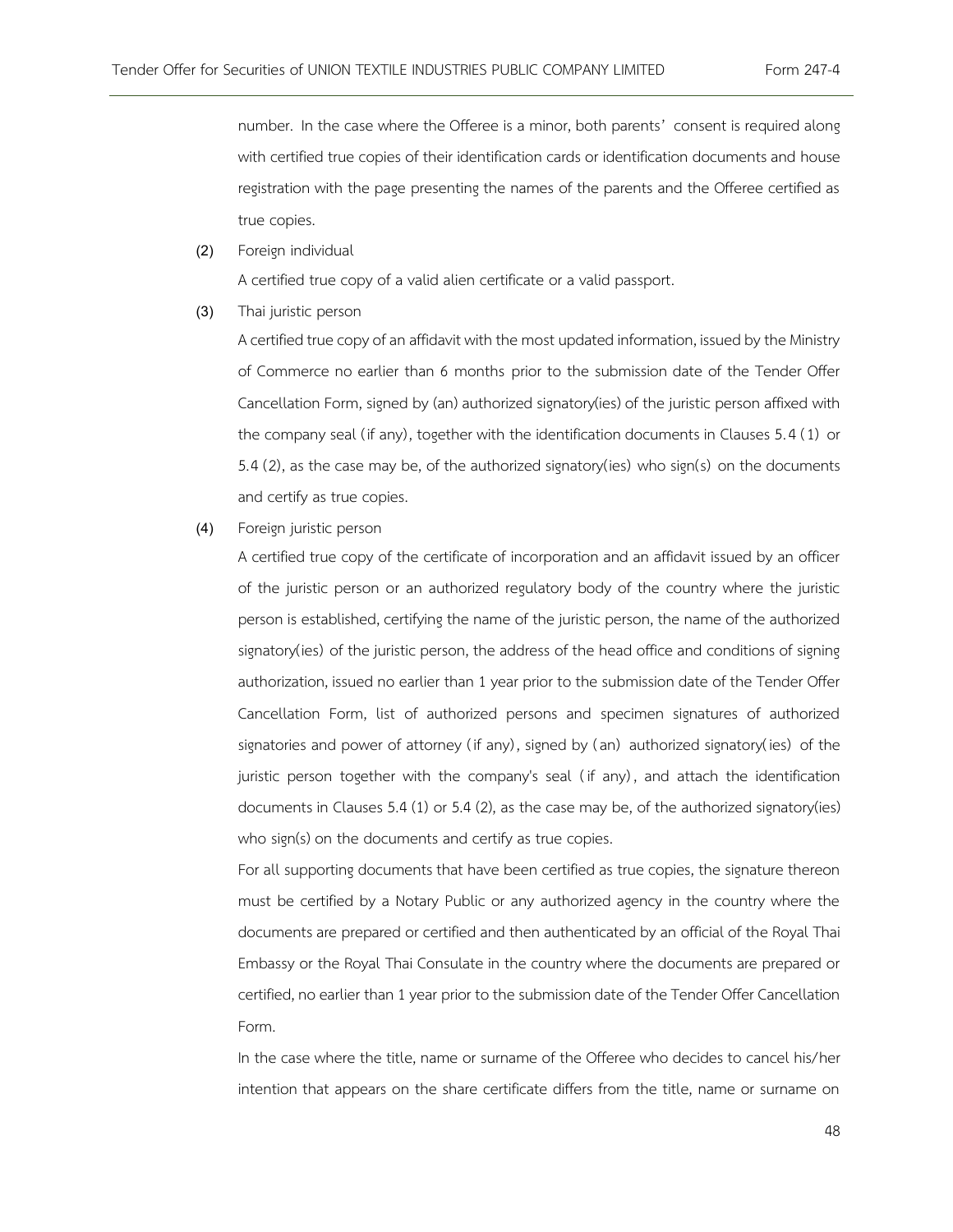number. In the case where the Offeree is a minor, both parents' consent is required along with certified true copies of their identification cards or identification documents and house registration with the page presenting the names of the parents and the Offeree certified as true copies.

(2) Foreign individual

A certified true copy of a valid alien certificate or a valid passport.

(3) Thai juristic person

A certified true copy of an affidavit with the most updated information, issued by the Ministry of Commerce no earlier than 6 months prior to the submission date of the Tender Offer Cancellation Form, signed by (an) authorized signatory(ies) of the juristic person affixed with the company seal (if any), together with the identification documents in Clauses 5.4 (1) or 5.4 (2), as the case may be, of the authorized signatory(ies) who sign(s) on the documents and certify as true copies.

(4) Foreign juristic person

A certified true copy of the certificate of incorporation and an affidavit issued by an officer of the juristic person or an authorized regulatory body of the country where the juristic person is established, certifying the name of the juristic person, the name of the authorized signatory(ies) of the juristic person, the address of the head office and conditions of signing authorization, issued no earlier than 1 year prior to the submission date of the Tender Offer Cancellation Form, list of authorized persons and specimen signatures of authorized signatories and power of attorney (if any), signed by (an) authorized signatory(ies) of the juristic person together with the company's seal (if any), and attach the identification documents in Clauses 5.4 (1) or 5.4 (2), as the case may be, of the authorized signatory(ies) who sign(s) on the documents and certify as true copies.

For all supporting documents that have been certified as true copies, the signature thereon must be certified by a Notary Public or any authorized agency in the country where the documents are prepared or certified and then authenticated by an official of the Royal Thai Embassy or the Royal Thai Consulate in the country where the documents are prepared or certified, no earlier than 1 year prior to the submission date of the Tender Offer Cancellation Form.

In the case where the title, name or surname of the Offeree who decides to cancel his/her intention that appears on the share certificate differs from the title, name or surname on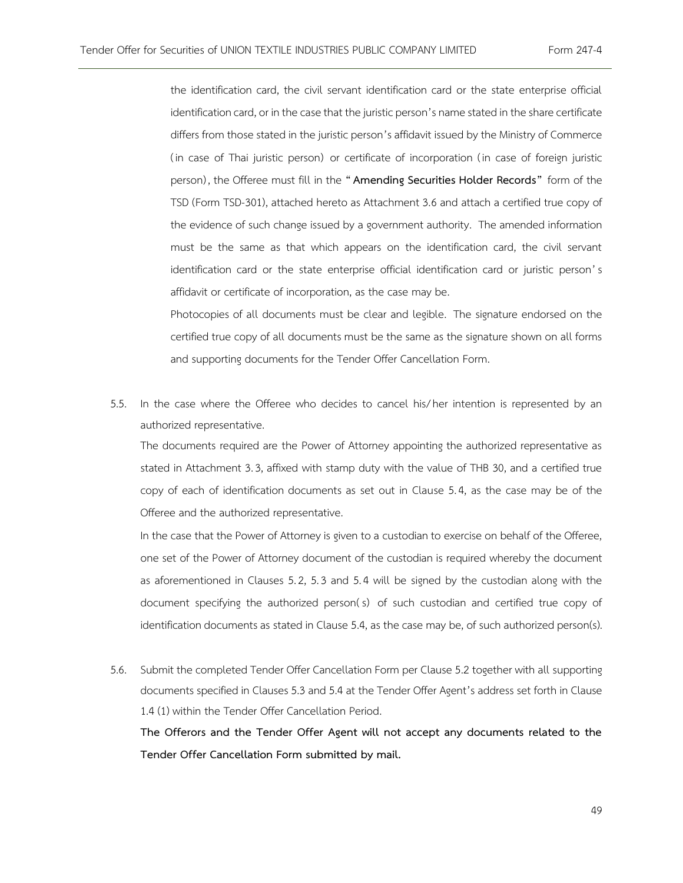the identification card, the civil servant identification card or the state enterprise official identification card, or in the case that the juristic person's name stated in the share certificate differs from those stated in the juristic person's affidavit issued by the Ministry of Commerce (in case of Thai juristic person) or certificate of incorporation (in case of foreign juristic person), the Offeree must fill in the "**Amending Securities Holder Records**" form of the TSD (Form TSD-301), attached hereto as Attachment 3.6 and attach a certified true copy of the evidence of such change issued by a government authority. The amended information must be the same as that which appears on the identification card, the civil servant identification card or the state enterprise official identification card or juristic person's affidavit or certificate of incorporation, as the case may be.

Photocopies of all documents must be clear and legible. The signature endorsed on the certified true copy of all documents must be the same as the signature shown on all forms and supporting documents for the Tender Offer Cancellation Form.

5.5. In the case where the Offeree who decides to cancel his/her intention is represented by an authorized representative.

The documents required are the Power of Attorney appointing the authorized representative as stated in Attachment 3.3, affixed with stamp duty with the value of THB 30, and a certified true copy of each of identification documents as set out in Clause 5.4, as the case may be of the Offeree and the authorized representative.

In the case that the Power of Attorney is given to a custodian to exercise on behalf of the Offeree, one set of the Power of Attorney document of the custodian is required whereby the document as aforementioned in Clauses 5.2, 5.3 and 5.4 will be signed by the custodian along with the document specifying the authorized person(s) of such custodian and certified true copy of identification documents as stated in Clause 5.4, as the case may be, of such authorized person(s).

5.6. Submit the completed Tender Offer Cancellation Form per Clause 5.2 together with all supporting documents specified in Clauses 5.3 and 5.4 at the Tender Offer Agent's address set forth in Clause 1.4 (1) within the Tender Offer Cancellation Period.

**The Offerors and the Tender Offer Agent will not accept any documents related to the Tender Offer Cancellation Form submitted by mail.**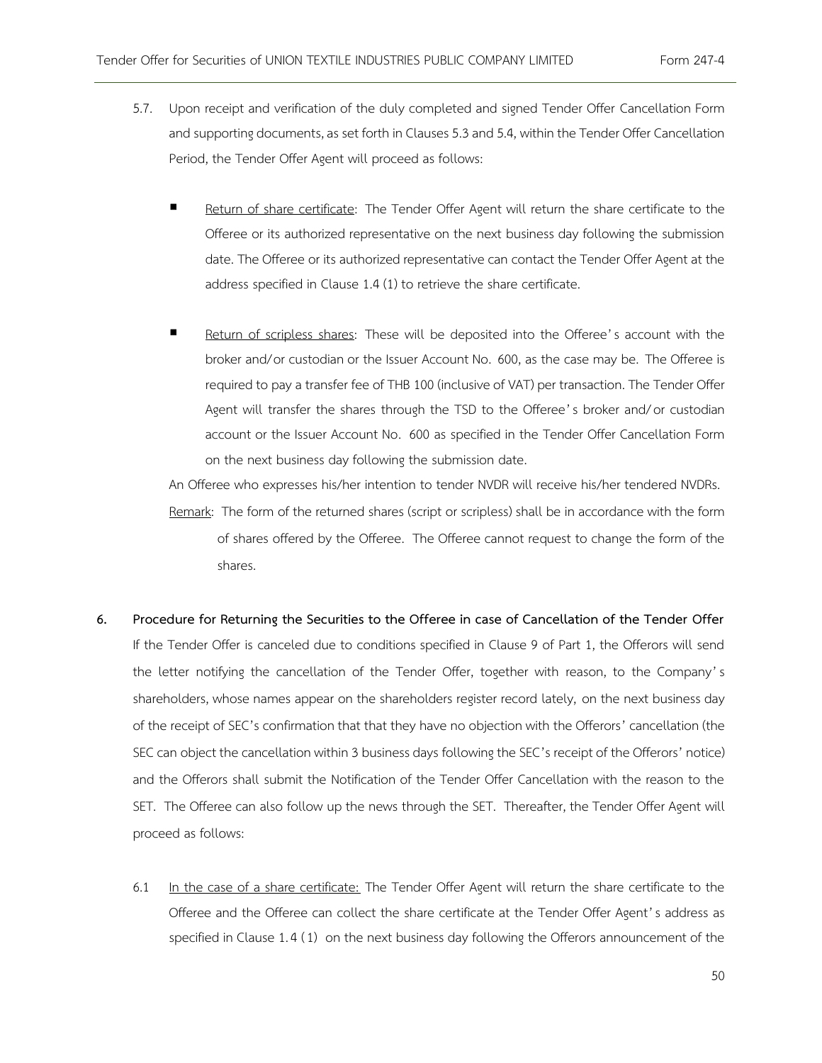5.7. Upon receipt and verification of the duly completed and signed Tender Offer Cancellation Form and supporting documents, as set forth in Clauses 5.3 and 5.4, within the Tender Offer Cancellation Period, the Tender Offer Agent will proceed as follows:

- <u>Return of share certificate</u>: The Tender Offer Agent will return the share certificate to the Offeree or its authorized representative on the next business day following the submission date. The Offeree or its authorized representative can contact the Tender Offer Agent at the address specified in Clause 1.4 (1) to retrieve the share certificate.

- <u>Return of scripless shares</u>: These will be deposited into the Offeree's account with the broker and/or custodian or the Issuer Account No. 600, as the case may be. The Offeree is required to pay a transfer fee of THB 100 (inclusive of VAT) per transaction. The Tender Offer Agent will transfer the shares through the TSD to the Offeree's broker and/or custodian account or the Issuer Account No. 600 as specified in the Tender Offer Cancellation Form on the next business day following the submission date.

An Offeree who expresses his/her intention to tender NVDR will receive his/her tendered NVDRs.

<u>Remark</u>: The form of the returned shares (script or scripless) shall be in accordance with the form of shares offered by the Offeree. The Offeree cannot request to change the form of the shares.

**6. Procedure for Returning the Securities to the Offeree in case of Cancellation of the Tender Offer**

If the Tender Offer is canceled due to conditions specified in Clause 9 of Part 1, the Offerors will send the letter notifying the cancellation of the Tender Offer, together with reason, to the Company's shareholders, whose names appear on the shareholders register record lately, on the next business day of the receipt of SEC's confirmation that that they have no objection with the Offerors' cancellation (the SEC can object the cancellation within 3 business days following the SEC's receipt of the Offerors' notice) and the Offerors shall submit the Notification of the Tender Offer Cancellation with the reason to the SET. The Offeree can also follow up the news through the SET. Thereafter, the Tender Offer Agent will proceed as follows:

6.1 <u>In the case of a share certificate:</u> The Tender Offer Agent will return the share certificate to the Offeree and the Offeree can collect the share certificate at the Tender Offer Agent's address as specified in Clause 1.4 (1) on the next business day following the Offerors announcement of the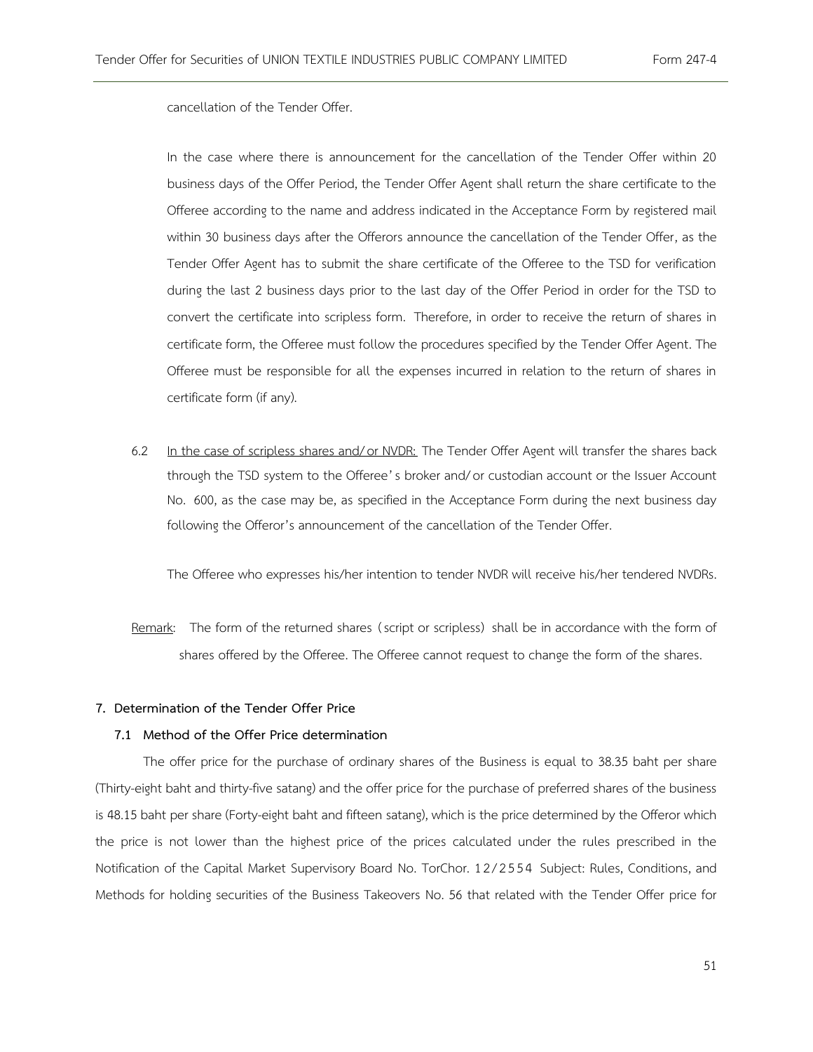cancellation of the Tender Offer.

In the case where there is announcement for the cancellation of the Tender Offer within 20 business days of the Offer Period, the Tender Offer Agent shall return the share certificate to the Offeree according to the name and address indicated in the Acceptance Form by registered mail within 30 business days after the Offerors announce the cancellation of the Tender Offer, as the Tender Offer Agent has to submit the share certificate of the Offeree to the TSD for verification during the last 2 business days prior to the last day of the Offer Period in order for the TSD to convert the certificate into scripless form. Therefore, in order to receive the return of shares in certificate form, the Offeree must follow the procedures specified by the Tender Offer Agent. The Offeree must be responsible for all the expenses incurred in relation to the return of shares in certificate form (if any).

6.2 In the case of scripless shares and/or NVDR: The Tender Offer Agent will transfer the shares back through the TSD system to the Offeree's broker and/or custodian account or the Issuer Account No. 600, as the case may be, as specified in the Acceptance Form during the next business day following the Offeror's announcement of the cancellation of the Tender Offer.

The Offeree who expresses his/her intention to tender NVDR will receive his/her tendered NVDRs.

Remark: The form of the returned shares (script or scripless) shall be in accordance with the form of shares offered by the Offeree. The Offeree cannot request to change the form of the shares.

## 7. Determination of the Tender Offer Price

### 7.1 Method of the Offer Price determination

The offer price for the purchase of ordinary shares of the Business is equal to 38.35 baht per share (Thirty-eight baht and thirty-five satang) and the offer price for the purchase of preferred shares of the business is 48.15 baht per share (Forty-eight baht and fifteen satang), which is the price determined by the Offeror which the price is not lower than the highest price of the prices calculated under the rules prescribed in the Notification of the Capital Market Supervisory Board No. TorChor. 12/2554 Subject: Rules, Conditions, and Methods for holding securities of the Business Takeovers No. 56 that related with the Tender Offer price for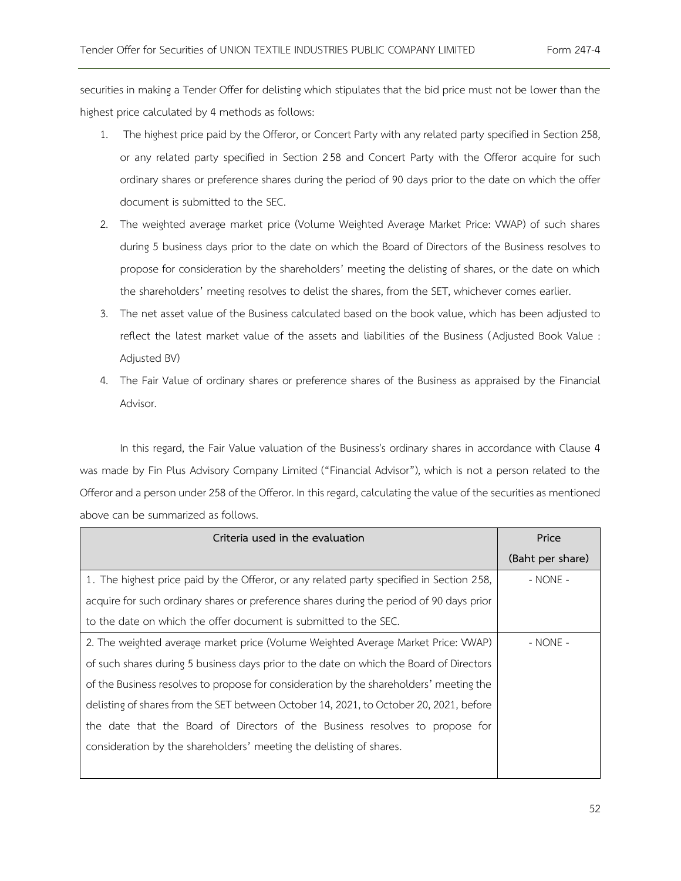securities in making a Tender Offer for delisting which stipulates that the bid price must not be lower than the highest price calculated by 4 methods as follows:

1. The highest price paid by the Offeror, or Concert Party with any related party specified in Section 258, or any related party specified in Section 258 and Concert Party with the Offeror acquire for such ordinary shares or preference shares during the period of 90 days prior to the date on which the offer document is submitted to the SEC.
2. The weighted average market price (Volume Weighted Average Market Price: VWAP) of such shares during 5 business days prior to the date on which the Board of Directors of the Business resolves to propose for consideration by the shareholders' meeting the delisting of shares, or the date on which the shareholders' meeting resolves to delist the shares, from the SET, whichever comes earlier.
3. The net asset value of the Business calculated based on the book value, which has been adjusted to reflect the latest market value of the assets and liabilities of the Business (Adjusted Book Value : Adjusted BV)
4. The Fair Value of ordinary shares or preference shares of the Business as appraised by the Financial Advisor.

In this regard, the Fair Value valuation of the Business's ordinary shares in accordance with Clause 4 was made by Fin Plus Advisory Company Limited ("Financial Advisor"), which is not a person related to the Offeror and a person under 258 of the Offeror. In this regard, calculating the value of the securities as mentioned above can be summarized as follows.

| Criteria used in the evaluation | Price (Baht per share) |
|---|---|
| 1. The highest price paid by the Offeror, or any related party specified in Section 258, acquire for such ordinary shares or preference shares during the period of 90 days prior to the date on which the offer document is submitted to the SEC. | - NONE - |
| 2. The weighted average market price (Volume Weighted Average Market Price: VWAP) of such shares during 5 business days prior to the date on which the Board of Directors of the Business resolves to propose for consideration by the shareholders' meeting the delisting of shares from the SET between October 14, 2021, to October 20, 2021, before the date that the Board of Directors of the Business resolves to propose for consideration by the shareholders' meeting the delisting of shares. | - NONE - |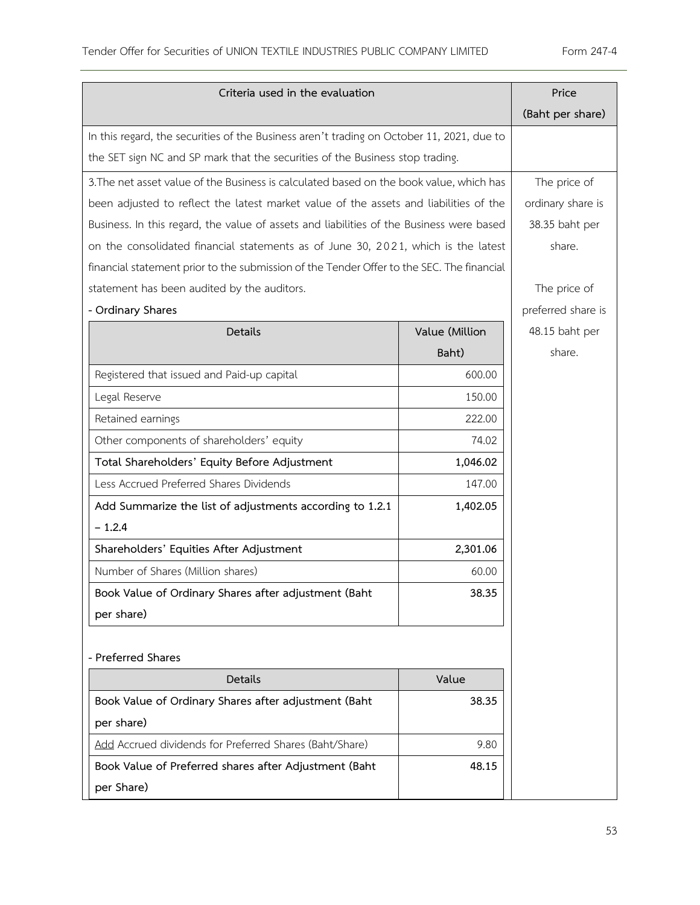| Criteria used in the evaluation | Price (Baht per share) |
| --- | --- |
| In this regard, the securities of the Business aren't trading on October 11, 2021, due to the SET sign NC and SP mark that the securities of the Business stop trading. | |
| 3.The net asset value of the Business is calculated based on the book value, which has been adjusted to reflect the latest market value of the assets and liabilities of the Business. In this regard, the value of assets and liabilities of the Business were based on the consolidated financial statements as of June 30, 2021, which is the latest financial statement prior to the submission of the Tender Offer to the SEC. The financial statement has been audited by the auditors. | The price of ordinary share is 38.35 baht per share.<br><br>The price of preferred share is 48.15 baht per share. |

**- Ordinary Shares**

| Details | Value (Million Baht) |
| --- | --- |
| Registered that issued and Paid-up capital | 600.00 |
| Legal Reserve | 150.00 |
| Retained earnings | 222.00 |
| Other components of shareholders' equity | 74.02 |
| **Total Shareholders' Equity Before Adjustment** | **1,046.02** |
| Less Accrued Preferred Shares Dividends | 147.00 |
| **Add Summarize the list of adjustments according to 1.2.1 – 1.2.4** | **1,402.05** |
| **Shareholders' Equities After Adjustment** | **2,301.06** |
| Number of Shares (Million shares) | 60.00 |
| **Book Value of Ordinary Shares after adjustment (Baht per share)** | **38.35** |

**- Preferred Shares**

| Details | Value |
| --- | --- |
| **Book Value of Ordinary Shares after adjustment (Baht per share)** | **38.35** |
| Add Accrued dividends for Preferred Shares (Baht/Share) | 9.80 |
| **Book Value of Preferred shares after Adjustment (Baht per Share)** | **48.15** |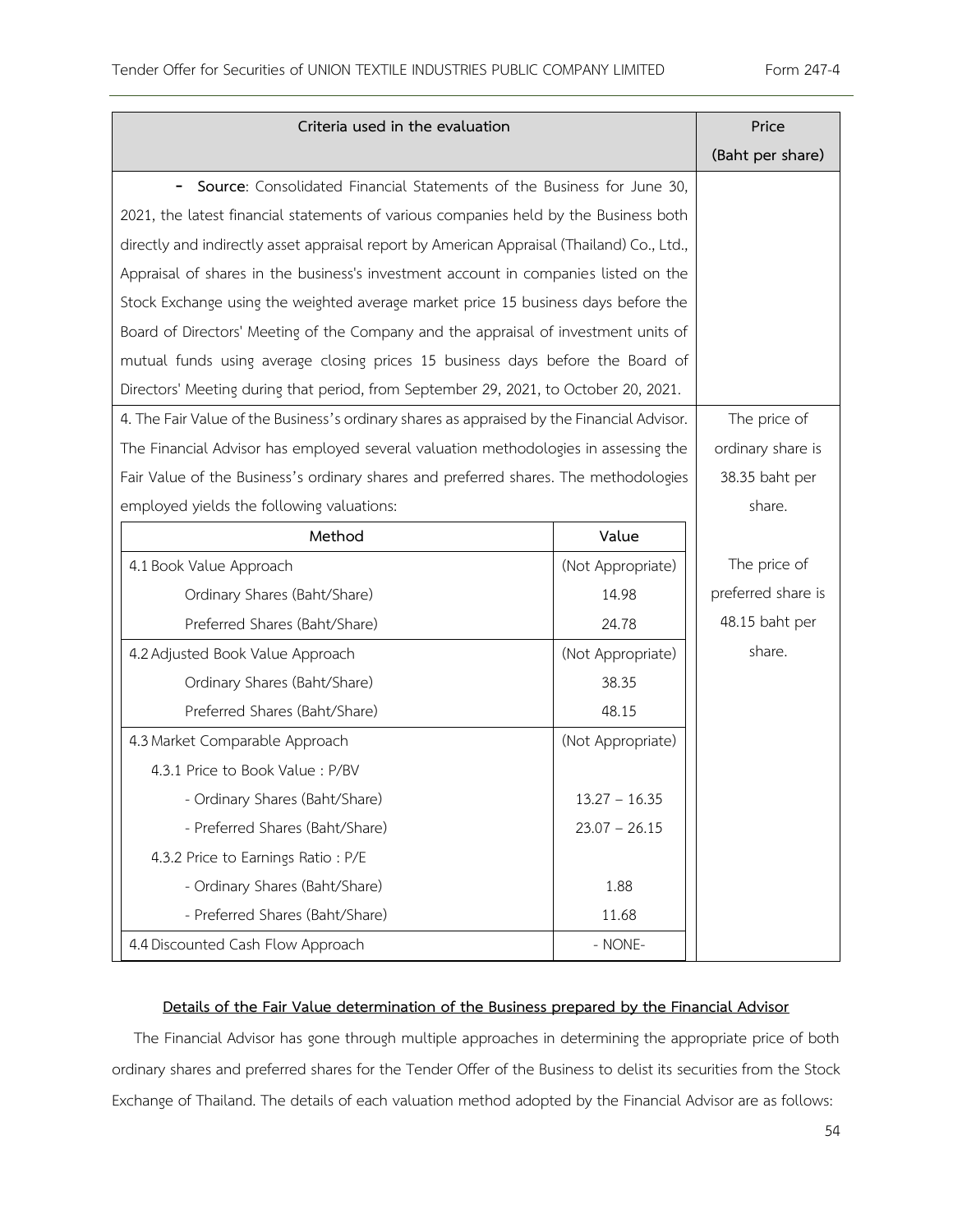| Criteria used in the evaluation | | Price (Baht per share) |
|---|---|---|
| - **Source**: Consolidated Financial Statements of the Business for June 30, 2021, the latest financial statements of various companies held by the Business both directly and indirectly asset appraisal report by American Appraisal (Thailand) Co., Ltd., Appraisal of shares in the business's investment account in companies listed on the Stock Exchange using the weighted average market price 15 business days before the Board of Directors' Meeting of the Company and the appraisal of investment units of mutual funds using average closing prices 15 business days before the Board of Directors' Meeting during that period, from September 29, 2021, to October 20, 2021. | | |
| 4. The Fair Value of the Business's ordinary shares as appraised by the Financial Advisor. The Financial Advisor has employed several valuation methodologies in assessing the Fair Value of the Business's ordinary shares and preferred shares. The methodologies employed yields the following valuations: | | The price of ordinary share is 38.35 baht per share.<br><br>The price of preferred share is 48.15 baht per share. |
| **Method** | **Value** | |
| 4.1 Book Value Approach | (Not Appropriate) | |
| Ordinary Shares (Baht/Share) | 14.98 | |
| Preferred Shares (Baht/Share) | 24.78 | |
| 4.2 Adjusted Book Value Approach | (Not Appropriate) | |
| Ordinary Shares (Baht/Share) | 38.35 | |
| Preferred Shares (Baht/Share) | 48.15 | |
| 4.3 Market Comparable Approach | (Not Appropriate) | |
| 4.3.1 Price to Book Value : P/BV | | |
| - Ordinary Shares (Baht/Share) | 13.27 – 16.35 | |
| - Preferred Shares (Baht/Share) | 23.07 – 26.15 | |
| 4.3.2 Price to Earnings Ratio : P/E | | |
| - Ordinary Shares (Baht/Share) | 1.88 | |
| - Preferred Shares (Baht/Share) | 11.68 | |
| 4.4 Discounted Cash Flow Approach | - NONE- | |

**Details of the Fair Value determination of the Business prepared by the Financial Advisor**

The Financial Advisor has gone through multiple approaches in determining the appropriate price of both ordinary shares and preferred shares for the Tender Offer of the Business to delist its securities from the Stock Exchange of Thailand. The details of each valuation method adopted by the Financial Advisor are as follows: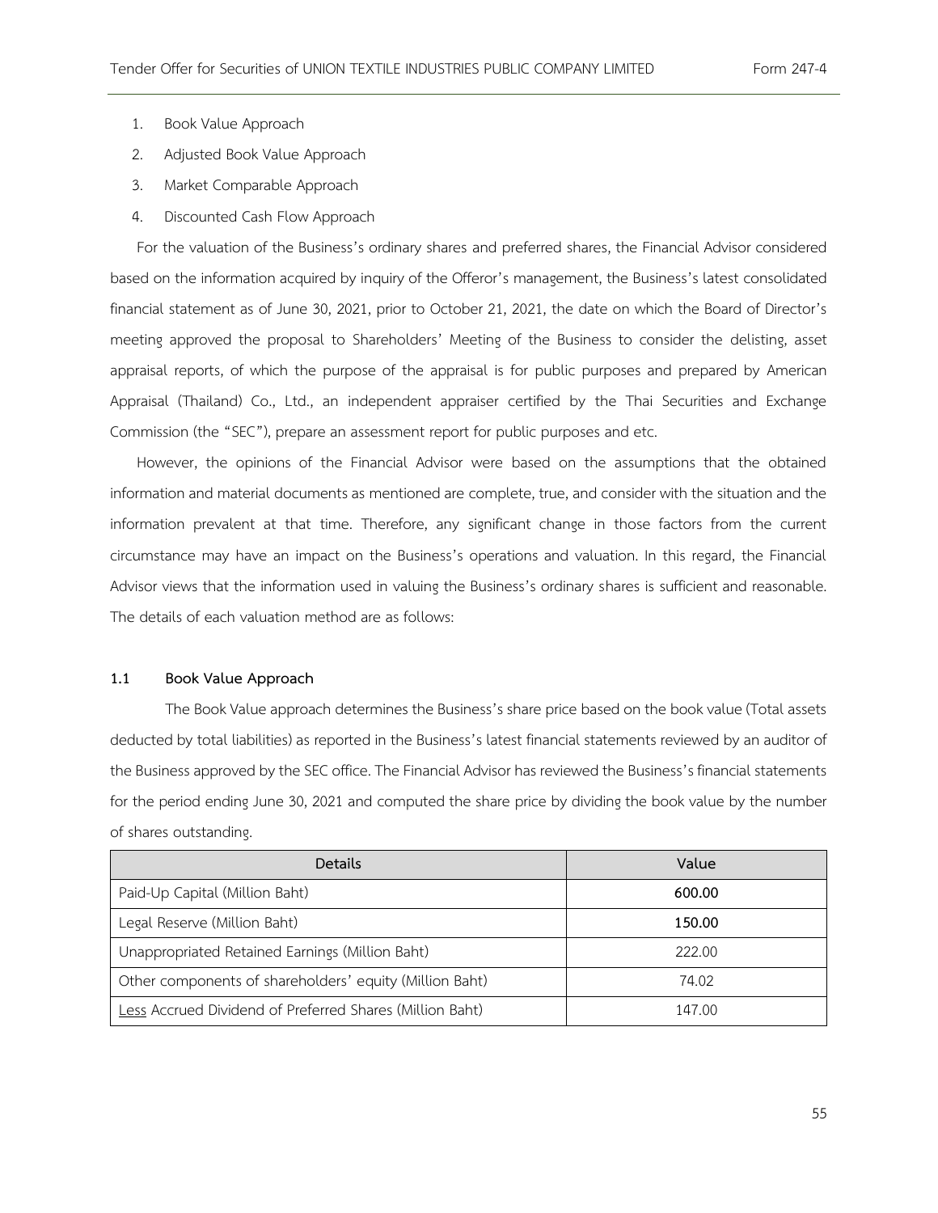1. Book Value Approach
2. Adjusted Book Value Approach
3. Market Comparable Approach
4. Discounted Cash Flow Approach

For the valuation of the Business's ordinary shares and preferred shares, the Financial Advisor considered based on the information acquired by inquiry of the Offeror's management, the Business's latest consolidated financial statement as of June 30, 2021, prior to October 21, 2021, the date on which the Board of Director's meeting approved the proposal to Shareholders' Meeting of the Business to consider the delisting, asset appraisal reports, of which the purpose of the appraisal is for public purposes and prepared by American Appraisal (Thailand) Co., Ltd., an independent appraiser certified by the Thai Securities and Exchange Commission (the "SEC"), prepare an assessment report for public purposes and etc.

However, the opinions of the Financial Advisor were based on the assumptions that the obtained information and material documents as mentioned are complete, true, and consider with the situation and the information prevalent at that time. Therefore, any significant change in those factors from the current circumstance may have an impact on the Business's operations and valuation. In this regard, the Financial Advisor views that the information used in valuing the Business's ordinary shares is sufficient and reasonable. The details of each valuation method are as follows:

### 1.1 Book Value Approach

The Book Value approach determines the Business's share price based on the book value (Total assets deducted by total liabilities) as reported in the Business's latest financial statements reviewed by an auditor of the Business approved by the SEC office. The Financial Advisor has reviewed the Business's financial statements for the period ending June 30, 2021 and computed the share price by dividing the book value by the number of shares outstanding.

| Details | Value |
|---|---|
| Paid-Up Capital (Million Baht) | **600.00** |
| Legal Reserve (Million Baht) | **150.00** |
| Unappropriated Retained Earnings (Million Baht) | 222.00 |
| Other components of shareholders' equity (Million Baht) | 74.02 |
| <u>Less</u> Accrued Dividend of Preferred Shares (Million Baht) | 147.00 |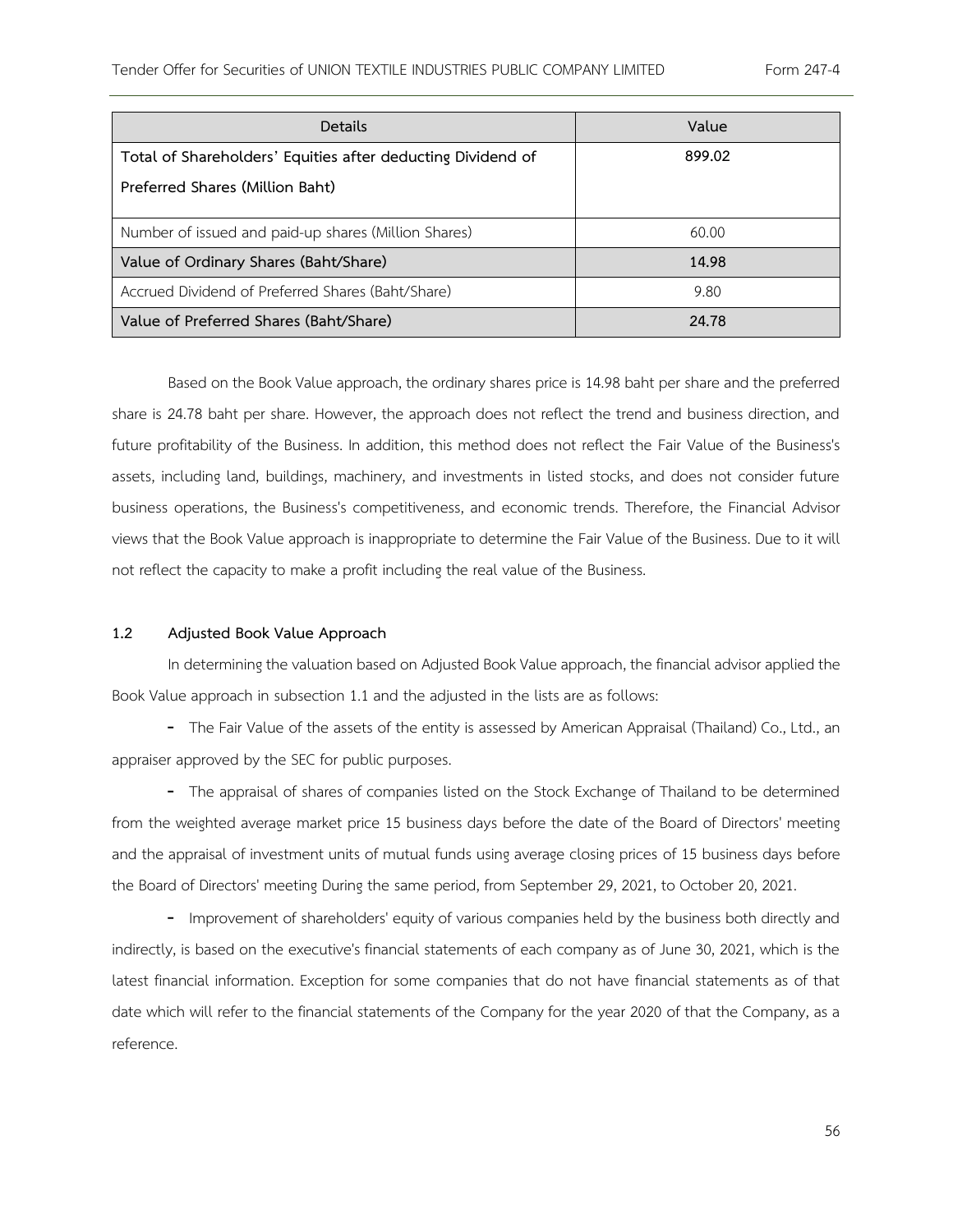| Details | Value |
|---|---|
| **Total of Shareholders' Equities after deducting Dividend of Preferred Shares (Million Baht)** | **899.02** |
| Number of issued and paid-up shares (Million Shares) | 60.00 |
| **Value of Ordinary Shares (Baht/Share)** | **14.98** |
| Accrued Dividend of Preferred Shares (Baht/Share) | 9.80 |
| **Value of Preferred Shares (Baht/Share)** | **24.78** |

Based on the Book Value approach, the ordinary shares price is 14.98 baht per share and the preferred share is 24.78 baht per share. However, the approach does not reflect the trend and business direction, and future profitability of the Business. In addition, this method does not reflect the Fair Value of the Business's assets, including land, buildings, machinery, and investments in listed stocks, and does not consider future business operations, the Business's competitiveness, and economic trends. Therefore, the Financial Advisor views that the Book Value approach is inappropriate to determine the Fair Value of the Business. Due to it will not reflect the capacity to make a profit including the real value of the Business.

### 1.2 Adjusted Book Value Approach

In determining the valuation based on Adjusted Book Value approach, the financial advisor applied the Book Value approach in subsection 1.1 and the adjusted in the lists are as follows:

- The Fair Value of the assets of the entity is assessed by American Appraisal (Thailand) Co., Ltd., an appraiser approved by the SEC for public purposes.
- The appraisal of shares of companies listed on the Stock Exchange of Thailand to be determined from the weighted average market price 15 business days before the date of the Board of Directors' meeting and the appraisal of investment units of mutual funds using average closing prices of 15 business days before the Board of Directors' meeting During the same period, from September 29, 2021, to October 20, 2021.
- Improvement of shareholders' equity of various companies held by the business both directly and indirectly, is based on the executive's financial statements of each company as of June 30, 2021, which is the latest financial information. Exception for some companies that do not have financial statements as of that date which will refer to the financial statements of the Company for the year 2020 of that the Company, as a reference.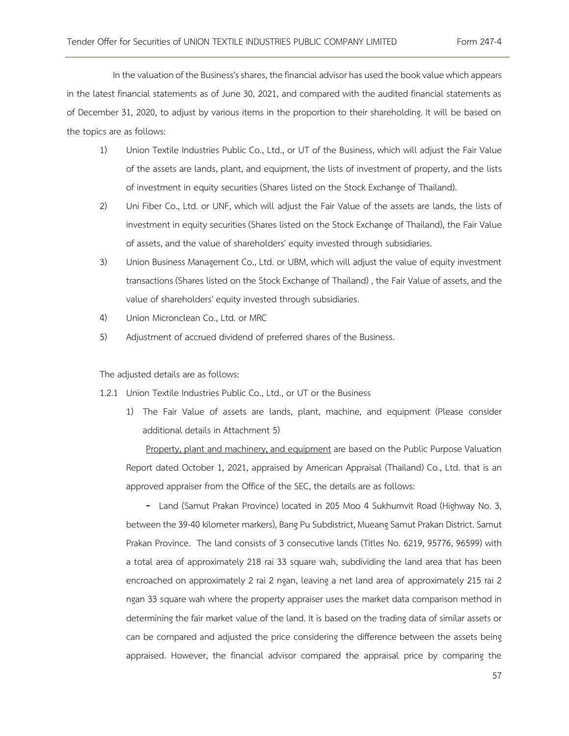In the valuation of the Business's shares, the financial advisor has used the book value which appears in the latest financial statements as of June 30, 2021, and compared with the audited financial statements as of December 31, 2020, to adjust by various items in the proportion to their shareholding. It will be based on the topics are as follows:

1) Union Textile Industries Public Co., Ltd., or UT of the Business, which will adjust the Fair Value of the assets are lands, plant, and equipment, the lists of investment of property, and the lists of investment in equity securities (Shares listed on the Stock Exchange of Thailand).
2) Uni Fiber Co., Ltd. or UNF, which will adjust the Fair Value of the assets are lands, the lists of investment in equity securities (Shares listed on the Stock Exchange of Thailand), the Fair Value of assets, and the value of shareholders' equity invested through subsidiaries.
3) Union Business Management Co., Ltd. or UBM, which will adjust the value of equity investment transactions (Shares listed on the Stock Exchange of Thailand) , the Fair Value of assets, and the value of shareholders' equity invested through subsidiaries.
4) Union Micronclean Co., Ltd. or MRC
5) Adjustment of accrued dividend of preferred shares of the Business.

The adjusted details are as follows:

1.2.1 Union Textile Industries Public Co., Ltd., or UT or the Business

1) The Fair Value of assets are lands, plant, machine, and equipment (Please consider additional details in Attachment 5)

<u>Property, plant and machinery, and equipment</u> are based on the Public Purpose Valuation Report dated October 1, 2021, appraised by American Appraisal (Thailand) Co., Ltd. that is an approved appraiser from the Office of the SEC, the details are as follows:

- Land (Samut Prakan Province) located in 205 Moo 4 Sukhumvit Road (Highway No. 3, between the 39-40 kilometer markers), Bang Pu Subdistrict, Mueang Samut Prakan District. Samut Prakan Province. The land consists of 3 consecutive lands (Titles No. 6219, 95776, 96599) with a total area of approximately 218 rai 33 square wah, subdividing the land area that has been encroached on approximately 2 rai 2 ngan, leaving a net land area of approximately 215 rai 2 ngan 33 square wah where the property appraiser uses the market data comparison method in determining the fair market value of the land. It is based on the trading data of similar assets or can be compared and adjusted the price considering the difference between the assets being appraised. However, the financial advisor compared the appraisal price by comparing the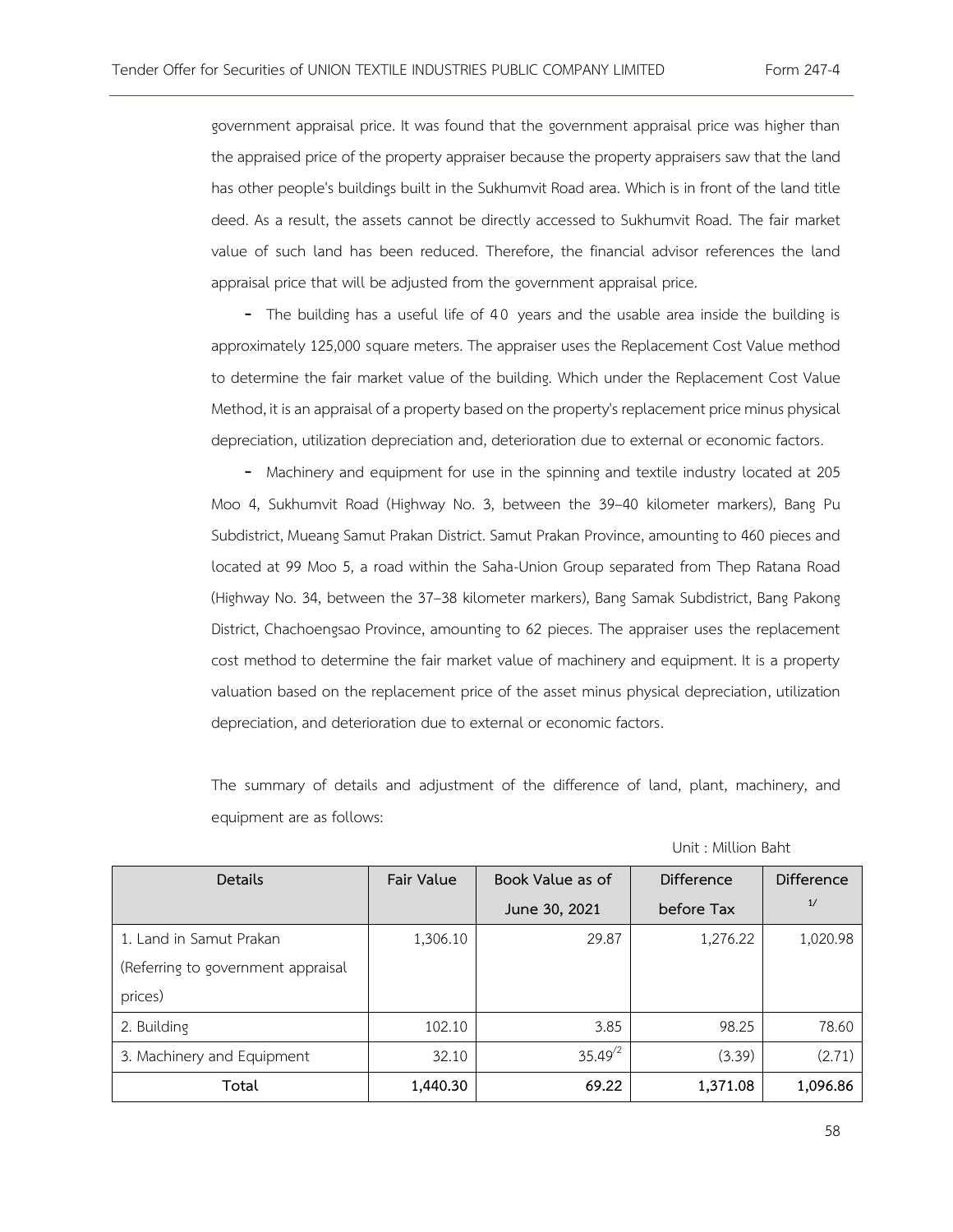government appraisal price. It was found that the government appraisal price was higher than the appraised price of the property appraiser because the property appraisers saw that the land has other people's buildings built in the Sukhumvit Road area. Which is in front of the land title deed. As a result, the assets cannot be directly accessed to Sukhumvit Road. The fair market value of such land has been reduced. Therefore, the financial advisor references the land appraisal price that will be adjusted from the government appraisal price.

- The building has a useful life of 40 years and the usable area inside the building is approximately 125,000 square meters. The appraiser uses the Replacement Cost Value method to determine the fair market value of the building. Which under the Replacement Cost Value Method, it is an appraisal of a property based on the property's replacement price minus physical depreciation, utilization depreciation and, deterioration due to external or economic factors.

- Machinery and equipment for use in the spinning and textile industry located at 205 Moo 4, Sukhumvit Road (Highway No. 3, between the 39–40 kilometer markers), Bang Pu Subdistrict, Mueang Samut Prakan District. Samut Prakan Province, amounting to 460 pieces and located at 99 Moo 5, a road within the Saha-Union Group separated from Thep Ratana Road (Highway No. 34, between the 37–38 kilometer markers), Bang Samak Subdistrict, Bang Pakong District, Chachoengsao Province, amounting to 62 pieces. The appraiser uses the replacement cost method to determine the fair market value of machinery and equipment. It is a property valuation based on the replacement price of the asset minus physical depreciation, utilization depreciation, and deterioration due to external or economic factors.

The summary of details and adjustment of the difference of land, plant, machinery, and equipment are as follows:

Unit : Million Baht

| Details | Fair Value | Book Value as of June 30, 2021 | Difference before Tax | Difference 1/ |
|---|---|---|---|---|
| 1. Land in Samut Prakan (Referring to government appraisal prices) | 1,306.10 | 29.87 | 1,276.22 | 1,020.98 |
| 2. Building | 102.10 | 3.85 | 98.25 | 78.60 |
| 3. Machinery and Equipment | 32.10 | 35.49/2 | (3.39) | (2.71) |
| **Total** | **1,440.30** | **69.22** | **1,371.08** | **1,096.86** |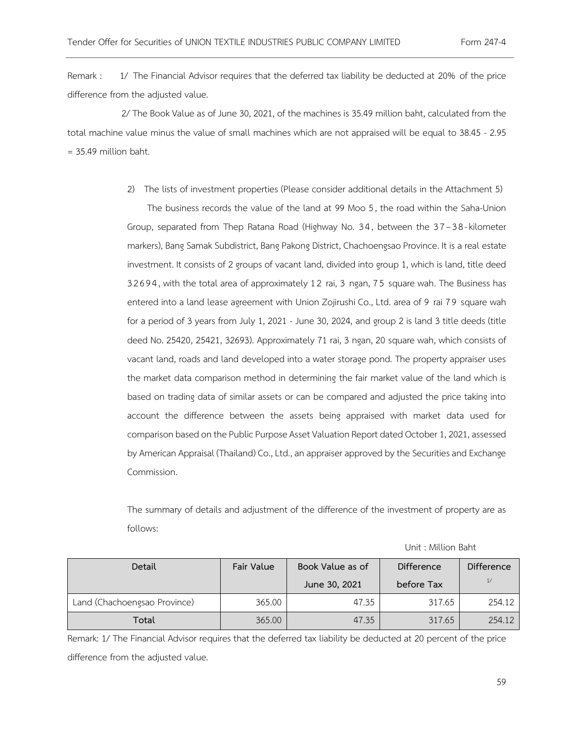Remark : 1/ The Financial Advisor requires that the deferred tax liability be deducted at 20% of the price difference from the adjusted value.

2/ The Book Value as of June 30, 2021, of the machines is 35.49 million baht, calculated from the total machine value minus the value of small machines which are not appraised will be equal to 38.45 - 2.95 = 35.49 million baht.

2) The lists of investment properties (Please consider additional details in the Attachment 5)

The business records the value of the land at 99 Moo 5, the road within the Saha-Union Group, separated from Thep Ratana Road (Highway No. 34, between the 37–38-kilometer markers), Bang Samak Subdistrict, Bang Pakong District, Chachoengsao Province. It is a real estate investment. It consists of 2 groups of vacant land, divided into group 1, which is land, title deed 32694, with the total area of approximately 12 rai, 3 ngan, 75 square wah. The Business has entered into a land lease agreement with Union Zojirushi Co., Ltd. area of 9 rai 79 square wah for a period of 3 years from July 1, 2021 - June 30, 2024, and group 2 is land 3 title deeds (title deed No. 25420, 25421, 32693). Approximately 71 rai, 3 ngan, 20 square wah, which consists of vacant land, roads and land developed into a water storage pond. The property appraiser uses the market data comparison method in determining the fair market value of the land which is based on trading data of similar assets or can be compared and adjusted the price taking into account the difference between the assets being appraised with market data used for comparison based on the Public Purpose Asset Valuation Report dated October 1, 2021, assessed by American Appraisal (Thailand) Co., Ltd., an appraiser approved by the Securities and Exchange Commission.

The summary of details and adjustment of the difference of the investment of property are as follows:

Unit : Million Baht

| Detail | Fair Value | Book Value as of June 30, 2021 | Difference before Tax | Difference 1/ |
|---|---|---|---|---|
| Land (Chachoengsao Province) | 365.00 | 47.35 | 317.65 | 254.12 |
| **Total** | 365.00 | 47.35 | 317.65 | 254.12 |

Remark: 1/ The Financial Advisor requires that the deferred tax liability be deducted at 20 percent of the price difference from the adjusted value.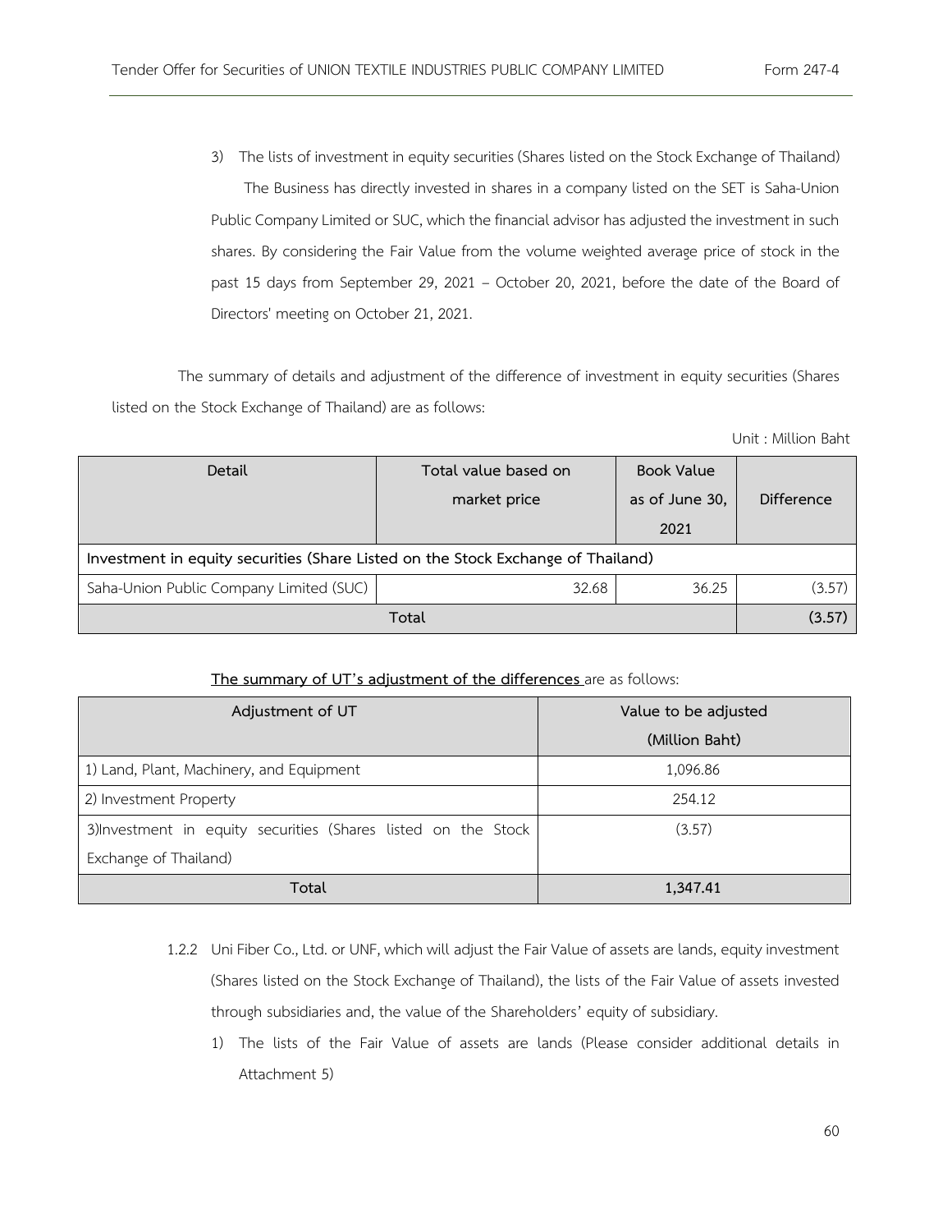3) The lists of investment in equity securities (Shares listed on the Stock Exchange of Thailand)

The Business has directly invested in shares in a company listed on the SET is Saha-Union Public Company Limited or SUC, which the financial advisor has adjusted the investment in such shares. By considering the Fair Value from the volume weighted average price of stock in the past 15 days from September 29, 2021 – October 20, 2021, before the date of the Board of Directors' meeting on October 21, 2021.

The summary of details and adjustment of the difference of investment in equity securities (Shares listed on the Stock Exchange of Thailand) are as follows:

Unit : Million Baht

| Detail | Total value based on market price | Book Value as of June 30, 2021 | Difference |
|---|---|---|---|
| **Investment in equity securities (Share Listed on the Stock Exchange of Thailand)** | | | |
| Saha-Union Public Company Limited (SUC) | 32.68 | 36.25 | (3.57) |
| **Total** | | | **(3.57)** |

**The summary of UT's adjustment of the differences** are as follows:

| Adjustment of UT | Value to be adjusted (Million Baht) |
|---|---|
| 1) Land, Plant, Machinery, and Equipment | 1,096.86 |
| 2) Investment Property | 254.12 |
| 3)Investment in equity securities (Shares listed on the Stock Exchange of Thailand) | (3.57) |
| **Total** | **1,347.41** |

1.2.2 Uni Fiber Co., Ltd. or UNF, which will adjust the Fair Value of assets are lands, equity investment (Shares listed on the Stock Exchange of Thailand), the lists of the Fair Value of assets invested through subsidiaries and, the value of the Shareholders' equity of subsidiary.

1) The lists of the Fair Value of assets are lands (Please consider additional details in Attachment 5)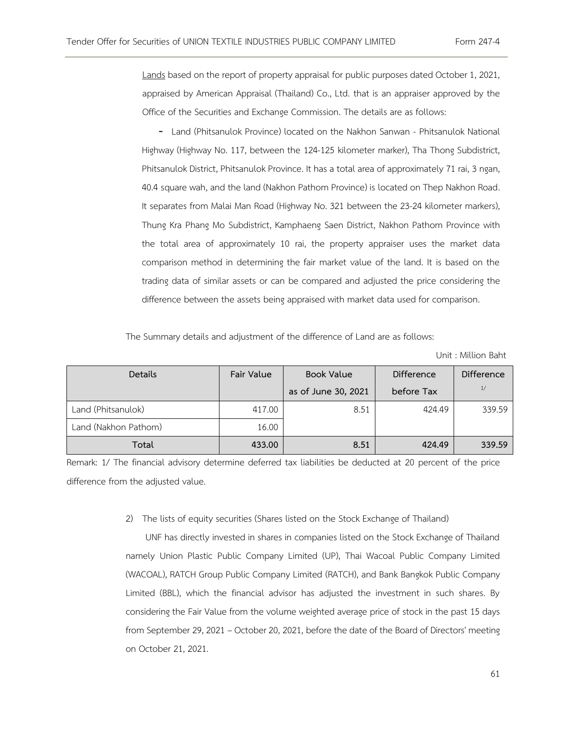Lands based on the report of property appraisal for public purposes dated October 1, 2021, appraised by American Appraisal (Thailand) Co., Ltd. that is an appraiser approved by the Office of the Securities and Exchange Commission. The details are as follows:

- Land (Phitsanulok Province) located on the Nakhon Sanwan - Phitsanulok National Highway (Highway No. 117, between the 124-125 kilometer marker), Tha Thong Subdistrict, Phitsanulok District, Phitsanulok Province. It has a total area of approximately 71 rai, 3 ngan, 40.4 square wah, and the land (Nakhon Pathom Province) is located on Thep Nakhon Road. It separates from Malai Man Road (Highway No. 321 between the 23-24 kilometer markers), Thung Kra Phang Mo Subdistrict, Kamphaeng Saen District, Nakhon Pathom Province with the total area of approximately 10 rai, the property appraiser uses the market data comparison method in determining the fair market value of the land. It is based on the trading data of similar assets or can be compared and adjusted the price considering the difference between the assets being appraised with market data used for comparison.

The Summary details and adjustment of the difference of Land are as follows:

Unit : Million Baht

| Details | Fair Value | Book Value as of June 30, 2021 | Difference before Tax | Difference [1/] |
|---|---|---|---|---|
| Land (Phitsanulok) | 417.00 | 8.51 | 424.49 | 339.59 |
| Land (Nakhon Pathom) | 16.00 | | | |
| **Total** | **433.00** | **8.51** | **424.49** | **339.59** |

Remark: 1/ The financial advisory determine deferred tax liabilities be deducted at 20 percent of the price difference from the adjusted value.

2) The lists of equity securities (Shares listed on the Stock Exchange of Thailand)

UNF has directly invested in shares in companies listed on the Stock Exchange of Thailand namely Union Plastic Public Company Limited (UP), Thai Wacoal Public Company Limited (WACOAL), RATCH Group Public Company Limited (RATCH), and Bank Bangkok Public Company Limited (BBL), which the financial advisor has adjusted the investment in such shares. By considering the Fair Value from the volume weighted average price of stock in the past 15 days from September 29, 2021 – October 20, 2021, before the date of the Board of Directors' meeting on October 21, 2021.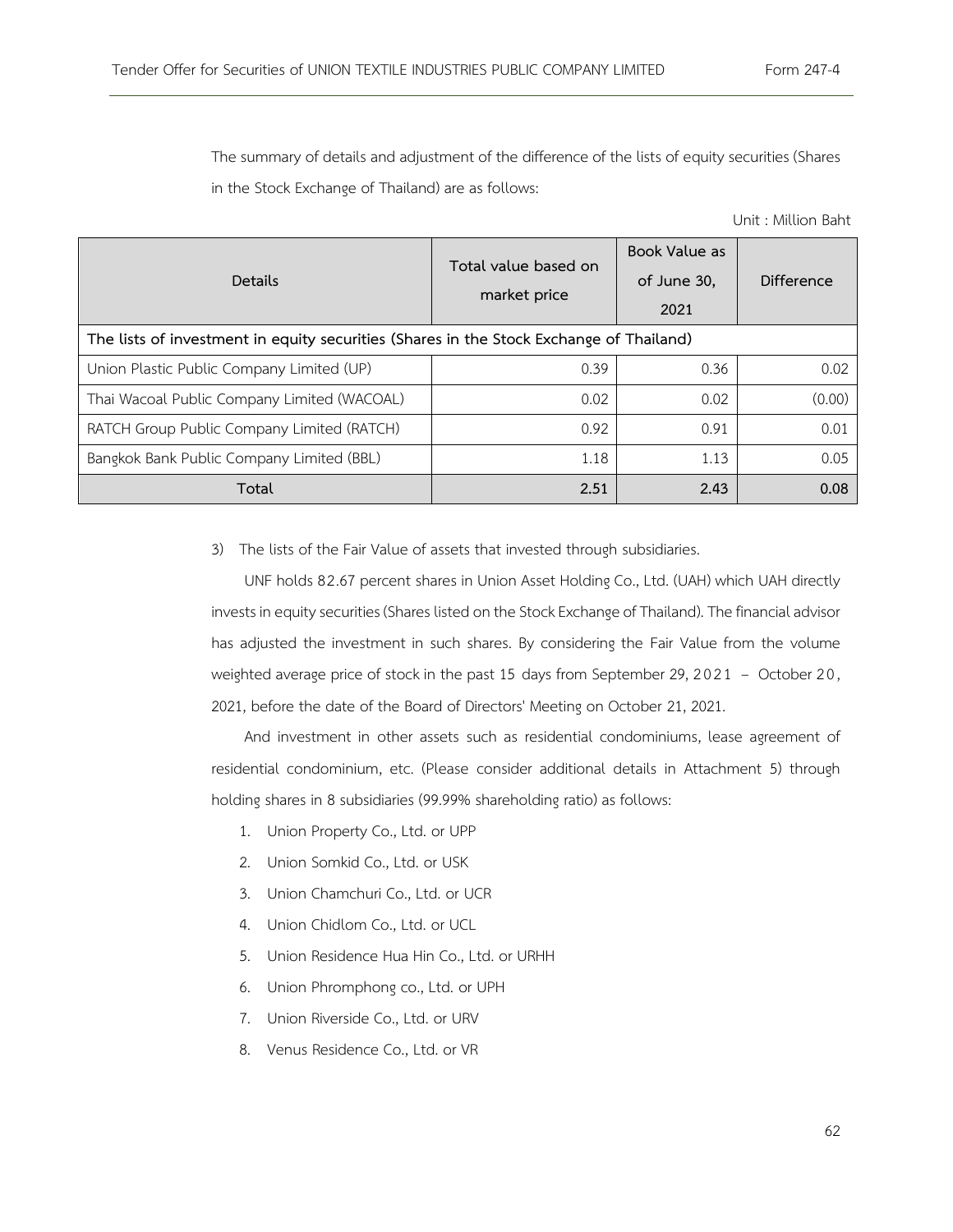The summary of details and adjustment of the difference of the lists of equity securities (Shares in the Stock Exchange of Thailand) are as follows:

Unit : Million Baht

| Details | Total value based on market price | Book Value as of June 30, 2021 | Difference |
|---|---|---|---|
| **The lists of investment in equity securities (Shares in the Stock Exchange of Thailand)** | | | |
| Union Plastic Public Company Limited (UP) | 0.39 | 0.36 | 0.02 |
| Thai Wacoal Public Company Limited (WACOAL) | 0.02 | 0.02 | (0.00) |
| RATCH Group Public Company Limited (RATCH) | 0.92 | 0.91 | 0.01 |
| Bangkok Bank Public Company Limited (BBL) | 1.18 | 1.13 | 0.05 |
| **Total** | **2.51** | **2.43** | **0.08** |

3) The lists of the Fair Value of assets that invested through subsidiaries.

UNF holds 82.67 percent shares in Union Asset Holding Co., Ltd. (UAH) which UAH directly invests in equity securities (Shares listed on the Stock Exchange of Thailand). The financial advisor has adjusted the investment in such shares. By considering the Fair Value from the volume weighted average price of stock in the past 15 days from September 29, 2021 – October 20, 2021, before the date of the Board of Directors' Meeting on October 21, 2021.

And investment in other assets such as residential condominiums, lease agreement of residential condominium, etc. (Please consider additional details in Attachment 5) through holding shares in 8 subsidiaries (99.99% shareholding ratio) as follows:

1. Union Property Co., Ltd. or UPP
2. Union Somkid Co., Ltd. or USK
3. Union Chamchuri Co., Ltd. or UCR
4. Union Chidlom Co., Ltd. or UCL
5. Union Residence Hua Hin Co., Ltd. or URHH
6. Union Phromphong co., Ltd. or UPH
7. Union Riverside Co., Ltd. or URV
8. Venus Residence Co., Ltd. or VR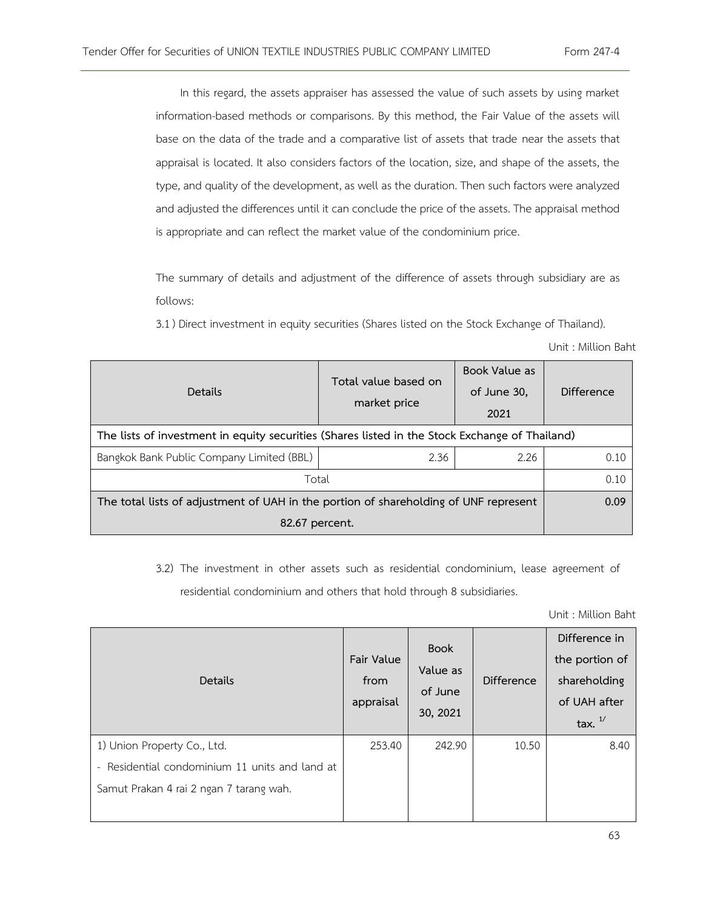In this regard, the assets appraiser has assessed the value of such assets by using market information-based methods or comparisons. By this method, the Fair Value of the assets will base on the data of the trade and a comparative list of assets that trade near the assets that appraisal is located. It also considers factors of the location, size, and shape of the assets, the type, and quality of the development, as well as the duration. Then such factors were analyzed and adjusted the differences until it can conclude the price of the assets. The appraisal method is appropriate and can reflect the market value of the condominium price.

The summary of details and adjustment of the difference of assets through subsidiary are as follows:

3.1 ) Direct investment in equity securities (Shares listed on the Stock Exchange of Thailand).

Unit : Million Baht

| Details | Total value based on market price | Book Value as of June 30, 2021 | Difference |
|---|---|---|---|
| **The lists of investment in equity securities (Shares listed in the Stock Exchange of Thailand)** | | | |
| Bangkok Bank Public Company Limited (BBL) | 2.36 | 2.26 | 0.10 |
| Total | | | 0.10 |
| **The total lists of adjustment of UAH in the portion of shareholding of UNF represent 82.67 percent.** | | | **0.09** |

3.2) The investment in other assets such as residential condominium, lease agreement of residential condominium and others that hold through 8 subsidiaries.

Unit : Million Baht

| Details | Fair Value from appraisal | Book Value as of June 30, 2021 | Difference | Difference in the portion of shareholding of UAH after tax. 1/ |
|---|---|---|---|---|
| 1) Union Property Co., Ltd.<br>- Residential condominium 11 units and land at Samut Prakan 4 rai 2 ngan 7 tarang wah. | 253.40 | 242.90 | 10.50 | 8.40 |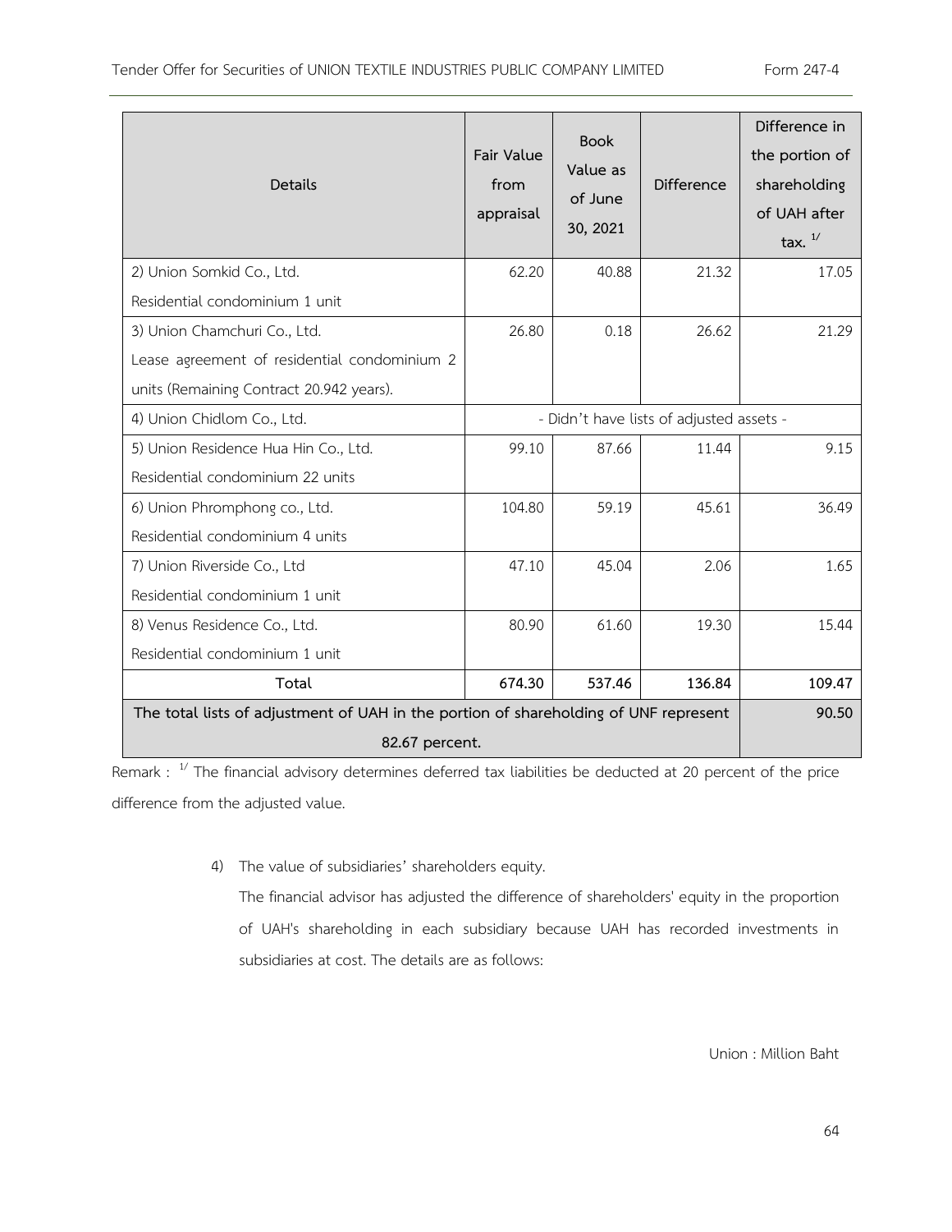| Details | Fair Value from appraisal | Book Value as of June 30, 2021 | Difference | Difference in the portion of shareholding of UAH after tax. 1/ |
|---|---|---|---|---|
| 2) Union Somkid Co., Ltd.<br>Residential condominium 1 unit | 62.20 | 40.88 | 21.32 | 17.05 |
| 3) Union Chamchuri Co., Ltd.<br>Lease agreement of residential condominium 2 units (Remaining Contract 20.942 years). | 26.80 | 0.18 | 26.62 | 21.29 |
| 4) Union Chidlom Co., Ltd. | - Didn't have lists of adjusted assets - | | | |
| 5) Union Residence Hua Hin Co., Ltd.<br>Residential condominium 22 units | 99.10 | 87.66 | 11.44 | 9.15 |
| 6) Union Phromphong co., Ltd.<br>Residential condominium 4 units | 104.80 | 59.19 | 45.61 | 36.49 |
| 7) Union Riverside Co., Ltd<br>Residential condominium 1 unit | 47.10 | 45.04 | 2.06 | 1.65 |
| 8) Venus Residence Co., Ltd.<br>Residential condominium 1 unit | 80.90 | 61.60 | 19.30 | 15.44 |
| **Total** | **674.30** | **537.46** | **136.84** | **109.47** |
| **The total lists of adjustment of UAH in the portion of shareholding of UNF represent 82.67 percent.** | | | | **90.50** |

Remark : 1/ The financial advisory determines deferred tax liabilities be deducted at 20 percent of the price difference from the adjusted value.

4) The value of subsidiaries' shareholders equity.

The financial advisor has adjusted the difference of shareholders' equity in the proportion of UAH's shareholding in each subsidiary because UAH has recorded investments in subsidiaries at cost. The details are as follows:

Union : Million Baht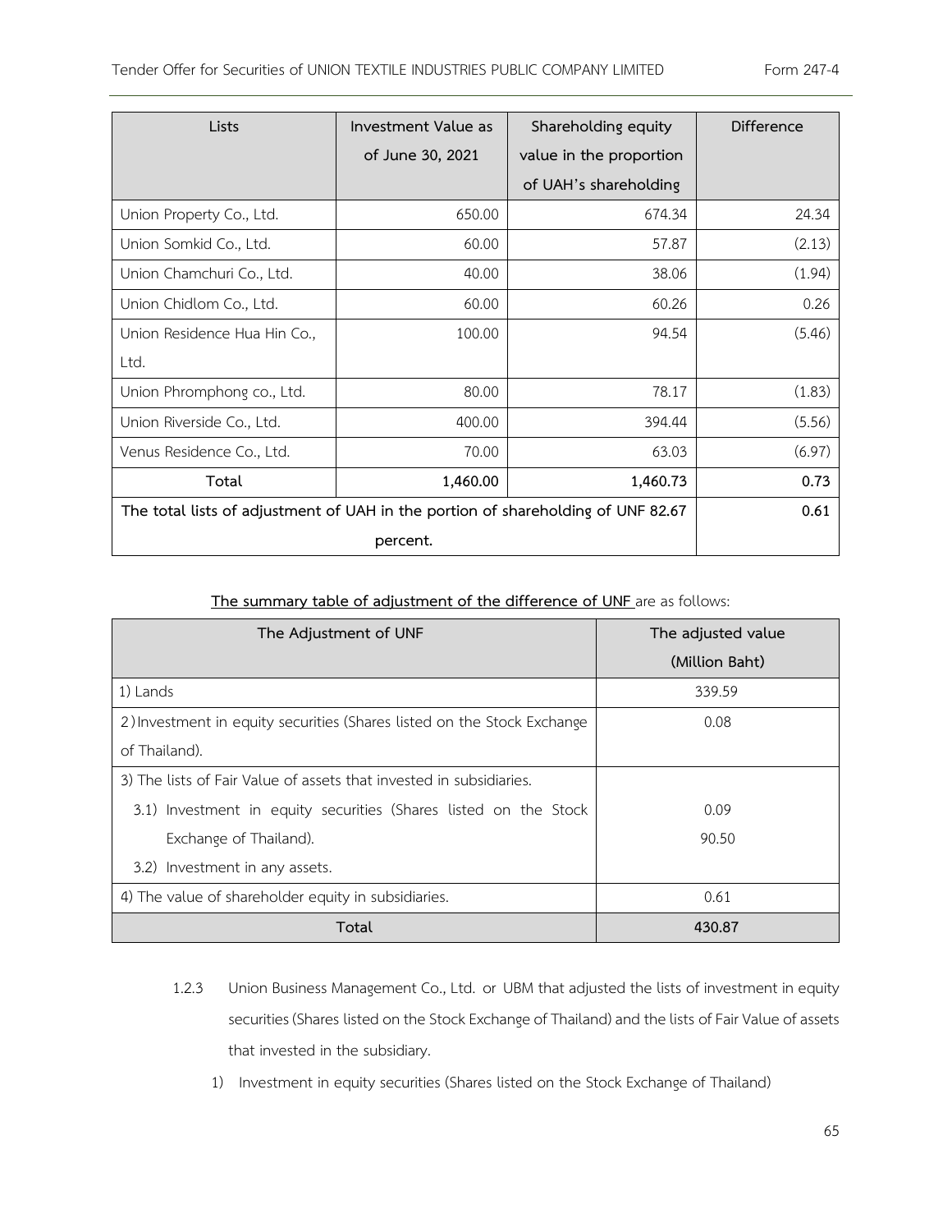| Lists | Investment Value as of June 30, 2021 | Shareholding equity value in the proportion of UAH's shareholding | Difference |
|---|---|---|---|
| Union Property Co., Ltd. | 650.00 | 674.34 | 24.34 |
| Union Somkid Co., Ltd. | 60.00 | 57.87 | (2.13) |
| Union Chamchuri Co., Ltd. | 40.00 | 38.06 | (1.94) |
| Union Chidlom Co., Ltd. | 60.00 | 60.26 | 0.26 |
| Union Residence Hua Hin Co., Ltd. | 100.00 | 94.54 | (5.46) |
| Union Phromphong co., Ltd. | 80.00 | 78.17 | (1.83) |
| Union Riverside Co., Ltd. | 400.00 | 394.44 | (5.56) |
| Venus Residence Co., Ltd. | 70.00 | 63.03 | (6.97) |
| **Total** | **1,460.00** | **1,460.73** | **0.73** |
| **The total lists of adjustment of UAH in the portion of shareholding of UNF 82.67 percent.** | | | **0.61** |

**The summary table of adjustment of the difference of UNF** are as follows:

| The Adjustment of UNF | The adjusted value (Million Baht) |
|---|---|
| 1) Lands | 339.59 |
| 2) Investment in equity securities (Shares listed on the Stock Exchange of Thailand). | 0.08 |
| 3) The lists of Fair Value of assets that invested in subsidiaries. | |
| 3.1) Investment in equity securities (Shares listed on the Stock Exchange of Thailand). | 0.09 |
| 3.2) Investment in any assets. | 90.50 |
| 4) The value of shareholder equity in subsidiaries. | 0.61 |
| **Total** | **430.87** |

1.2.3 Union Business Management Co., Ltd. or UBM that adjusted the lists of investment in equity securities (Shares listed on the Stock Exchange of Thailand) and the lists of Fair Value of assets that invested in the subsidiary.

1) Investment in equity securities (Shares listed on the Stock Exchange of Thailand)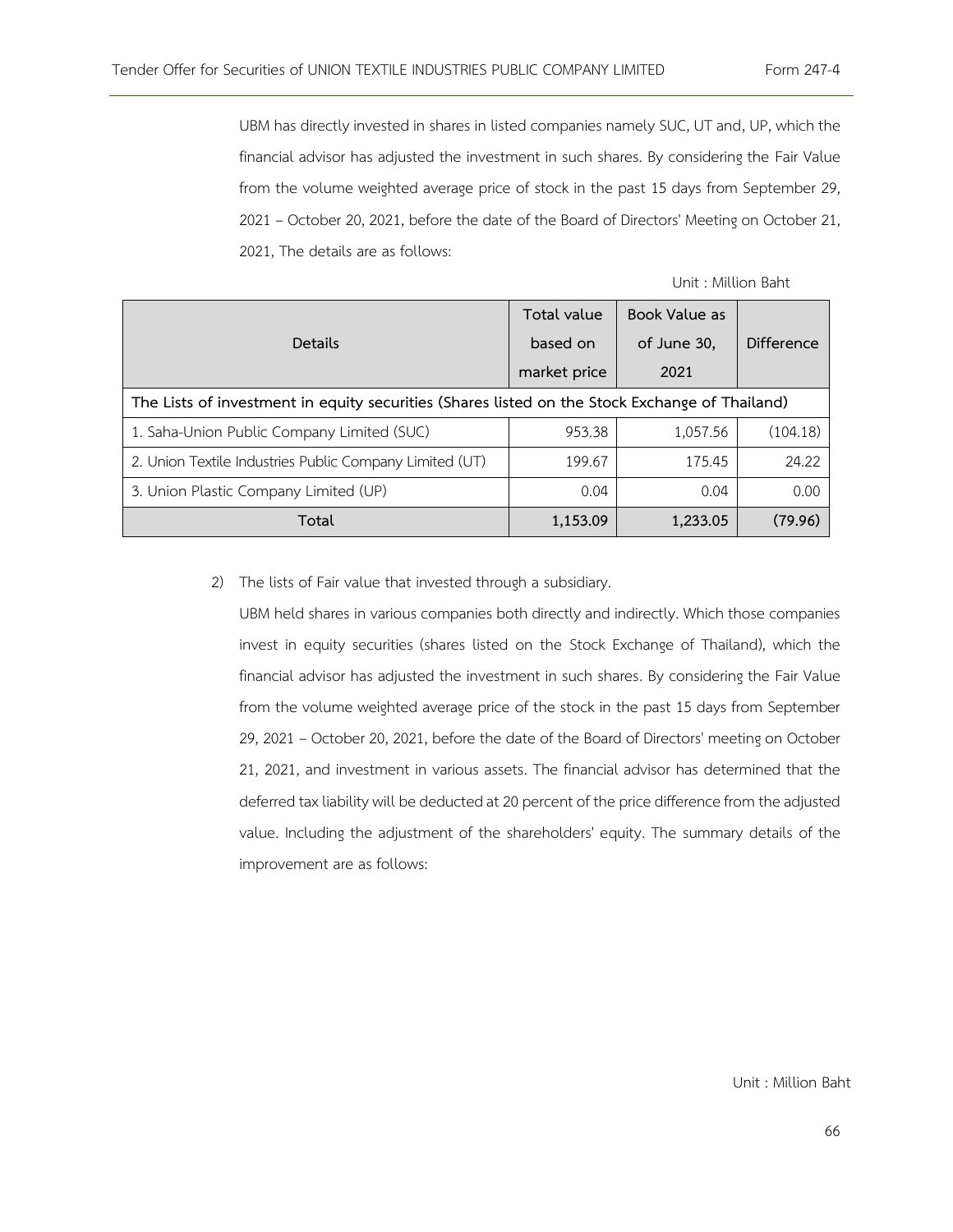UBM has directly invested in shares in listed companies namely SUC, UT and, UP, which the financial advisor has adjusted the investment in such shares. By considering the Fair Value from the volume weighted average price of stock in the past 15 days from September 29, 2021 – October 20, 2021, before the date of the Board of Directors' Meeting on October 21, 2021, The details are as follows:

Unit : Million Baht

| Details | Total value based on market price | Book Value as of June 30, 2021 | Difference |
|---|---|---|---|
| **The Lists of investment in equity securities (Shares listed on the Stock Exchange of Thailand)** | | | |
| 1. Saha-Union Public Company Limited (SUC) | 953.38 | 1,057.56 | (104.18) |
| 2. Union Textile Industries Public Company Limited (UT) | 199.67 | 175.45 | 24.22 |
| 3. Union Plastic Company Limited (UP) | 0.04 | 0.04 | 0.00 |
| **Total** | **1,153.09** | **1,233.05** | **(79.96)** |

2) The lists of Fair value that invested through a subsidiary.

UBM held shares in various companies both directly and indirectly. Which those companies invest in equity securities (shares listed on the Stock Exchange of Thailand), which the financial advisor has adjusted the investment in such shares. By considering the Fair Value from the volume weighted average price of the stock in the past 15 days from September 29, 2021 – October 20, 2021, before the date of the Board of Directors' meeting on October 21, 2021, and investment in various assets. The financial advisor has determined that the deferred tax liability will be deducted at 20 percent of the price difference from the adjusted value. Including the adjustment of the shareholders' equity. The summary details of the improvement are as follows:

Unit : Million Baht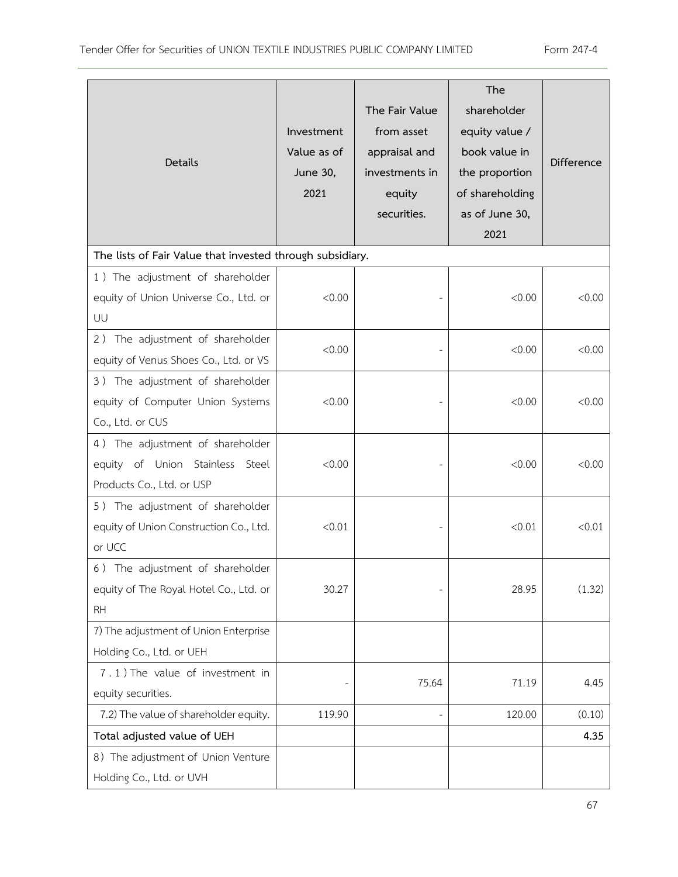| Details | Investment Value as of June 30, 2021 | The Fair Value from asset appraisal and investments in equity securities. | The shareholder equity value / book value in the proportion of shareholding as of June 30, 2021 | Difference |
|---|---|---|---|---|
| **The lists of Fair Value that invested through subsidiary.** | | | | |
| 1) The adjustment of shareholder equity of Union Universe Co., Ltd. or UU | <0.00 | - | <0.00 | <0.00 |
| 2) The adjustment of shareholder equity of Venus Shoes Co., Ltd. or VS | <0.00 | - | <0.00 | <0.00 |
| 3) The adjustment of shareholder equity of Computer Union Systems Co., Ltd. or CUS | <0.00 | - | <0.00 | <0.00 |
| 4) The adjustment of shareholder equity of Union Stainless Steel Products Co., Ltd. or USP | <0.00 | - | <0.00 | <0.00 |
| 5) The adjustment of shareholder equity of Union Construction Co., Ltd. or UCC | <0.01 | - | <0.01 | <0.01 |
| 6) The adjustment of shareholder equity of The Royal Hotel Co., Ltd. or RH | 30.27 | - | 28.95 | (1.32) |
| 7) The adjustment of Union Enterprise Holding Co., Ltd. or UEH | | | | |
| 7.1) The value of investment in equity securities. | - | 75.64 | 71.19 | 4.45 |
| 7.2) The value of shareholder equity. | 119.90 | - | 120.00 | (0.10) |
| **Total adjusted value of UEH** | | | | **4.35** |
| 8) The adjustment of Union Venture Holding Co., Ltd. or UVH | | | | |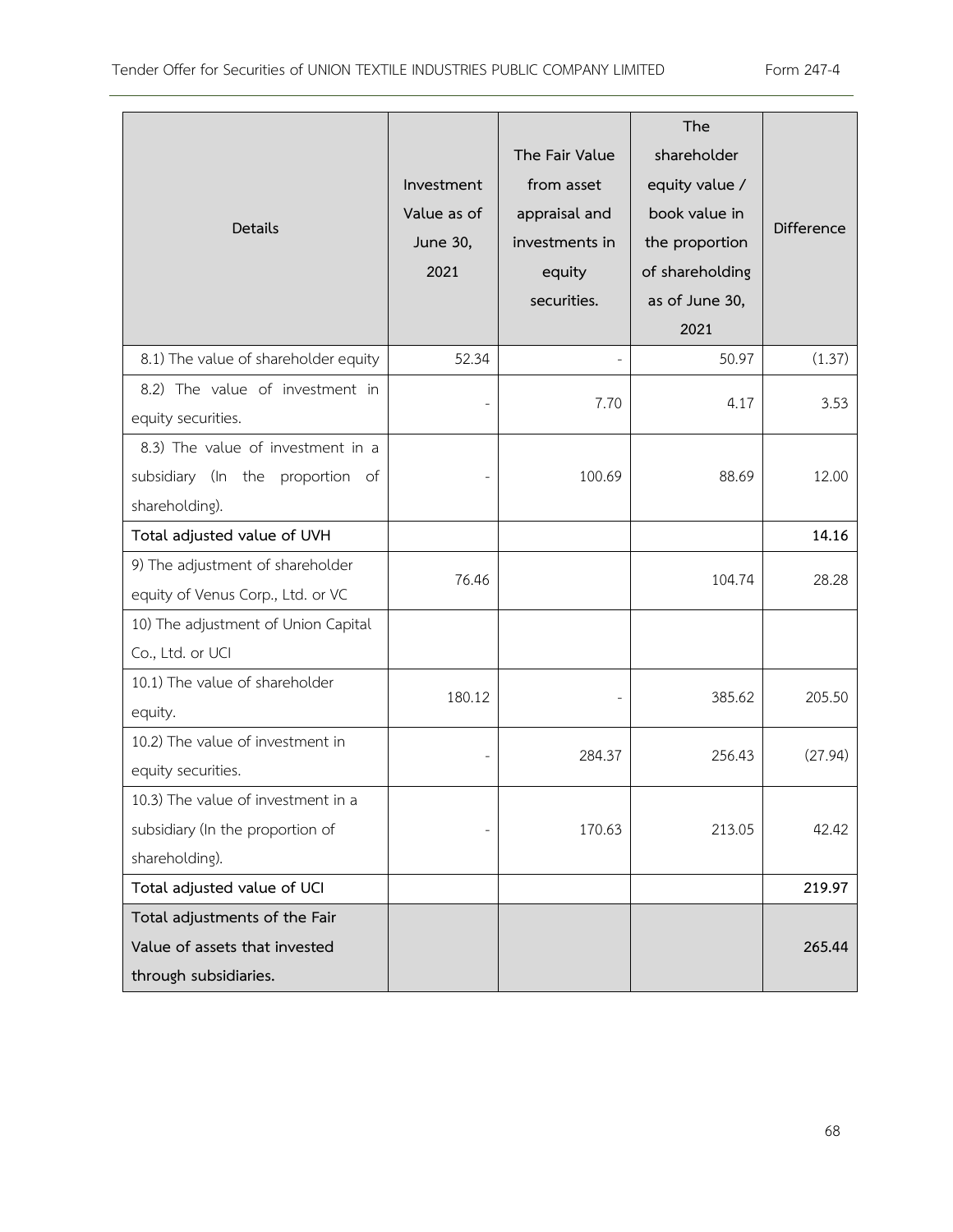| Details | Investment Value as of June 30, 2021 | The Fair Value from asset appraisal and investments in equity securities. | The shareholder equity value / book value in the proportion of shareholding as of June 30, 2021 | Difference |
|---|---|---|---|---|
| 8.1) The value of shareholder equity | 52.34 | - | 50.97 | (1.37) |
| 8.2) The value of investment in equity securities. | - | 7.70 | 4.17 | 3.53 |
| 8.3) The value of investment in a subsidiary (In the proportion of shareholding). | - | 100.69 | 88.69 | 12.00 |
| **Total adjusted value of UVH** | | | | **14.16** |
| 9) The adjustment of shareholder equity of Venus Corp., Ltd. or VC | 76.46 | | 104.74 | 28.28 |
| 10) The adjustment of Union Capital Co., Ltd. or UCI | | | | |
| 10.1) The value of shareholder equity. | 180.12 | - | 385.62 | 205.50 |
| 10.2) The value of investment in equity securities. | - | 284.37 | 256.43 | (27.94) |
| 10.3) The value of investment in a subsidiary (In the proportion of shareholding). | - | 170.63 | 213.05 | 42.42 |
| **Total adjusted value of UCI** | | | | **219.97** |
| **Total adjustments of the Fair Value of assets that invested through subsidiaries.** | | | | **265.44** |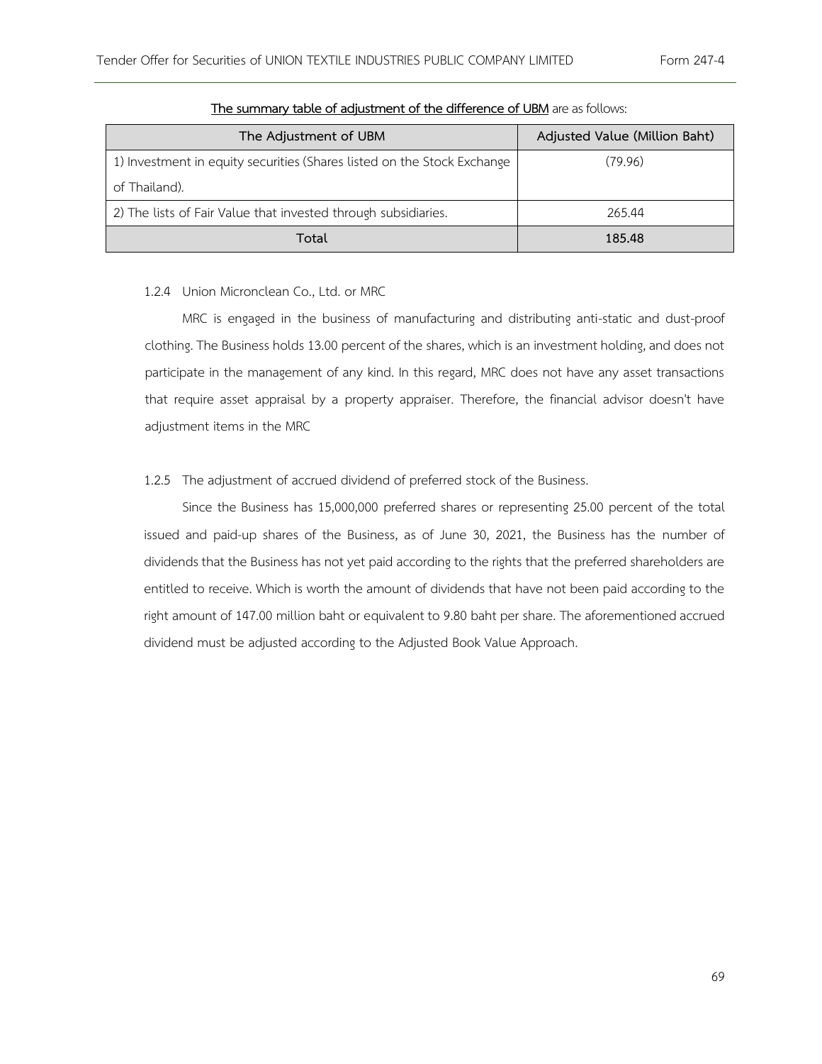**The summary table of adjustment of the difference of UBM** are as follows:

| The Adjustment of UBM | Adjusted Value (Million Baht) |
|---|---|
| 1) Investment in equity securities (Shares listed on the Stock Exchange of Thailand). | (79.96) |
| 2) The lists of Fair Value that invested through subsidiaries. | 265.44 |
| **Total** | **185.48** |

1.2.4 Union Micronclean Co., Ltd. or MRC

MRC is engaged in the business of manufacturing and distributing anti-static and dust-proof clothing. The Business holds 13.00 percent of the shares, which is an investment holding, and does not participate in the management of any kind. In this regard, MRC does not have any asset transactions that require asset appraisal by a property appraiser. Therefore, the financial advisor doesn't have adjustment items in the MRC

1.2.5 The adjustment of accrued dividend of preferred stock of the Business.

Since the Business has 15,000,000 preferred shares or representing 25.00 percent of the total issued and paid-up shares of the Business, as of June 30, 2021, the Business has the number of dividends that the Business has not yet paid according to the rights that the preferred shareholders are entitled to receive. Which is worth the amount of dividends that have not been paid according to the right amount of 147.00 million baht or equivalent to 9.80 baht per share. The aforementioned accrued dividend must be adjusted according to the Adjusted Book Value Approach.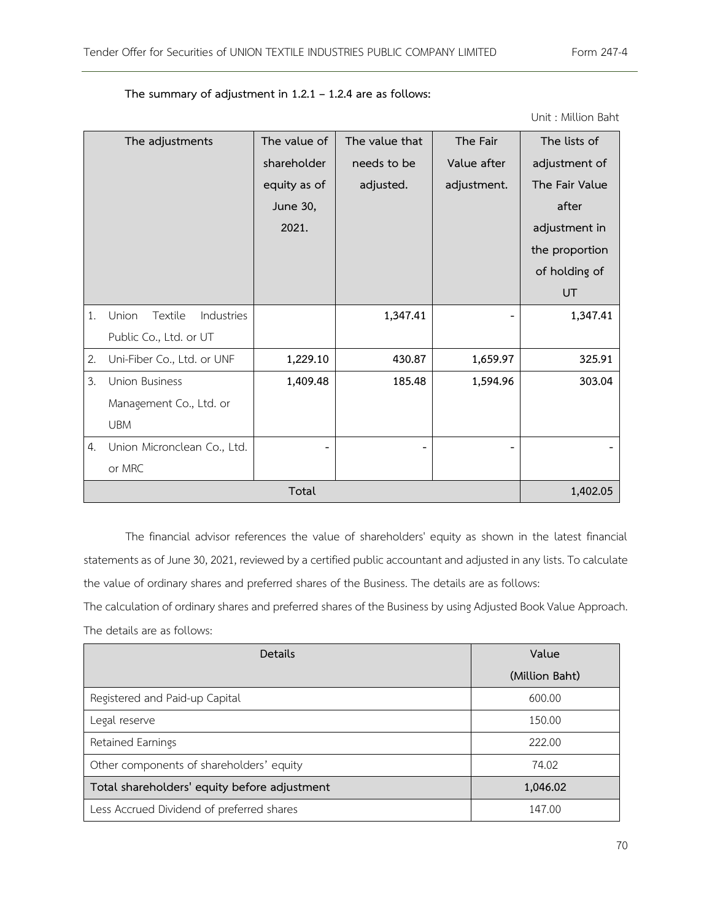**The summary of adjustment in 1.2.1 – 1.2.4 are as follows:**

Unit : Million Baht

| The adjustments | The value of shareholder equity as of June 30, 2021. | The value that needs to be adjusted. | The Fair Value after adjustment. | The lists of adjustment of The Fair Value after adjustment in the proportion of holding of UT |
|---|---|---|---|---|
| 1. Union Textile Industries Public Co., Ltd. or UT | | **1,347.41** | - | **1,347.41** |
| 2. Uni-Fiber Co., Ltd. or UNF | **1,229.10** | **430.87** | **1,659.97** | **325.91** |
| 3. Union Business Management Co., Ltd. or UBM | **1,409.48** | **185.48** | **1,594.96** | **303.04** |
| 4. Union Micronclean Co., Ltd. or MRC | - | - | - | - |
| **Total** | | | | **1,402.05** |

The financial advisor references the value of shareholders' equity as shown in the latest financial statements as of June 30, 2021, reviewed by a certified public accountant and adjusted in any lists. To calculate the value of ordinary shares and preferred shares of the Business. The details are as follows:

The calculation of ordinary shares and preferred shares of the Business by using Adjusted Book Value Approach. The details are as follows:

| Details | Value (Million Baht) |
|---|---|
| Registered and Paid-up Capital | 600.00 |
| Legal reserve | 150.00 |
| Retained Earnings | 222.00 |
| Other components of shareholders' equity | 74.02 |
| **Total shareholders' equity before adjustment** | **1,046.02** |
| Less Accrued Dividend of preferred shares | 147.00 |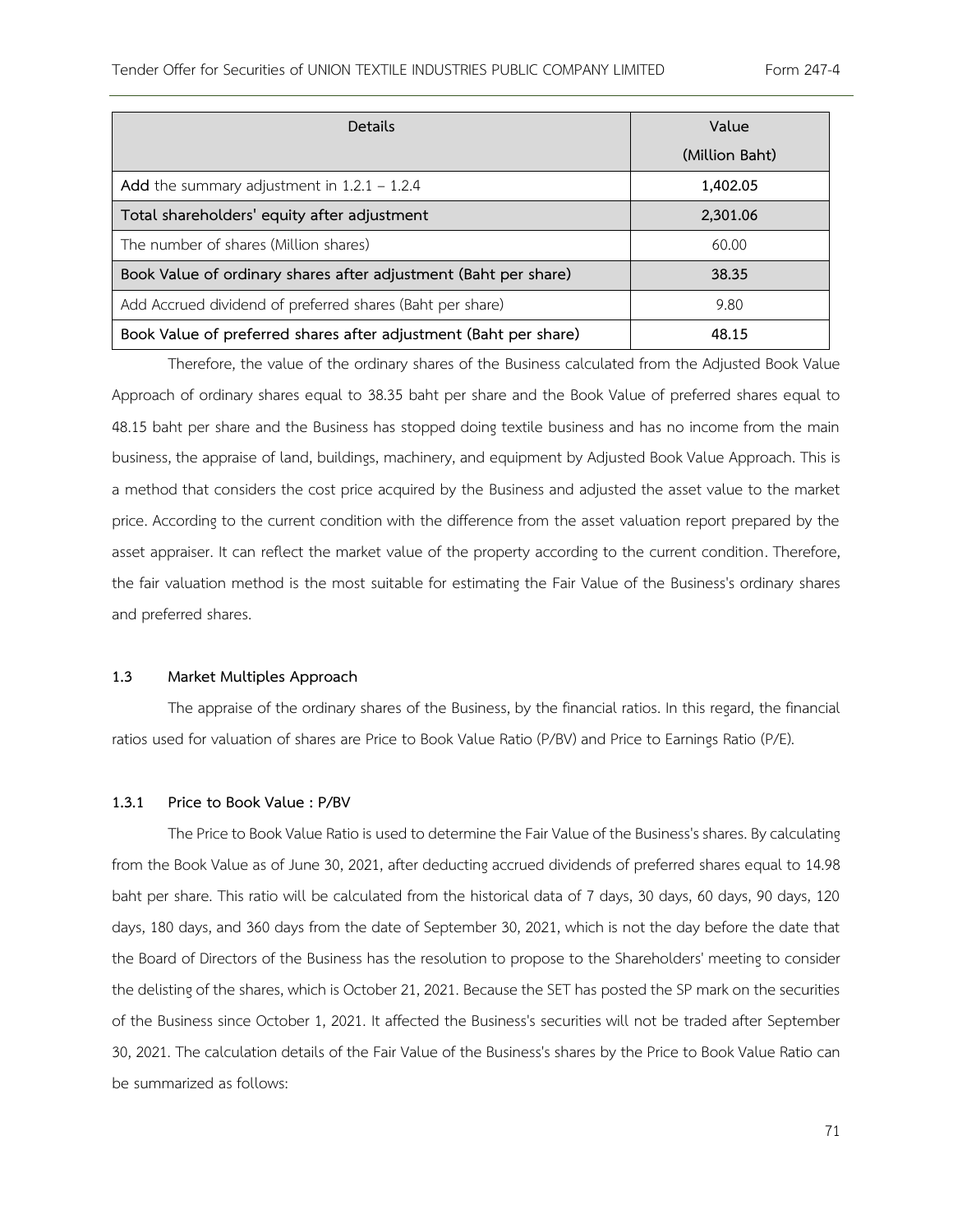| Details | Value (Million Baht) |
|---|---|
| **Add** the summary adjustment in 1.2.1 – 1.2.4 | **1,402.05** |
| **Total shareholders' equity after adjustment** | **2,301.06** |
| The number of shares (Million shares) | 60.00 |
| **Book Value of ordinary shares after adjustment (Baht per share)** | **38.35** |
| Add Accrued dividend of preferred shares (Baht per share) | 9.80 |
| **Book Value of preferred shares after adjustment (Baht per share)** | **48.15** |

Therefore, the value of the ordinary shares of the Business calculated from the Adjusted Book Value Approach of ordinary shares equal to 38.35 baht per share and the Book Value of preferred shares equal to 48.15 baht per share and the Business has stopped doing textile business and has no income from the main business, the appraise of land, buildings, machinery, and equipment by Adjusted Book Value Approach. This is a method that considers the cost price acquired by the Business and adjusted the asset value to the market price. According to the current condition with the difference from the asset valuation report prepared by the asset appraiser. It can reflect the market value of the property according to the current condition. Therefore, the fair valuation method is the most suitable for estimating the Fair Value of the Business's ordinary shares and preferred shares.

### 1.3 Market Multiples Approach

The appraise of the ordinary shares of the Business, by the financial ratios. In this regard, the financial ratios used for valuation of shares are Price to Book Value Ratio (P/BV) and Price to Earnings Ratio (P/E).

#### 1.3.1 Price to Book Value : P/BV

The Price to Book Value Ratio is used to determine the Fair Value of the Business's shares. By calculating from the Book Value as of June 30, 2021, after deducting accrued dividends of preferred shares equal to 14.98 baht per share. This ratio will be calculated from the historical data of 7 days, 30 days, 60 days, 90 days, 120 days, 180 days, and 360 days from the date of September 30, 2021, which is not the day before the date that the Board of Directors of the Business has the resolution to propose to the Shareholders' meeting to consider the delisting of the shares, which is October 21, 2021. Because the SET has posted the SP mark on the securities of the Business since October 1, 2021. It affected the Business's securities will not be traded after September 30, 2021. The calculation details of the Fair Value of the Business's shares by the Price to Book Value Ratio can be summarized as follows: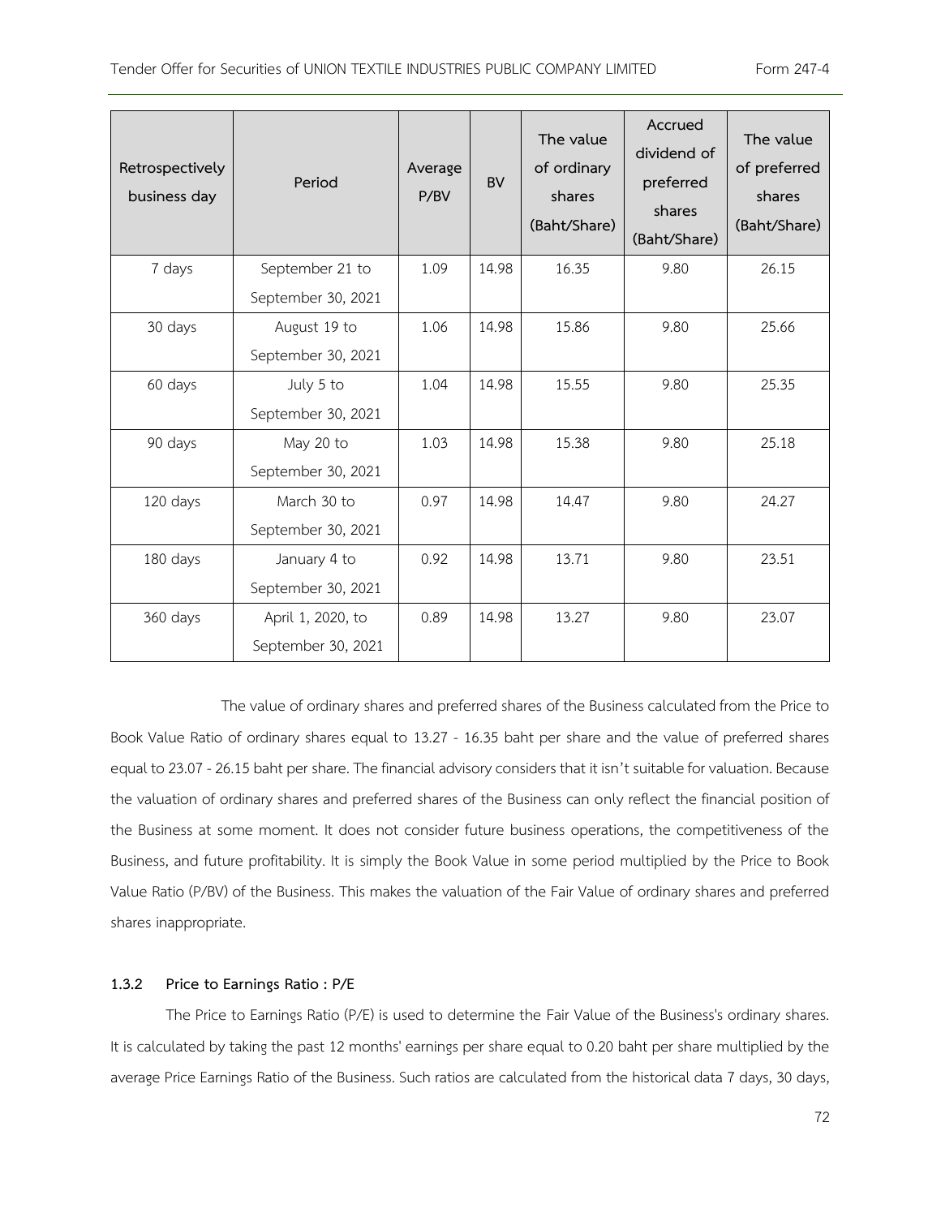| Retrospectively business day | Period | Average P/BV | BV | The value of ordinary shares (Baht/Share) | Accrued dividend of preferred shares (Baht/Share) | The value of preferred shares (Baht/Share) |
|---|---|---|---|---|---|---|
| 7 days | September 21 to September 30, 2021 | 1.09 | 14.98 | 16.35 | 9.80 | 26.15 |
| 30 days | August 19 to September 30, 2021 | 1.06 | 14.98 | 15.86 | 9.80 | 25.66 |
| 60 days | July 5 to September 30, 2021 | 1.04 | 14.98 | 15.55 | 9.80 | 25.35 |
| 90 days | May 20 to September 30, 2021 | 1.03 | 14.98 | 15.38 | 9.80 | 25.18 |
| 120 days | March 30 to September 30, 2021 | 0.97 | 14.98 | 14.47 | 9.80 | 24.27 |
| 180 days | January 4 to September 30, 2021 | 0.92 | 14.98 | 13.71 | 9.80 | 23.51 |
| 360 days | April 1, 2020, to September 30, 2021 | 0.89 | 14.98 | 13.27 | 9.80 | 23.07 |

The value of ordinary shares and preferred shares of the Business calculated from the Price to Book Value Ratio of ordinary shares equal to 13.27 - 16.35 baht per share and the value of preferred shares equal to 23.07 - 26.15 baht per share. The financial advisory considers that it isn't suitable for valuation. Because the valuation of ordinary shares and preferred shares of the Business can only reflect the financial position of the Business at some moment. It does not consider future business operations, the competitiveness of the Business, and future profitability. It is simply the Book Value in some period multiplied by the Price to Book Value Ratio (P/BV) of the Business. This makes the valuation of the Fair Value of ordinary shares and preferred shares inappropriate.

**1.3.2 Price to Earnings Ratio : P/E**

The Price to Earnings Ratio (P/E) is used to determine the Fair Value of the Business's ordinary shares. It is calculated by taking the past 12 months' earnings per share equal to 0.20 baht per share multiplied by the average Price Earnings Ratio of the Business. Such ratios are calculated from the historical data 7 days, 30 days,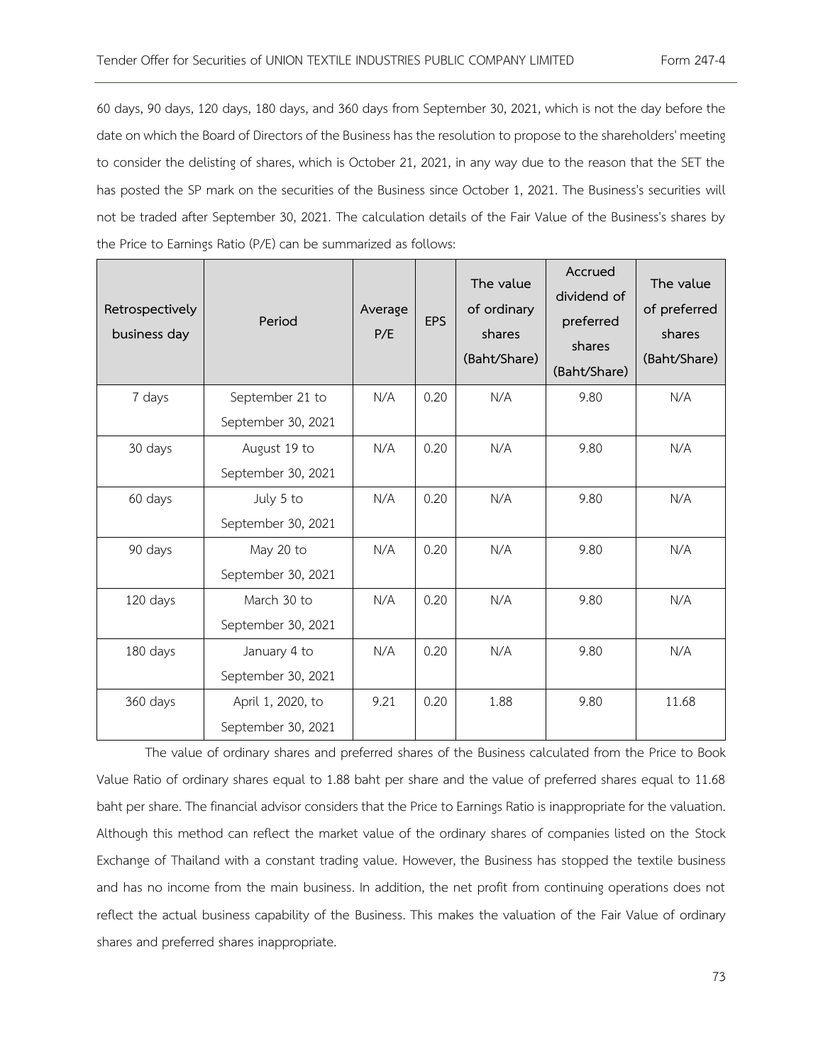60 days, 90 days, 120 days, 180 days, and 360 days from September 30, 2021, which is not the day before the date on which the Board of Directors of the Business has the resolution to propose to the shareholders' meeting to consider the delisting of shares, which is October 21, 2021, in any way due to the reason that the SET the has posted the SP mark on the securities of the Business since October 1, 2021. The Business's securities will not be traded after September 30, 2021. The calculation details of the Fair Value of the Business's shares by the Price to Earnings Ratio (P/E) can be summarized as follows:

| Retrospectively business day | Period | Average P/E | EPS | The value of ordinary shares (Baht/Share) | Accrued dividend of preferred shares (Baht/Share) | The value of preferred shares (Baht/Share) |
|---|---|---|---|---|---|---|
| 7 days | September 21 to September 30, 2021 | N/A | 0.20 | N/A | 9.80 | N/A |
| 30 days | August 19 to September 30, 2021 | N/A | 0.20 | N/A | 9.80 | N/A |
| 60 days | July 5 to September 30, 2021 | N/A | 0.20 | N/A | 9.80 | N/A |
| 90 days | May 20 to September 30, 2021 | N/A | 0.20 | N/A | 9.80 | N/A |
| 120 days | March 30 to September 30, 2021 | N/A | 0.20 | N/A | 9.80 | N/A |
| 180 days | January 4 to September 30, 2021 | N/A | 0.20 | N/A | 9.80 | N/A |
| 360 days | April 1, 2020, to September 30, 2021 | 9.21 | 0.20 | 1.88 | 9.80 | 11.68 |

The value of ordinary shares and preferred shares of the Business calculated from the Price to Book Value Ratio of ordinary shares equal to 1.88 baht per share and the value of preferred shares equal to 11.68 baht per share. The financial advisor considers that the Price to Earnings Ratio is inappropriate for the valuation. Although this method can reflect the market value of the ordinary shares of companies listed on the Stock Exchange of Thailand with a constant trading value. However, the Business has stopped the textile business and has no income from the main business. In addition, the net profit from continuing operations does not reflect the actual business capability of the Business. This makes the valuation of the Fair Value of ordinary shares and preferred shares inappropriate.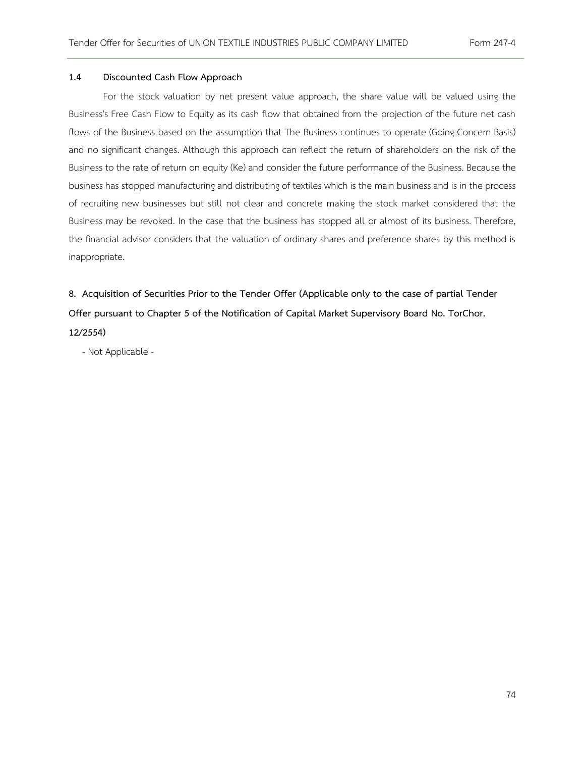### 1.4 Discounted Cash Flow Approach

For the stock valuation by net present value approach, the share value will be valued using the Business's Free Cash Flow to Equity as its cash flow that obtained from the projection of the future net cash flows of the Business based on the assumption that The Business continues to operate (Going Concern Basis) and no significant changes. Although this approach can reflect the return of shareholders on the risk of the Business to the rate of return on equity (Ke) and consider the future performance of the Business. Because the business has stopped manufacturing and distributing of textiles which is the main business and is in the process of recruiting new businesses but still not clear and concrete making the stock market considered that the Business may be revoked. In the case that the business has stopped all or almost of its business. Therefore, the financial advisor considers that the valuation of ordinary shares and preference shares by this method is inappropriate.

## 8. Acquisition of Securities Prior to the Tender Offer (Applicable only to the case of partial Tender Offer pursuant to Chapter 5 of the Notification of Capital Market Supervisory Board No. TorChor. 12/2554)

- Not Applicable -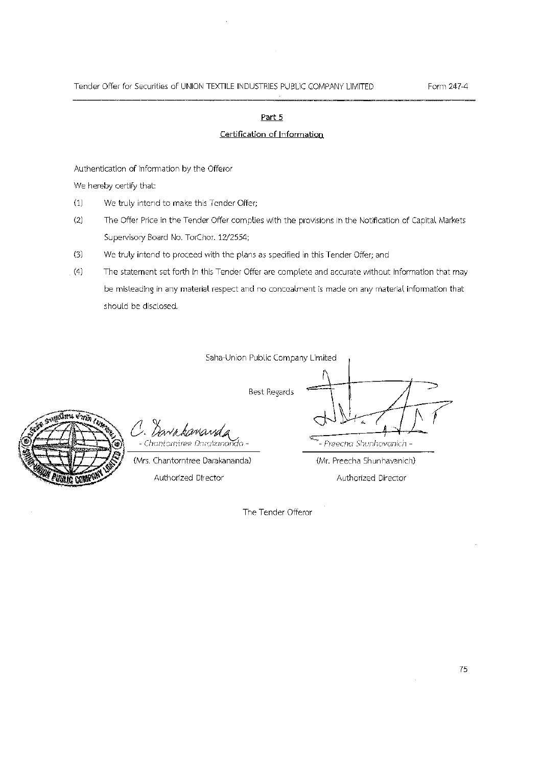## Part 5

### Certification of Information

Authentication of information by the Offeror

We hereby certify that:

(1) We truly intend to make this Tender Offer;

(2) The Offer Price in the Tender Offer complies with the provisions in the Notification of Capital Markets Supervisory Board No. TorChor. 12/2554;

(3) We truly intend to proceed with the plans as specified in this Tender Offer; and

(4) The statement set forth in this Tender Offer are complete and accurate without information that may be misleading in any material respect and no concealment is made on any material information that should be disclosed.

Saha-Union Public Company Limited

Best Regards

| - Chantorntree Darakananda - | - Preecha Shunhavanich - |
|---|---|
| (Mrs. Chantorntree Darakananda) | (Mr. Preecha Shunhavanich) |
| Authorized Director | Authorized Director |

The Tender Offeror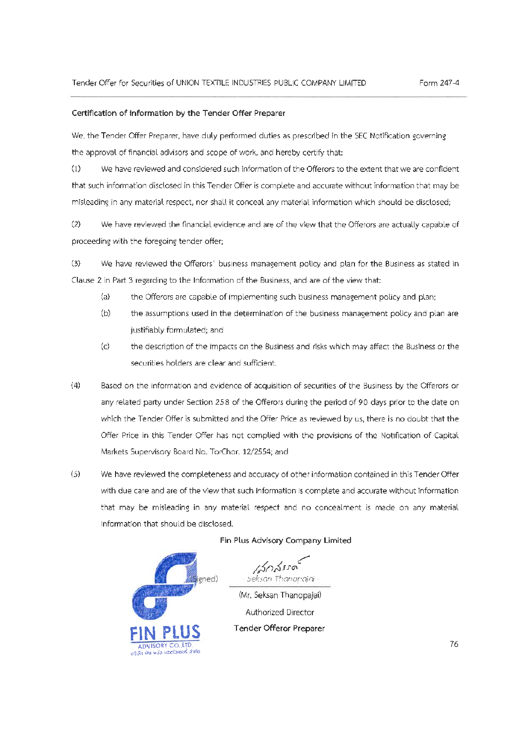**Certification of Information by the Tender Offer Preparer**

We, the Tender Offer Preparer, have duly performed duties as prescribed in the SEC Notification governing the approval of financial advisors and scope of work, and hereby certify that:

(1) We have reviewed and considered such information of the Offerors to the extent that we are confident that such information disclosed in this Tender Offer is complete and accurate without information that may be misleading in any material respect, nor shall it conceal any material information which should be disclosed;

(2) We have reviewed the financial evidence and are of the view that the Offerors are actually capable of proceeding with the foregoing tender offer;

(3) We have reviewed the Offerors' business management policy and plan for the Business as stated in Clause 2 in Part 3 regarding to the Information of the Business, and are of the view that:

- (a) the Offerors are capable of implementing such business management policy and plan;
- (b) the assumptions used in the determination of the business management policy and plan are justifiably formulated; and
- (c) the description of the impacts on the Business and risks which may affect the Business or the securities holders are clear and sufficient.

(4) Based on the information and evidence of acquisition of securities of the Business by the Offerors or any related party under Section 258 of the Offerors during the period of 90 days prior to the date on which the Tender Offer is submitted and the Offer Price as reviewed by us, there is no doubt that the Offer Price in this Tender Offer has not complied with the provisions of the Notification of Capital Markets Supervisory Board No. TorChor. 12/2554; and

(5) We have reviewed the completeness and accuracy of other information contained in this Tender Offer with due care and are of the view that such information is complete and accurate without information that may be misleading in any material respect and no concealment is made on any material information that should be disclosed.

Fin Plus Advisory Company Limited

(Signed) Seksan Thanopajai

(Mr. Seksan Thanopajai)

Authorized Director

Tender Offeror Preparer

FIN PLUS ADVISORY CO., LTD.
บริษัท ฟิน พลัส แอดไวเซอรี่ จำกัด